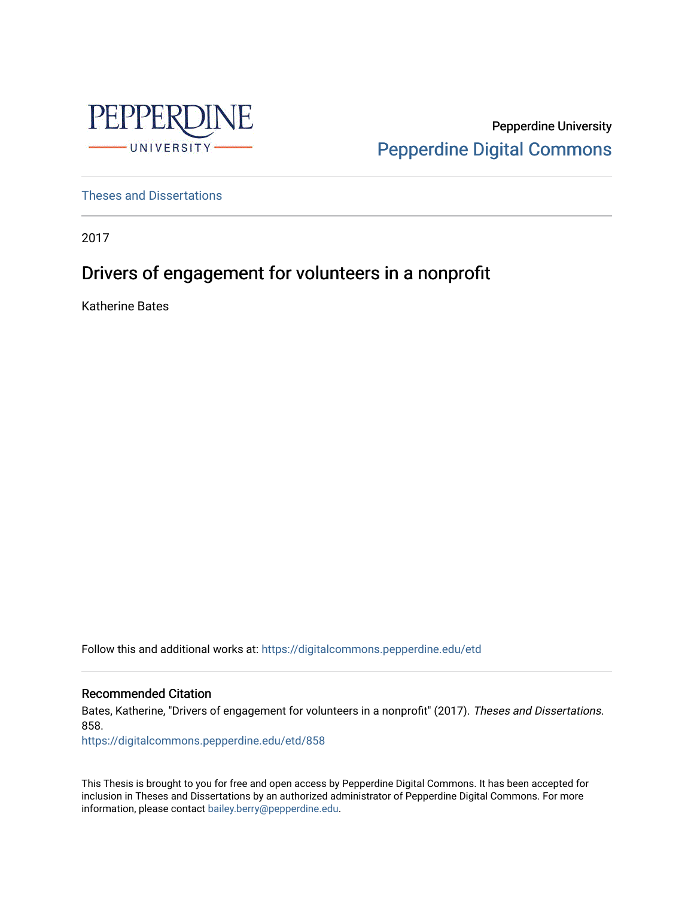Pepperdine University

Pepperdine Digital Commons

Theses and Dissertations

2017

# Drivers of engagement for volunteers in a nonprofit

Katherine Bates

Follow this and additional works at: https://digitalcommons.pepperdine.edu/etd

## Recommended Citation

Bates, Katherine, "Drivers of engagement for volunteers in a nonprofit" (2017). *Theses and Dissertations*. 858.
https://digitalcommons.pepperdine.edu/etd/858

This Thesis is brought to you for free and open access by Pepperdine Digital Commons. It has been accepted for inclusion in Theses and Dissertations by an authorized administrator of Pepperdine Digital Commons. For more information, please contact bailey.berry@pepperdine.edu.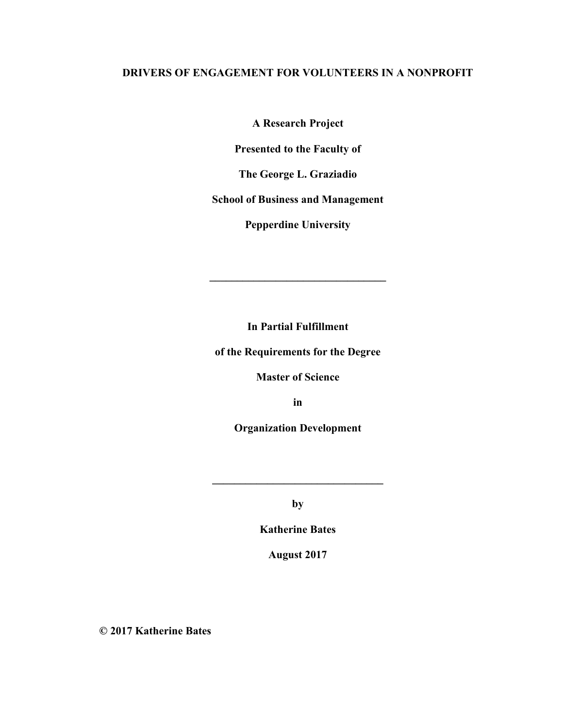# DRIVERS OF ENGAGEMENT FOR VOLUNTEERS IN A NONPROFIT

**A Research Project**

**Presented to the Faculty of**

**The George L. Graziadio**

**School of Business and Management**

**Pepperdine University**

---

**In Partial Fulfillment**

**of the Requirements for the Degree**

**Master of Science**

**in**

**Organization Development**

---

**by**

**Katherine Bates**

**August 2017**

**© 2017 Katherine Bates**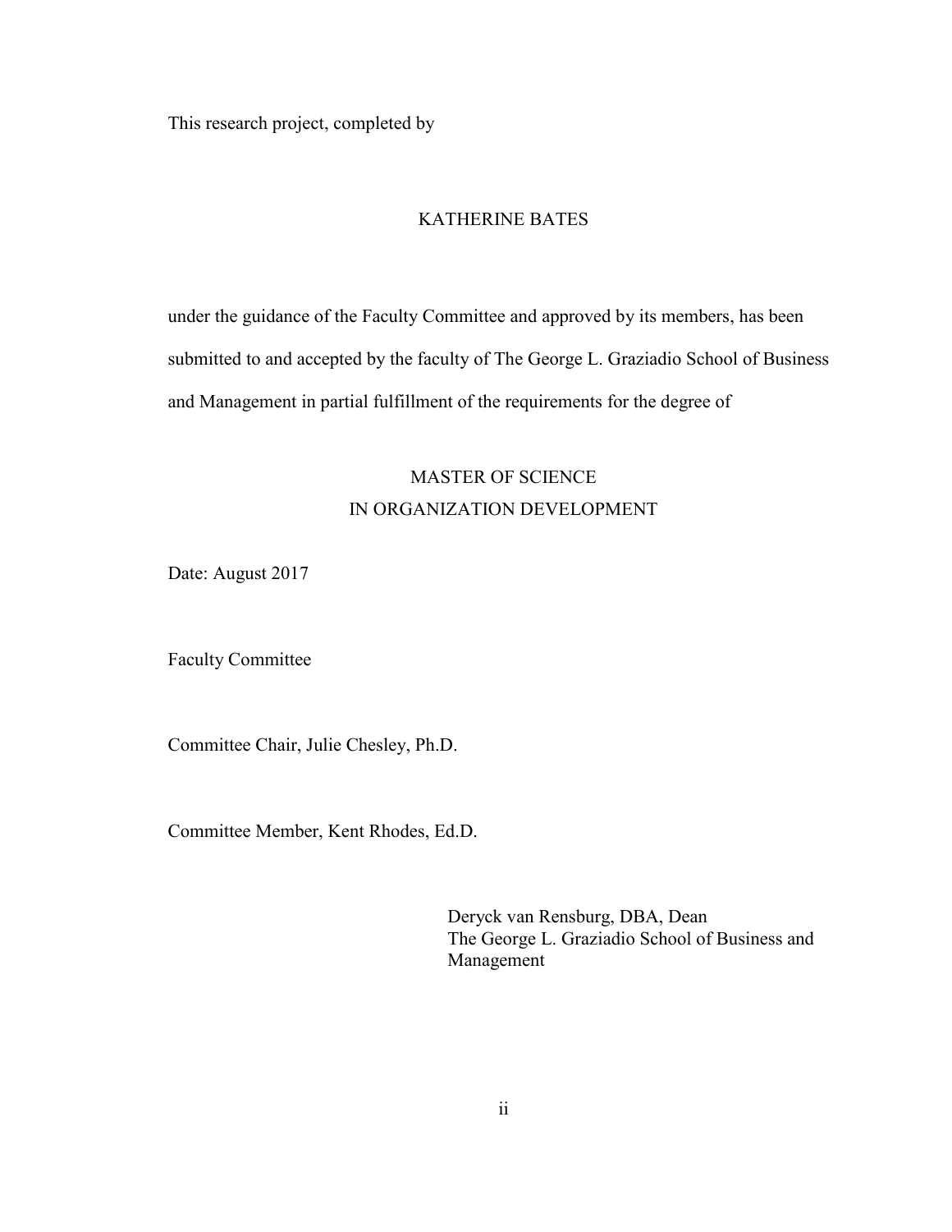This research project, completed by

KATHERINE BATES

under the guidance of the Faculty Committee and approved by its members, has been submitted to and accepted by the faculty of The George L. Graziadio School of Business and Management in partial fulfillment of the requirements for the degree of

MASTER OF SCIENCE
IN ORGANIZATION DEVELOPMENT

Date: August 2017

Faculty Committee

Committee Chair, Julie Chesley, Ph.D.

Committee Member, Kent Rhodes, Ed.D.

Deryck van Rensburg, DBA, Dean
The George L. Graziadio School of Business and Management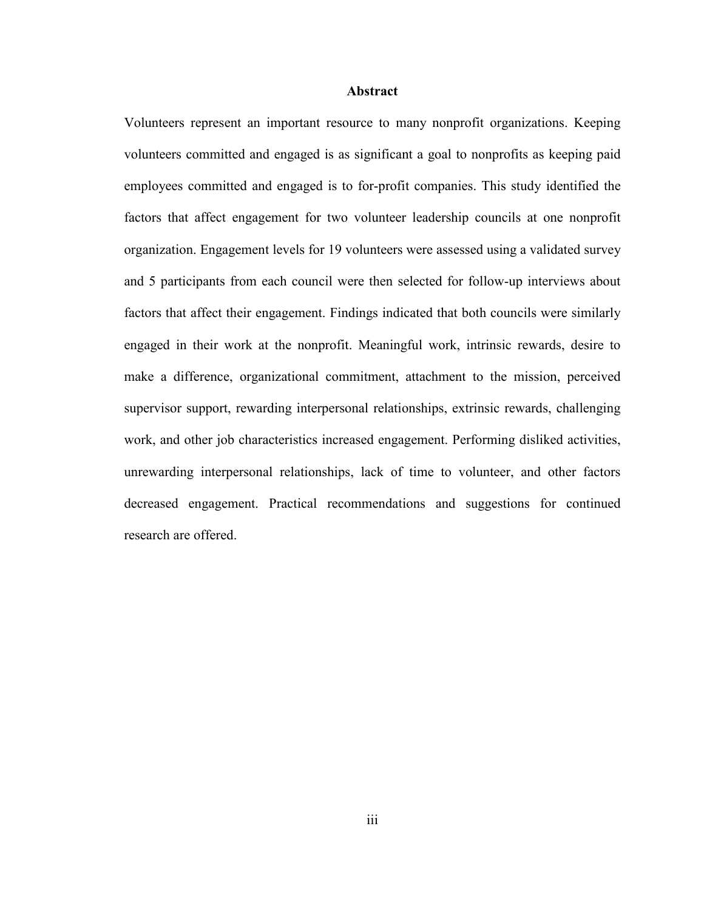# Abstract

Volunteers represent an important resource to many nonprofit organizations. Keeping volunteers committed and engaged is as significant a goal to nonprofits as keeping paid employees committed and engaged is to for-profit companies. This study identified the factors that affect engagement for two volunteer leadership councils at one nonprofit organization. Engagement levels for 19 volunteers were assessed using a validated survey and 5 participants from each council were then selected for follow-up interviews about factors that affect their engagement. Findings indicated that both councils were similarly engaged in their work at the nonprofit. Meaningful work, intrinsic rewards, desire to make a difference, organizational commitment, attachment to the mission, perceived supervisor support, rewarding interpersonal relationships, extrinsic rewards, challenging work, and other job characteristics increased engagement. Performing disliked activities, unrewarding interpersonal relationships, lack of time to volunteer, and other factors decreased engagement. Practical recommendations and suggestions for continued research are offered.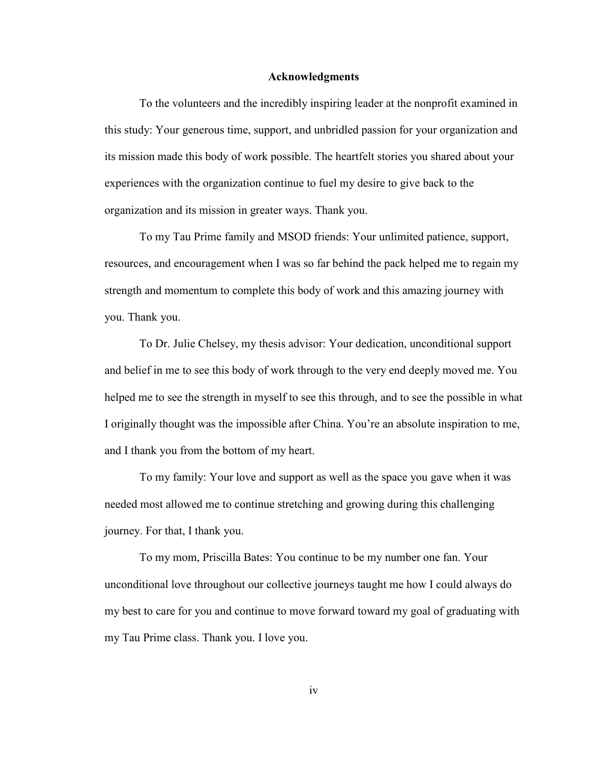# Acknowledgments

To the volunteers and the incredibly inspiring leader at the nonprofit examined in this study: Your generous time, support, and unbridled passion for your organization and its mission made this body of work possible. The heartfelt stories you shared about your experiences with the organization continue to fuel my desire to give back to the organization and its mission in greater ways. Thank you.

To my Tau Prime family and MSOD friends: Your unlimited patience, support, resources, and encouragement when I was so far behind the pack helped me to regain my strength and momentum to complete this body of work and this amazing journey with you. Thank you.

To Dr. Julie Chelsey, my thesis advisor: Your dedication, unconditional support and belief in me to see this body of work through to the very end deeply moved me. You helped me to see the strength in myself to see this through, and to see the possible in what I originally thought was the impossible after China. You're an absolute inspiration to me, and I thank you from the bottom of my heart.

To my family: Your love and support as well as the space you gave when it was needed most allowed me to continue stretching and growing during this challenging journey. For that, I thank you.

To my mom, Priscilla Bates: You continue to be my number one fan. Your unconditional love throughout our collective journeys taught me how I could always do my best to care for you and continue to move forward toward my goal of graduating with my Tau Prime class. Thank you. I love you.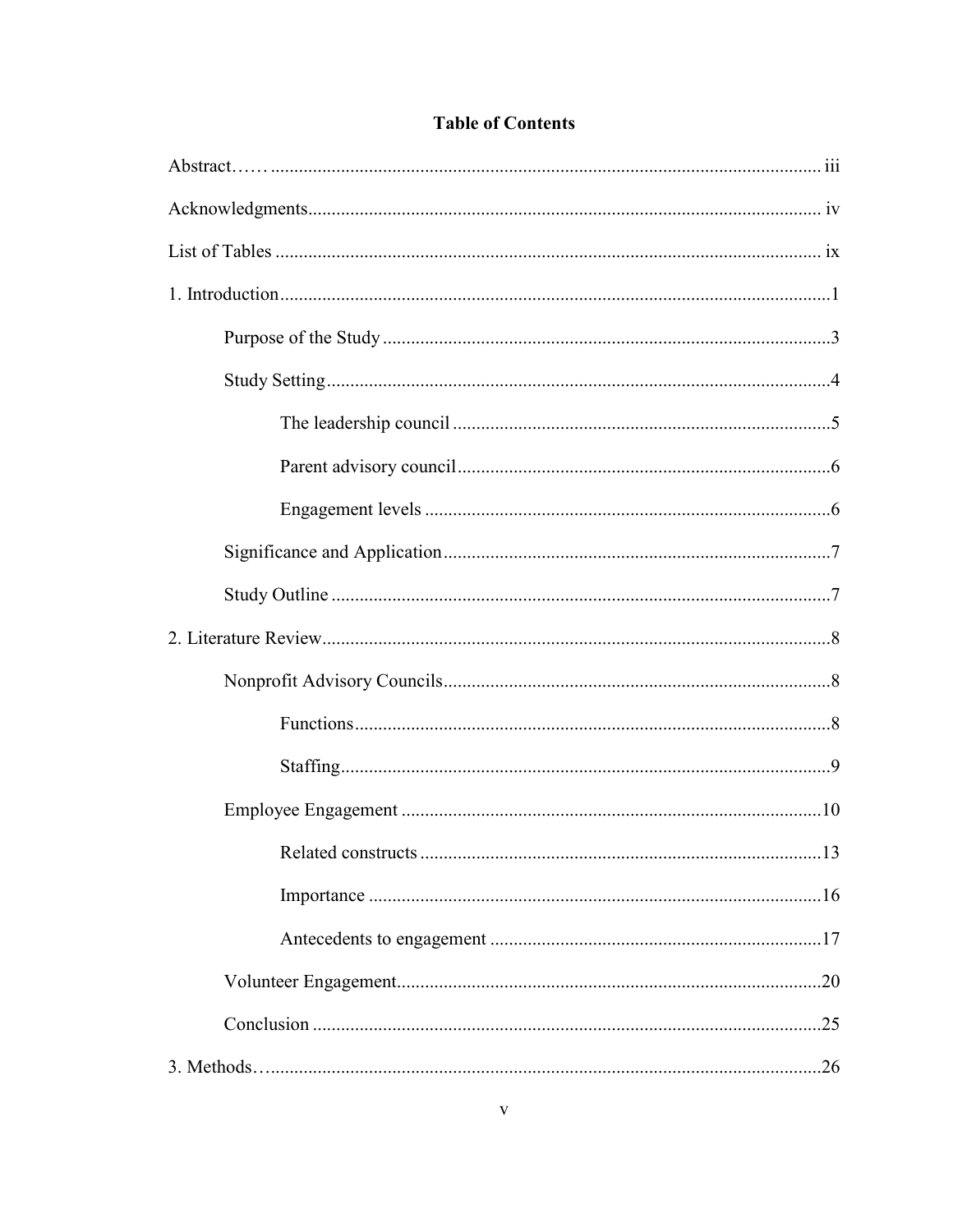# Table of Contents

Abstract…… iii

Acknowledgments iv

List of Tables ix

1. Introduction 1

    Purpose of the Study 3

    Study Setting 4

        The leadership council 5

        Parent advisory council 6

        Engagement levels 6

    Significance and Application 7

    Study Outline 7

2. Literature Review 8

    Nonprofit Advisory Councils 8

        Functions 8

        Staffing 9

    Employee Engagement 10

        Related constructs 13

        Importance 16

        Antecedents to engagement 17

    Volunteer Engagement 20

    Conclusion 25

3. Methods… 26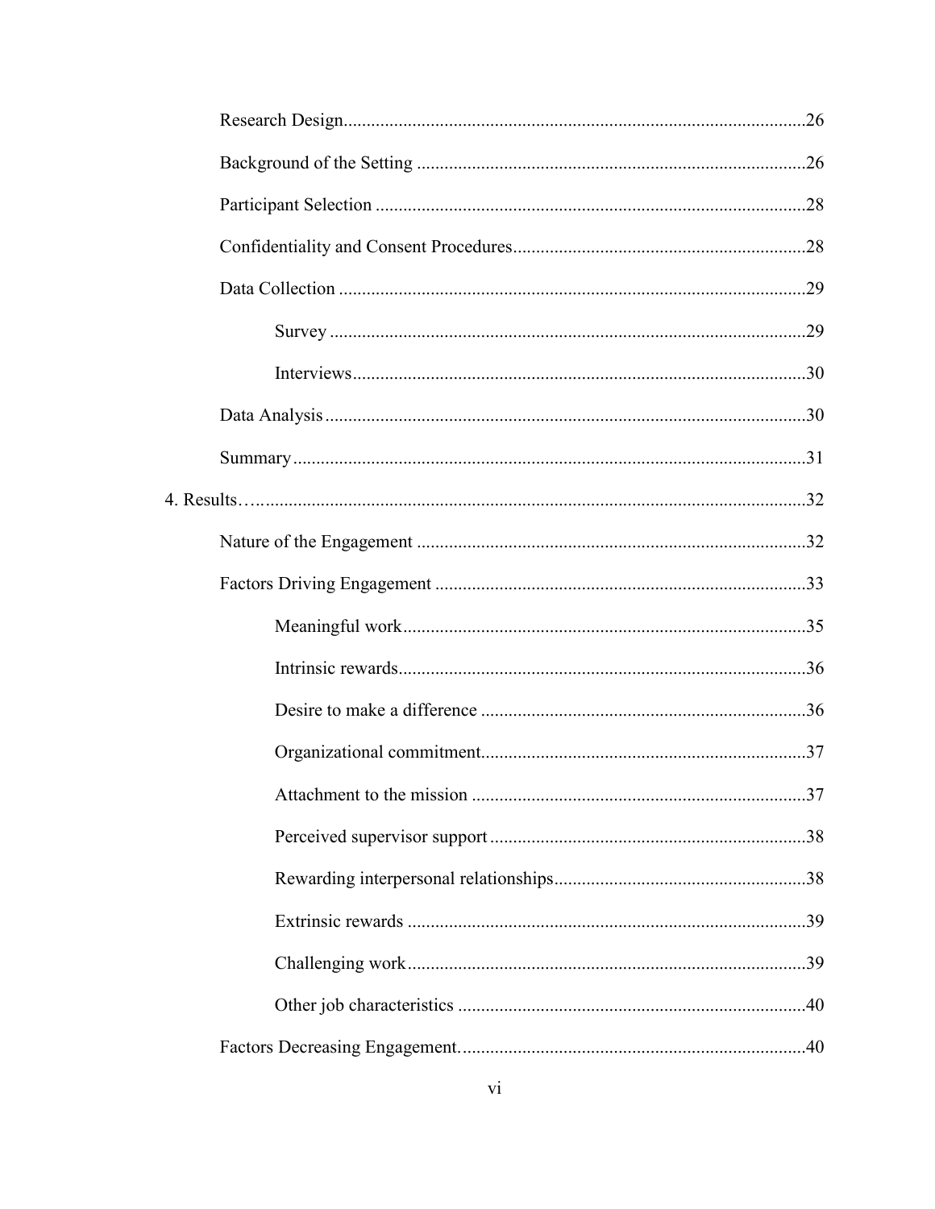Research Design....26

Background of the Setting....26

Participant Selection....28

Confidentiality and Consent Procedures....28

Data Collection....29

- Survey....29
- Interviews....30

Data Analysis....30

Summary....31

4. Results....32

Nature of the Engagement....32

Factors Driving Engagement....33

- Meaningful work....35
- Intrinsic rewards....36
- Desire to make a difference....36
- Organizational commitment....37
- Attachment to the mission....37
- Perceived supervisor support....38
- Rewarding interpersonal relationships....38
- Extrinsic rewards....39
- Challenging work....39
- Other job characteristics....40

Factors Decreasing Engagement....40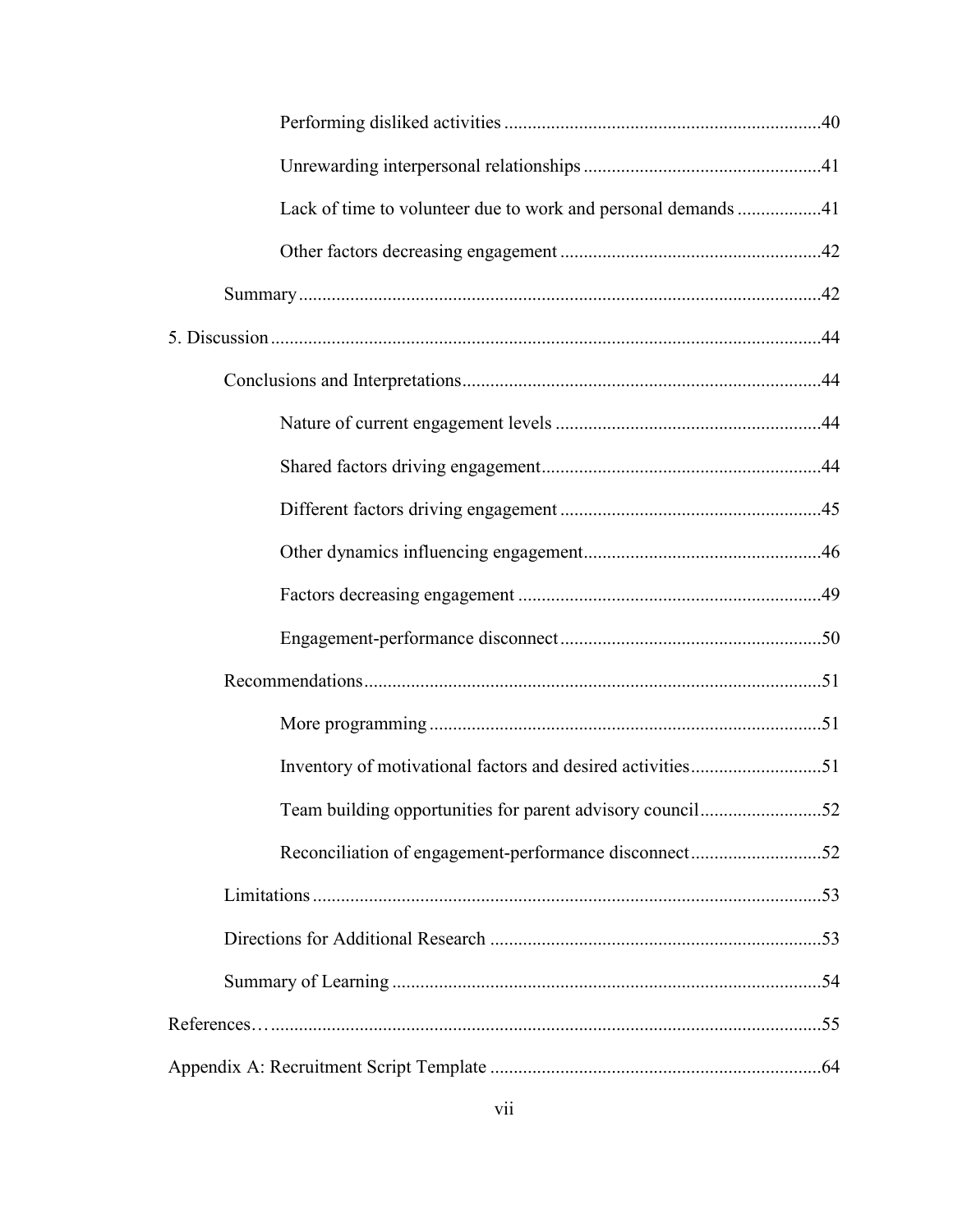Performing disliked activities ....................................................................40

Unrewarding interpersonal relationships ..................................................41

Lack of time to volunteer due to work and personal demands ..................41

Other factors decreasing engagement .......................................................42

Summary ...............................................................................................................42

5. Discussion .....................................................................................................................44

Conclusions and Interpretations............................................................................44

Nature of current engagement levels ........................................................44

Shared factors driving engagement...........................................................44

Different factors driving engagement .......................................................45

Other dynamics influencing engagement..................................................46

Factors decreasing engagement ................................................................49

Engagement-performance disconnect .......................................................50

Recommendations.................................................................................................51

More programming ...................................................................................51

Inventory of motivational factors and desired activities............................51

Team building opportunities for parent advisory council..........................52

Reconciliation of engagement-performance disconnect............................52

Limitations ............................................................................................................53

Directions for Additional Research ......................................................................53

Summary of Learning ...........................................................................................54

References… ....................................................................................................................55

Appendix A: Recruitment Script Template .....................................................................64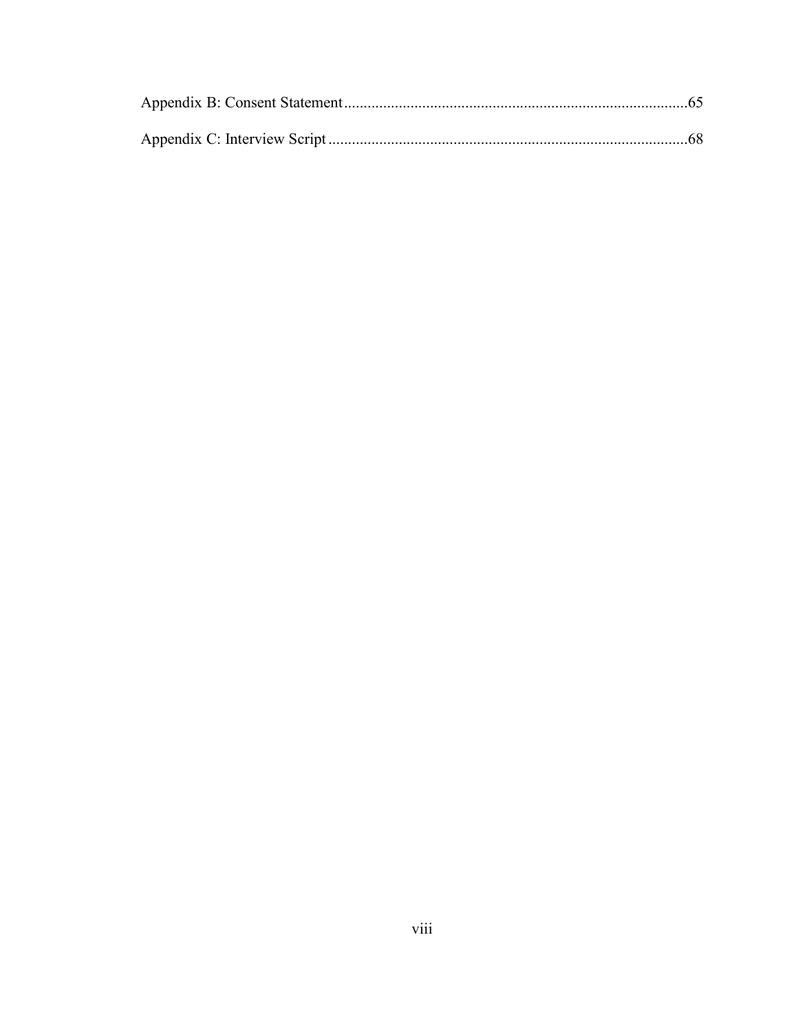Appendix B: Consent Statement........................................................................................65

Appendix C: Interview Script...........................................................................................68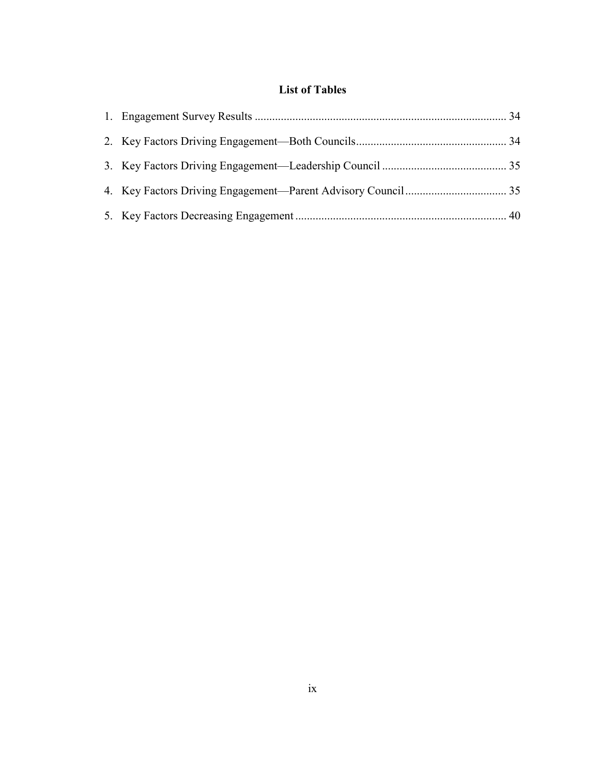# List of Tables

1. Engagement Survey Results ........................................................................................ 34
2. Key Factors Driving Engagement—Both Councils.................................................... 34
3. Key Factors Driving Engagement—Leadership Council ........................................... 35
4. Key Factors Driving Engagement—Parent Advisory Council................................... 35
5. Key Factors Decreasing Engagement ......................................................................... 40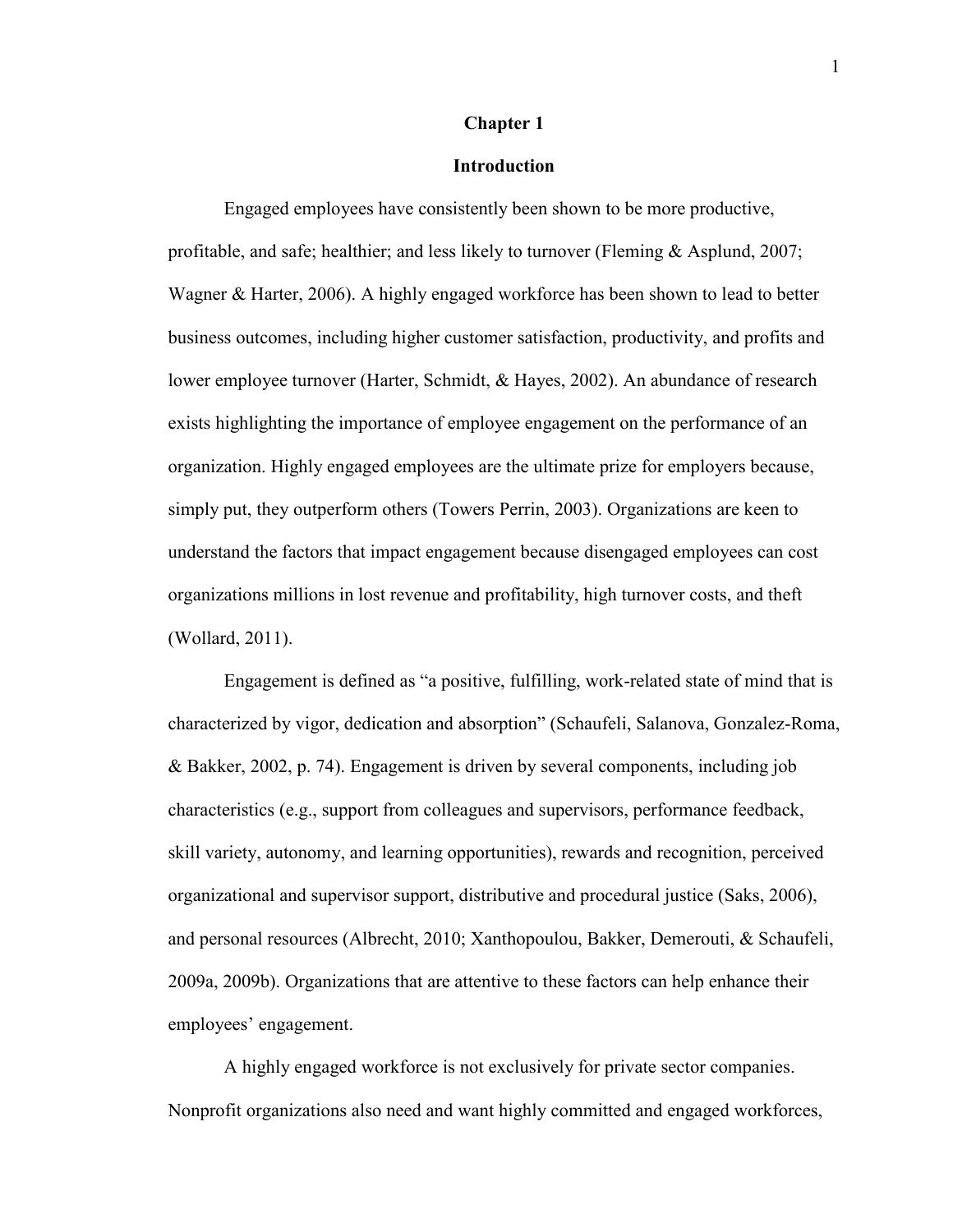# Chapter 1

## Introduction

Engaged employees have consistently been shown to be more productive, profitable, and safe; healthier; and less likely to turnover (Fleming & Asplund, 2007; Wagner & Harter, 2006). A highly engaged workforce has been shown to lead to better business outcomes, including higher customer satisfaction, productivity, and profits and lower employee turnover (Harter, Schmidt, & Hayes, 2002). An abundance of research exists highlighting the importance of employee engagement on the performance of an organization. Highly engaged employees are the ultimate prize for employers because, simply put, they outperform others (Towers Perrin, 2003). Organizations are keen to understand the factors that impact engagement because disengaged employees can cost organizations millions in lost revenue and profitability, high turnover costs, and theft (Wollard, 2011).

Engagement is defined as "a positive, fulfilling, work-related state of mind that is characterized by vigor, dedication and absorption" (Schaufeli, Salanova, Gonzalez-Roma, & Bakker, 2002, p. 74). Engagement is driven by several components, including job characteristics (e.g., support from colleagues and supervisors, performance feedback, skill variety, autonomy, and learning opportunities), rewards and recognition, perceived organizational and supervisor support, distributive and procedural justice (Saks, 2006), and personal resources (Albrecht, 2010; Xanthopoulou, Bakker, Demerouti, & Schaufeli, 2009a, 2009b). Organizations that are attentive to these factors can help enhance their employees' engagement.

A highly engaged workforce is not exclusively for private sector companies. Nonprofit organizations also need and want highly committed and engaged workforces,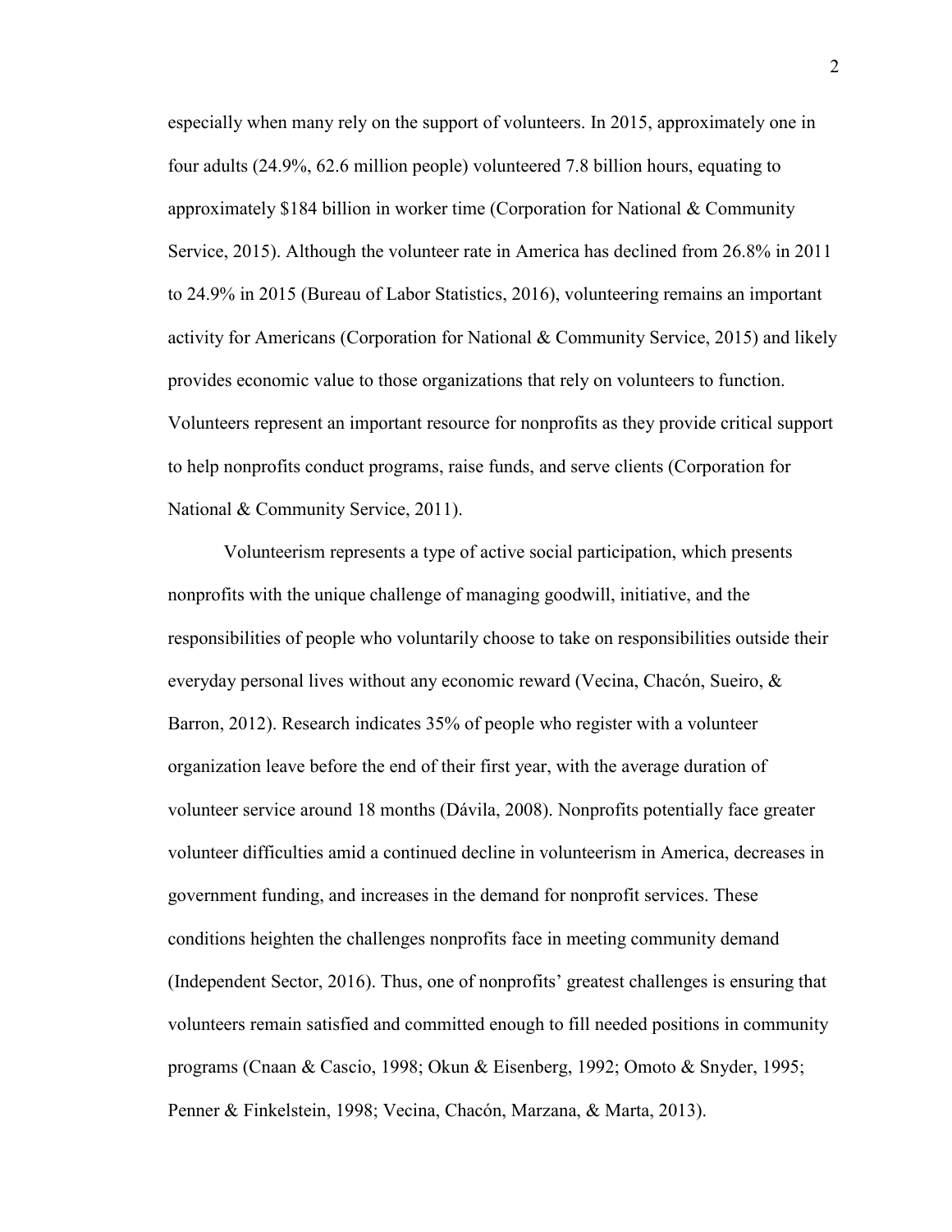especially when many rely on the support of volunteers. In 2015, approximately one in four adults (24.9%, 62.6 million people) volunteered 7.8 billion hours, equating to approximately $184 billion in worker time (Corporation for National & Community Service, 2015). Although the volunteer rate in America has declined from 26.8% in 2011 to 24.9% in 2015 (Bureau of Labor Statistics, 2016), volunteering remains an important activity for Americans (Corporation for National & Community Service, 2015) and likely provides economic value to those organizations that rely on volunteers to function. Volunteers represent an important resource for nonprofits as they provide critical support to help nonprofits conduct programs, raise funds, and serve clients (Corporation for National & Community Service, 2011).

Volunteerism represents a type of active social participation, which presents nonprofits with the unique challenge of managing goodwill, initiative, and the responsibilities of people who voluntarily choose to take on responsibilities outside their everyday personal lives without any economic reward (Vecina, Chacón, Sueiro, & Barron, 2012). Research indicates 35% of people who register with a volunteer organization leave before the end of their first year, with the average duration of volunteer service around 18 months (Dávila, 2008). Nonprofits potentially face greater volunteer difficulties amid a continued decline in volunteerism in America, decreases in government funding, and increases in the demand for nonprofit services. These conditions heighten the challenges nonprofits face in meeting community demand (Independent Sector, 2016). Thus, one of nonprofits' greatest challenges is ensuring that volunteers remain satisfied and committed enough to fill needed positions in community programs (Cnaan & Cascio, 1998; Okun & Eisenberg, 1992; Omoto & Snyder, 1995; Penner & Finkelstein, 1998; Vecina, Chacón, Marzana, & Marta, 2013).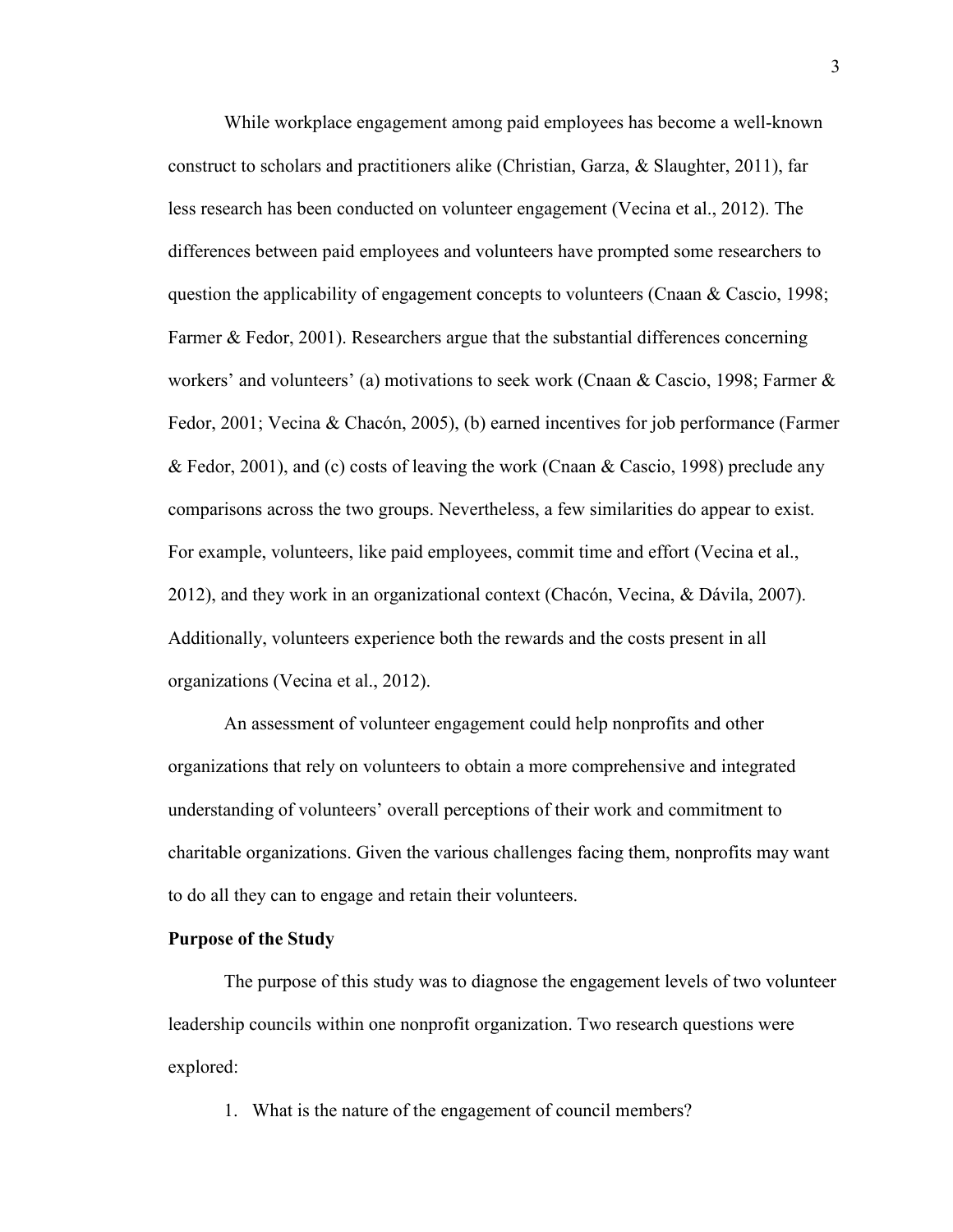While workplace engagement among paid employees has become a well-known construct to scholars and practitioners alike (Christian, Garza, & Slaughter, 2011), far less research has been conducted on volunteer engagement (Vecina et al., 2012). The differences between paid employees and volunteers have prompted some researchers to question the applicability of engagement concepts to volunteers (Cnaan & Cascio, 1998; Farmer & Fedor, 2001). Researchers argue that the substantial differences concerning workers' and volunteers' (a) motivations to seek work (Cnaan & Cascio, 1998; Farmer & Fedor, 2001; Vecina & Chacón, 2005), (b) earned incentives for job performance (Farmer & Fedor, 2001), and (c) costs of leaving the work (Cnaan & Cascio, 1998) preclude any comparisons across the two groups. Nevertheless, a few similarities do appear to exist. For example, volunteers, like paid employees, commit time and effort (Vecina et al., 2012), and they work in an organizational context (Chacón, Vecina, & Dávila, 2007). Additionally, volunteers experience both the rewards and the costs present in all organizations (Vecina et al., 2012).

An assessment of volunteer engagement could help nonprofits and other organizations that rely on volunteers to obtain a more comprehensive and integrated understanding of volunteers' overall perceptions of their work and commitment to charitable organizations. Given the various challenges facing them, nonprofits may want to do all they can to engage and retain their volunteers.

**Purpose of the Study**

The purpose of this study was to diagnose the engagement levels of two volunteer leadership councils within one nonprofit organization. Two research questions were explored:

1. What is the nature of the engagement of council members?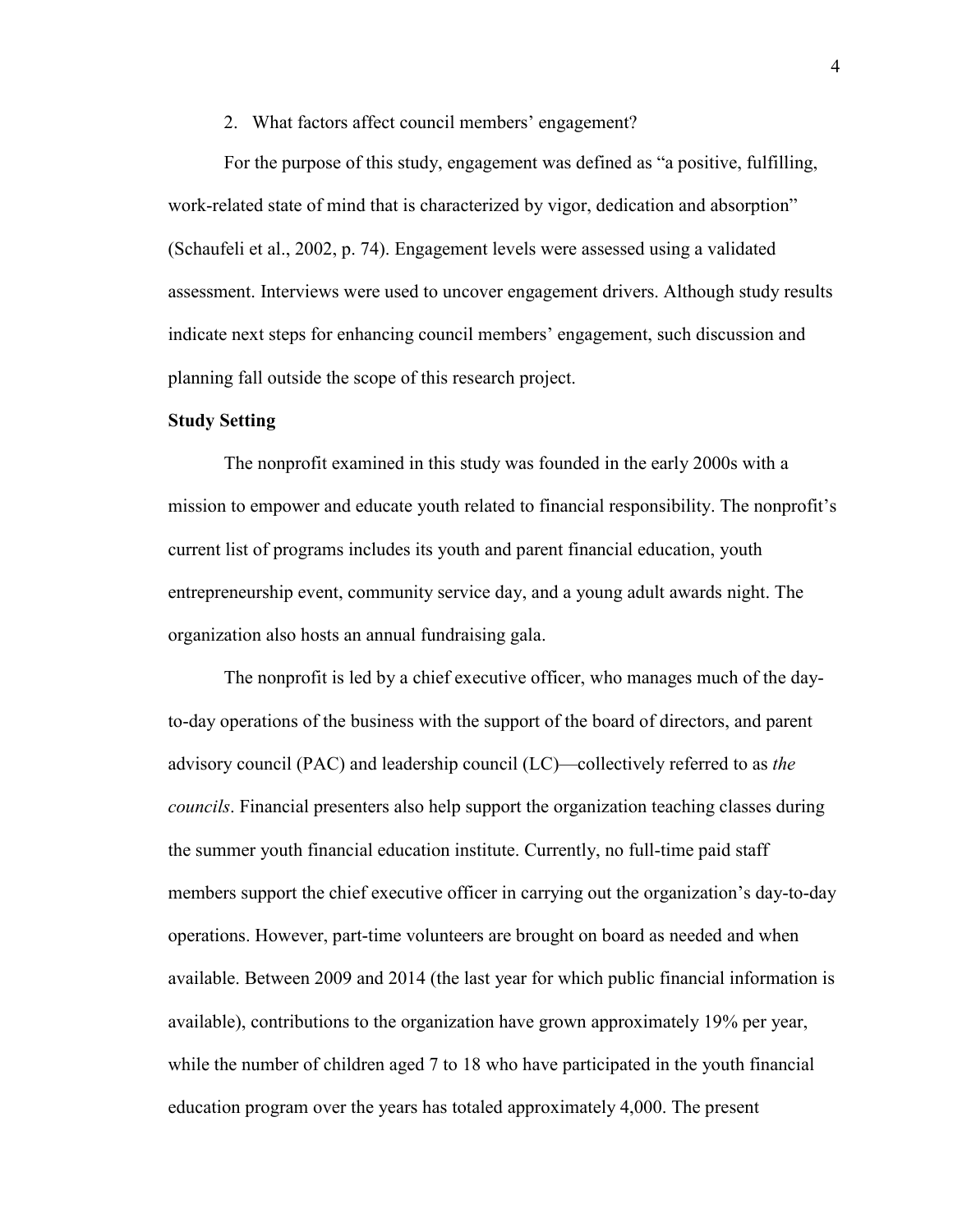2. What factors affect council members' engagement?

For the purpose of this study, engagement was defined as "a positive, fulfilling, work-related state of mind that is characterized by vigor, dedication and absorption" (Schaufeli et al., 2002, p. 74). Engagement levels were assessed using a validated assessment. Interviews were used to uncover engagement drivers. Although study results indicate next steps for enhancing council members' engagement, such discussion and planning fall outside the scope of this research project.

**Study Setting**

The nonprofit examined in this study was founded in the early 2000s with a mission to empower and educate youth related to financial responsibility. The nonprofit's current list of programs includes its youth and parent financial education, youth entrepreneurship event, community service day, and a young adult awards night. The organization also hosts an annual fundraising gala.

The nonprofit is led by a chief executive officer, who manages much of the day-to-day operations of the business with the support of the board of directors, and parent advisory council (PAC) and leadership council (LC)—collectively referred to as *the councils*. Financial presenters also help support the organization teaching classes during the summer youth financial education institute. Currently, no full-time paid staff members support the chief executive officer in carrying out the organization's day-to-day operations. However, part-time volunteers are brought on board as needed and when available. Between 2009 and 2014 (the last year for which public financial information is available), contributions to the organization have grown approximately 19% per year, while the number of children aged 7 to 18 who have participated in the youth financial education program over the years has totaled approximately 4,000. The present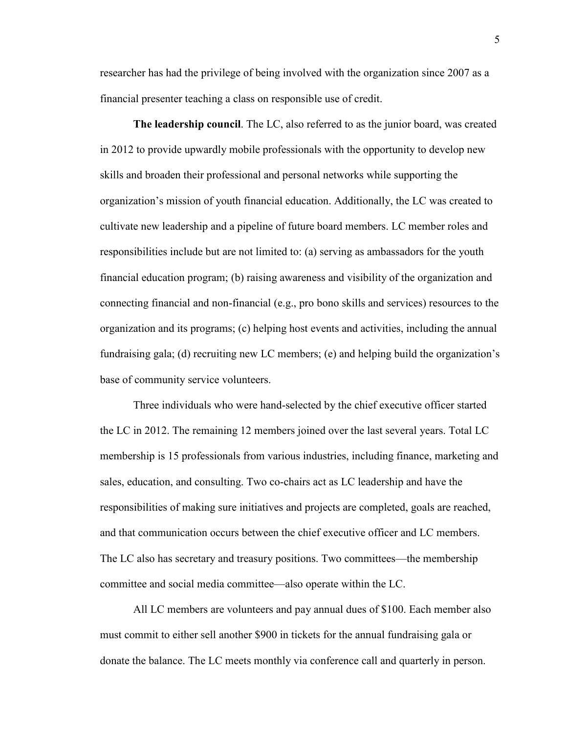researcher has had the privilege of being involved with the organization since 2007 as a financial presenter teaching a class on responsible use of credit.

**The leadership council**. The LC, also referred to as the junior board, was created in 2012 to provide upwardly mobile professionals with the opportunity to develop new skills and broaden their professional and personal networks while supporting the organization's mission of youth financial education. Additionally, the LC was created to cultivate new leadership and a pipeline of future board members. LC member roles and responsibilities include but are not limited to: (a) serving as ambassadors for the youth financial education program; (b) raising awareness and visibility of the organization and connecting financial and non-financial (e.g., pro bono skills and services) resources to the organization and its programs; (c) helping host events and activities, including the annual fundraising gala; (d) recruiting new LC members; (e) and helping build the organization's base of community service volunteers.

Three individuals who were hand-selected by the chief executive officer started the LC in 2012. The remaining 12 members joined over the last several years. Total LC membership is 15 professionals from various industries, including finance, marketing and sales, education, and consulting. Two co-chairs act as LC leadership and have the responsibilities of making sure initiatives and projects are completed, goals are reached, and that communication occurs between the chief executive officer and LC members. The LC also has secretary and treasury positions. Two committees—the membership committee and social media committee—also operate within the LC.

All LC members are volunteers and pay annual dues of $100. Each member also must commit to either sell another $900 in tickets for the annual fundraising gala or donate the balance. The LC meets monthly via conference call and quarterly in person.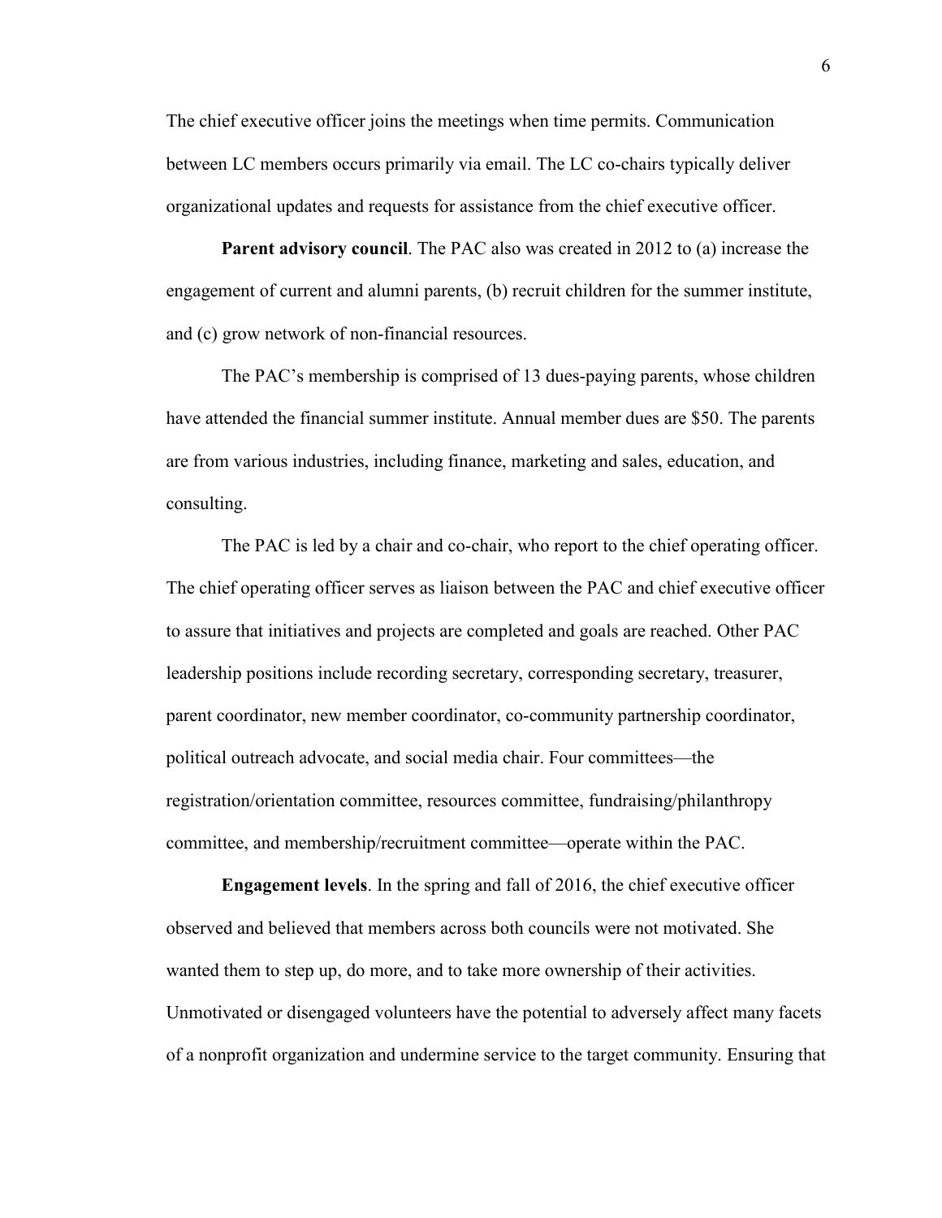The chief executive officer joins the meetings when time permits. Communication between LC members occurs primarily via email. The LC co-chairs typically deliver organizational updates and requests for assistance from the chief executive officer.

**Parent advisory council**. The PAC also was created in 2012 to (a) increase the engagement of current and alumni parents, (b) recruit children for the summer institute, and (c) grow network of non-financial resources.

The PAC's membership is comprised of 13 dues-paying parents, whose children have attended the financial summer institute. Annual member dues are $50. The parents are from various industries, including finance, marketing and sales, education, and consulting.

The PAC is led by a chair and co-chair, who report to the chief operating officer. The chief operating officer serves as liaison between the PAC and chief executive officer to assure that initiatives and projects are completed and goals are reached. Other PAC leadership positions include recording secretary, corresponding secretary, treasurer, parent coordinator, new member coordinator, co-community partnership coordinator, political outreach advocate, and social media chair. Four committees—the registration/orientation committee, resources committee, fundraising/philanthropy committee, and membership/recruitment committee—operate within the PAC.

**Engagement levels**. In the spring and fall of 2016, the chief executive officer observed and believed that members across both councils were not motivated. She wanted them to step up, do more, and to take more ownership of their activities. Unmotivated or disengaged volunteers have the potential to adversely affect many facets of a nonprofit organization and undermine service to the target community. Ensuring that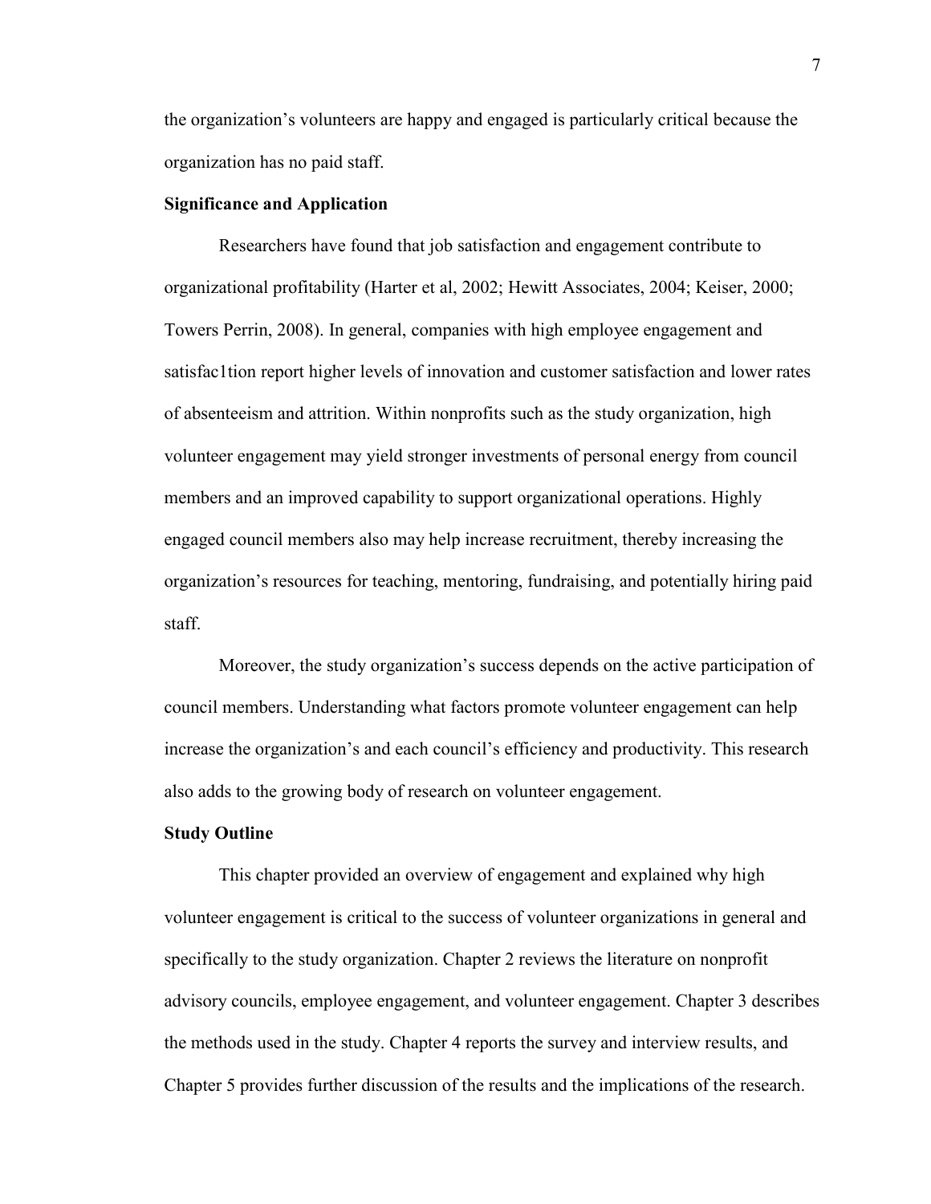the organization's volunteers are happy and engaged is particularly critical because the organization has no paid staff.

**Significance and Application**

Researchers have found that job satisfaction and engagement contribute to organizational profitability (Harter et al, 2002; Hewitt Associates, 2004; Keiser, 2000; Towers Perrin, 2008). In general, companies with high employee engagement and satisfac1tion report higher levels of innovation and customer satisfaction and lower rates of absenteeism and attrition. Within nonprofits such as the study organization, high volunteer engagement may yield stronger investments of personal energy from council members and an improved capability to support organizational operations. Highly engaged council members also may help increase recruitment, thereby increasing the organization's resources for teaching, mentoring, fundraising, and potentially hiring paid staff.

Moreover, the study organization's success depends on the active participation of council members. Understanding what factors promote volunteer engagement can help increase the organization's and each council's efficiency and productivity. This research also adds to the growing body of research on volunteer engagement.

**Study Outline**

This chapter provided an overview of engagement and explained why high volunteer engagement is critical to the success of volunteer organizations in general and specifically to the study organization. Chapter 2 reviews the literature on nonprofit advisory councils, employee engagement, and volunteer engagement. Chapter 3 describes the methods used in the study. Chapter 4 reports the survey and interview results, and Chapter 5 provides further discussion of the results and the implications of the research.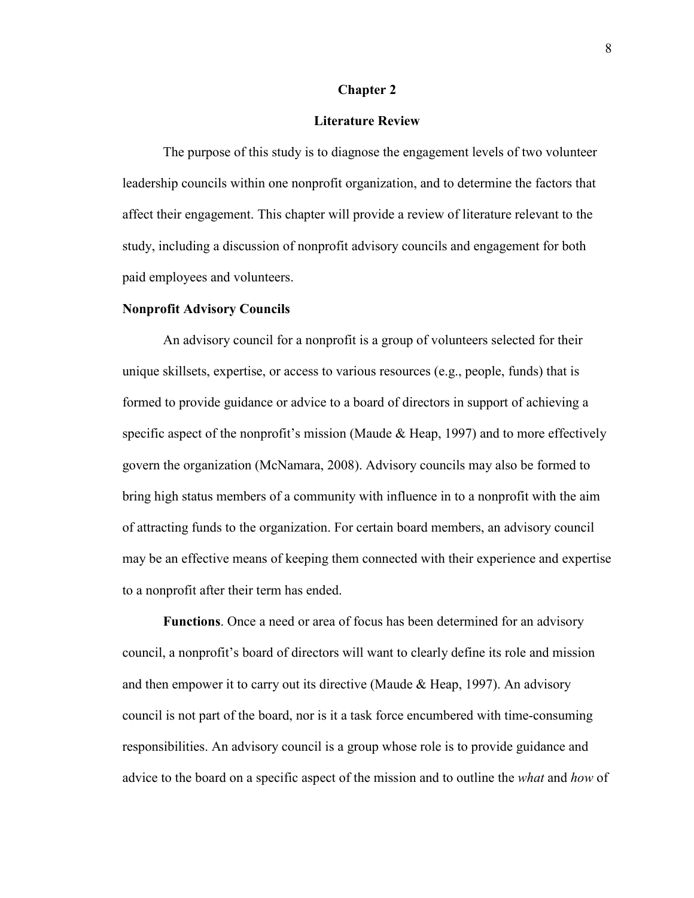# Chapter 2

# Literature Review

The purpose of this study is to diagnose the engagement levels of two volunteer leadership councils within one nonprofit organization, and to determine the factors that affect their engagement. This chapter will provide a review of literature relevant to the study, including a discussion of nonprofit advisory councils and engagement for both paid employees and volunteers.

## Nonprofit Advisory Councils

An advisory council for a nonprofit is a group of volunteers selected for their unique skillsets, expertise, or access to various resources (e.g., people, funds) that is formed to provide guidance or advice to a board of directors in support of achieving a specific aspect of the nonprofit's mission (Maude & Heap, 1997) and to more effectively govern the organization (McNamara, 2008). Advisory councils may also be formed to bring high status members of a community with influence in to a nonprofit with the aim of attracting funds to the organization. For certain board members, an advisory council may be an effective means of keeping them connected with their experience and expertise to a nonprofit after their term has ended.

**Functions**. Once a need or area of focus has been determined for an advisory council, a nonprofit's board of directors will want to clearly define its role and mission and then empower it to carry out its directive (Maude & Heap, 1997). An advisory council is not part of the board, nor is it a task force encumbered with time-consuming responsibilities. An advisory council is a group whose role is to provide guidance and advice to the board on a specific aspect of the mission and to outline the *what* and *how* of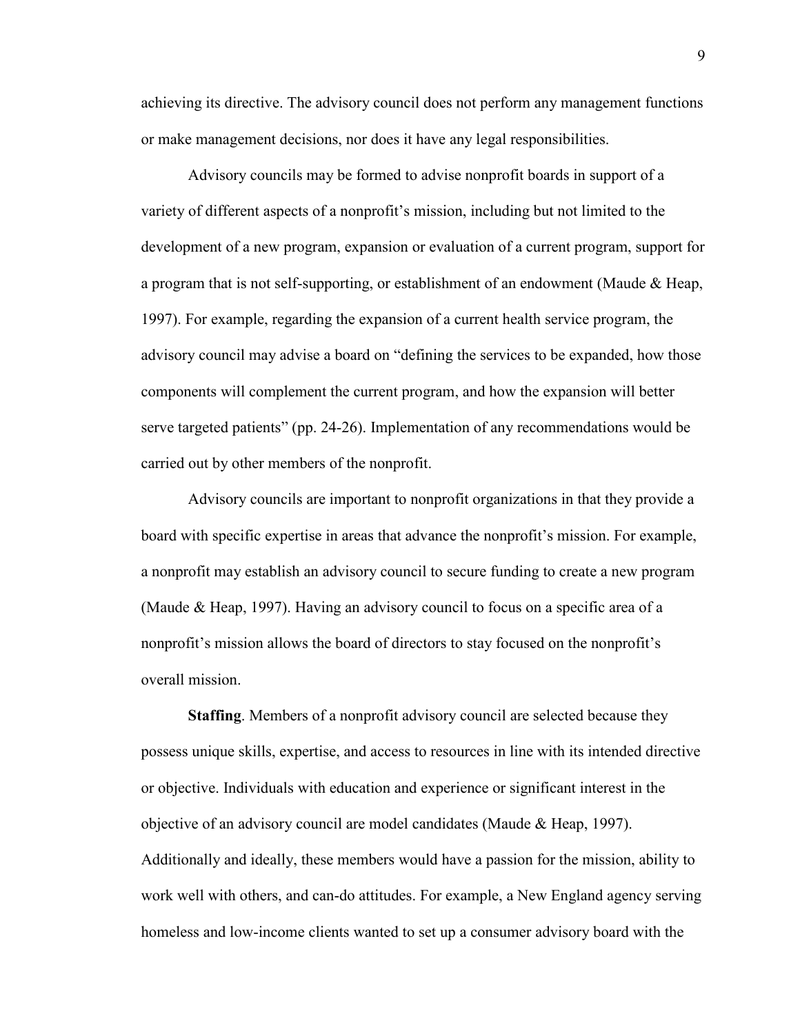achieving its directive. The advisory council does not perform any management functions or make management decisions, nor does it have any legal responsibilities.

Advisory councils may be formed to advise nonprofit boards in support of a variety of different aspects of a nonprofit's mission, including but not limited to the development of a new program, expansion or evaluation of a current program, support for a program that is not self-supporting, or establishment of an endowment (Maude & Heap, 1997). For example, regarding the expansion of a current health service program, the advisory council may advise a board on "defining the services to be expanded, how those components will complement the current program, and how the expansion will better serve targeted patients" (pp. 24-26). Implementation of any recommendations would be carried out by other members of the nonprofit.

Advisory councils are important to nonprofit organizations in that they provide a board with specific expertise in areas that advance the nonprofit's mission. For example, a nonprofit may establish an advisory council to secure funding to create a new program (Maude & Heap, 1997). Having an advisory council to focus on a specific area of a nonprofit's mission allows the board of directors to stay focused on the nonprofit's overall mission.

**Staffing**. Members of a nonprofit advisory council are selected because they possess unique skills, expertise, and access to resources in line with its intended directive or objective. Individuals with education and experience or significant interest in the objective of an advisory council are model candidates (Maude & Heap, 1997). Additionally and ideally, these members would have a passion for the mission, ability to work well with others, and can-do attitudes. For example, a New England agency serving homeless and low-income clients wanted to set up a consumer advisory board with the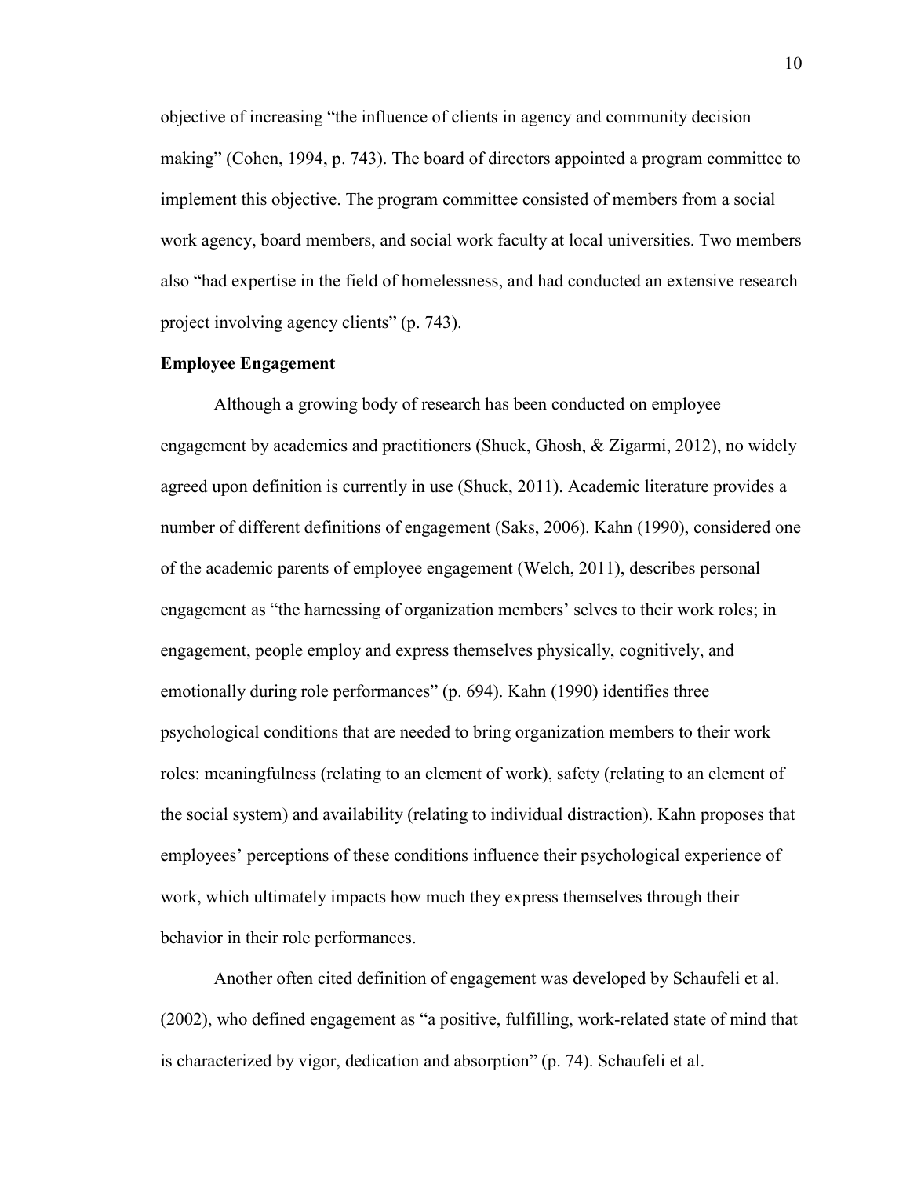objective of increasing "the influence of clients in agency and community decision making" (Cohen, 1994, p. 743). The board of directors appointed a program committee to implement this objective. The program committee consisted of members from a social work agency, board members, and social work faculty at local universities. Two members also "had expertise in the field of homelessness, and had conducted an extensive research project involving agency clients" (p. 743).

**Employee Engagement**

Although a growing body of research has been conducted on employee engagement by academics and practitioners (Shuck, Ghosh, & Zigarmi, 2012), no widely agreed upon definition is currently in use (Shuck, 2011). Academic literature provides a number of different definitions of engagement (Saks, 2006). Kahn (1990), considered one of the academic parents of employee engagement (Welch, 2011), describes personal engagement as "the harnessing of organization members' selves to their work roles; in engagement, people employ and express themselves physically, cognitively, and emotionally during role performances" (p. 694). Kahn (1990) identifies three psychological conditions that are needed to bring organization members to their work roles: meaningfulness (relating to an element of work), safety (relating to an element of the social system) and availability (relating to individual distraction). Kahn proposes that employees' perceptions of these conditions influence their psychological experience of work, which ultimately impacts how much they express themselves through their behavior in their role performances.

Another often cited definition of engagement was developed by Schaufeli et al. (2002), who defined engagement as "a positive, fulfilling, work-related state of mind that is characterized by vigor, dedication and absorption" (p. 74). Schaufeli et al.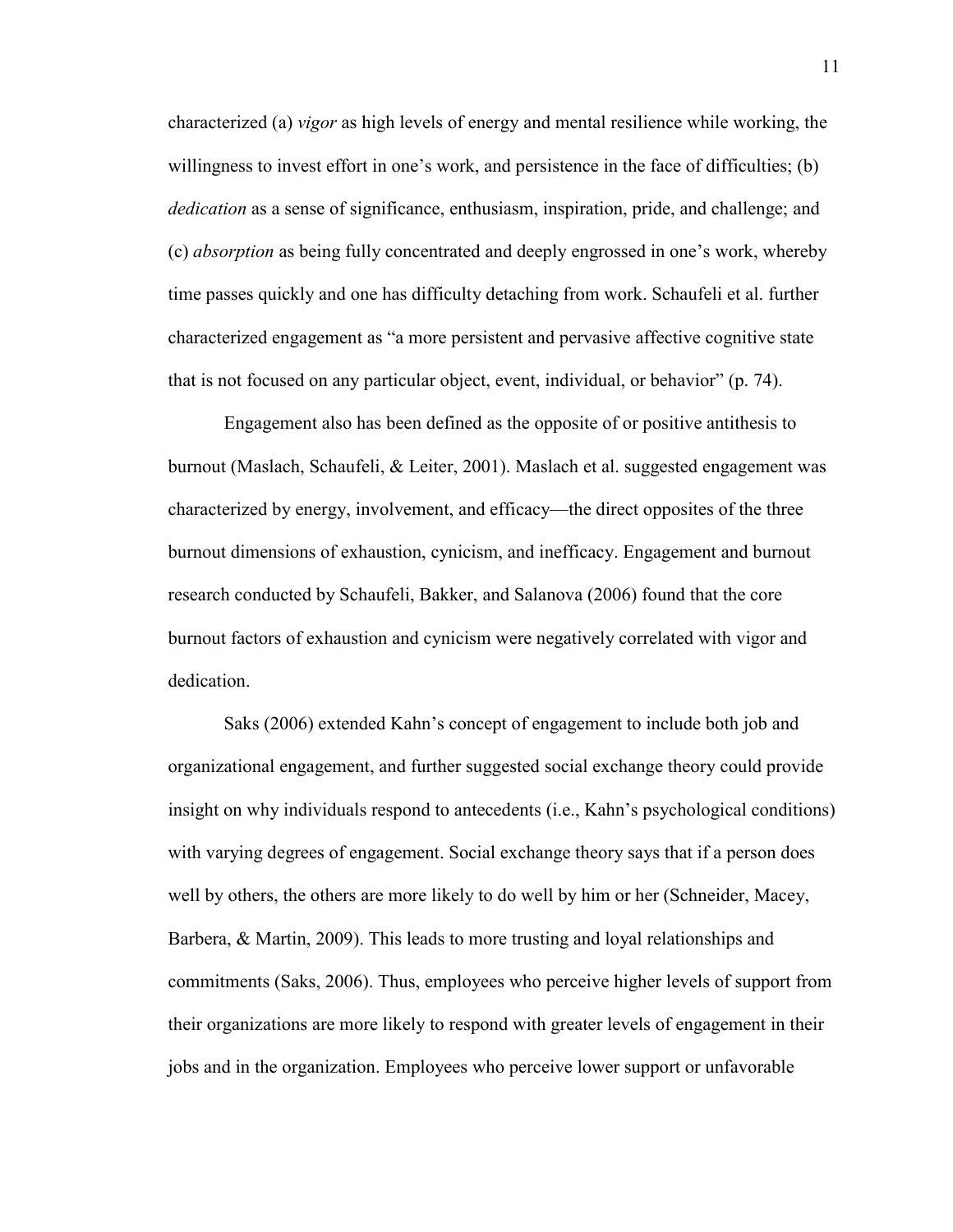characterized (a) *vigor* as high levels of energy and mental resilience while working, the willingness to invest effort in one's work, and persistence in the face of difficulties; (b) *dedication* as a sense of significance, enthusiasm, inspiration, pride, and challenge; and (c) *absorption* as being fully concentrated and deeply engrossed in one's work, whereby time passes quickly and one has difficulty detaching from work. Schaufeli et al. further characterized engagement as "a more persistent and pervasive affective cognitive state that is not focused on any particular object, event, individual, or behavior" (p. 74).

Engagement also has been defined as the opposite of or positive antithesis to burnout (Maslach, Schaufeli, & Leiter, 2001). Maslach et al. suggested engagement was characterized by energy, involvement, and efficacy—the direct opposites of the three burnout dimensions of exhaustion, cynicism, and inefficacy. Engagement and burnout research conducted by Schaufeli, Bakker, and Salanova (2006) found that the core burnout factors of exhaustion and cynicism were negatively correlated with vigor and dedication.

Saks (2006) extended Kahn's concept of engagement to include both job and organizational engagement, and further suggested social exchange theory could provide insight on why individuals respond to antecedents (i.e., Kahn's psychological conditions) with varying degrees of engagement. Social exchange theory says that if a person does well by others, the others are more likely to do well by him or her (Schneider, Macey, Barbera, & Martin, 2009). This leads to more trusting and loyal relationships and commitments (Saks, 2006). Thus, employees who perceive higher levels of support from their organizations are more likely to respond with greater levels of engagement in their jobs and in the organization. Employees who perceive lower support or unfavorable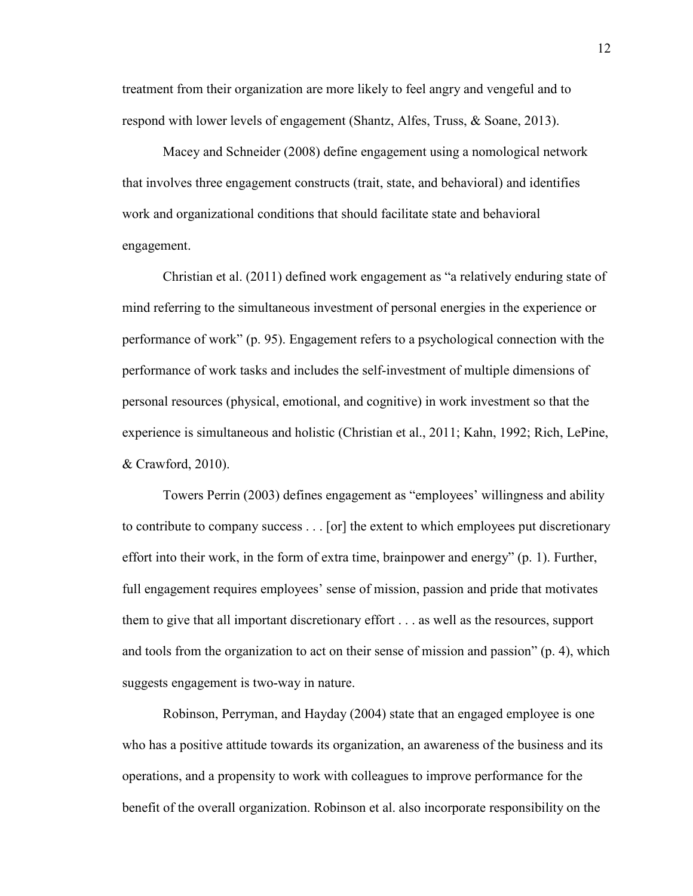treatment from their organization are more likely to feel angry and vengeful and to respond with lower levels of engagement (Shantz, Alfes, Truss, & Soane, 2013).

Macey and Schneider (2008) define engagement using a nomological network that involves three engagement constructs (trait, state, and behavioral) and identifies work and organizational conditions that should facilitate state and behavioral engagement.

Christian et al. (2011) defined work engagement as "a relatively enduring state of mind referring to the simultaneous investment of personal energies in the experience or performance of work" (p. 95). Engagement refers to a psychological connection with the performance of work tasks and includes the self-investment of multiple dimensions of personal resources (physical, emotional, and cognitive) in work investment so that the experience is simultaneous and holistic (Christian et al., 2011; Kahn, 1992; Rich, LePine, & Crawford, 2010).

Towers Perrin (2003) defines engagement as "employees' willingness and ability to contribute to company success . . . [or] the extent to which employees put discretionary effort into their work, in the form of extra time, brainpower and energy" (p. 1). Further, full engagement requires employees' sense of mission, passion and pride that motivates them to give that all important discretionary effort . . . as well as the resources, support and tools from the organization to act on their sense of mission and passion" (p. 4), which suggests engagement is two-way in nature.

Robinson, Perryman, and Hayday (2004) state that an engaged employee is one who has a positive attitude towards its organization, an awareness of the business and its operations, and a propensity to work with colleagues to improve performance for the benefit of the overall organization. Robinson et al. also incorporate responsibility on the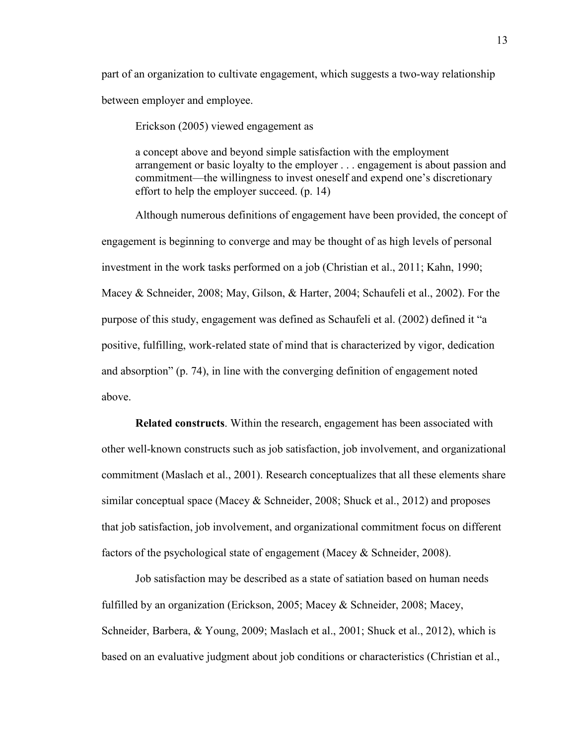part of an organization to cultivate engagement, which suggests a two-way relationship between employer and employee.

Erickson (2005) viewed engagement as

> a concept above and beyond simple satisfaction with the employment arrangement or basic loyalty to the employer . . . engagement is about passion and commitment—the willingness to invest oneself and expend one's discretionary effort to help the employer succeed. (p. 14)

Although numerous definitions of engagement have been provided, the concept of engagement is beginning to converge and may be thought of as high levels of personal investment in the work tasks performed on a job (Christian et al., 2011; Kahn, 1990; Macey & Schneider, 2008; May, Gilson, & Harter, 2004; Schaufeli et al., 2002). For the purpose of this study, engagement was defined as Schaufeli et al. (2002) defined it "a positive, fulfilling, work-related state of mind that is characterized by vigor, dedication and absorption" (p. 74), in line with the converging definition of engagement noted above.

**Related constructs**. Within the research, engagement has been associated with other well-known constructs such as job satisfaction, job involvement, and organizational commitment (Maslach et al., 2001). Research conceptualizes that all these elements share similar conceptual space (Macey & Schneider, 2008; Shuck et al., 2012) and proposes that job satisfaction, job involvement, and organizational commitment focus on different factors of the psychological state of engagement (Macey & Schneider, 2008).

Job satisfaction may be described as a state of satiation based on human needs fulfilled by an organization (Erickson, 2005; Macey & Schneider, 2008; Macey, Schneider, Barbera, & Young, 2009; Maslach et al., 2001; Shuck et al., 2012), which is based on an evaluative judgment about job conditions or characteristics (Christian et al.,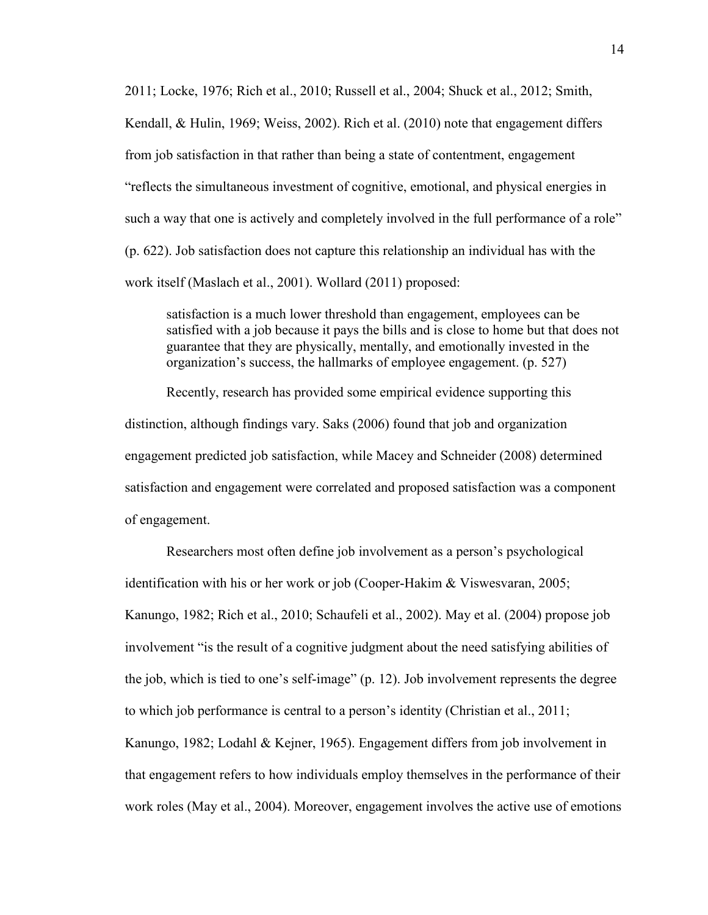2011; Locke, 1976; Rich et al., 2010; Russell et al., 2004; Shuck et al., 2012; Smith, Kendall, & Hulin, 1969; Weiss, 2002). Rich et al. (2010) note that engagement differs from job satisfaction in that rather than being a state of contentment, engagement "reflects the simultaneous investment of cognitive, emotional, and physical energies in such a way that one is actively and completely involved in the full performance of a role" (p. 622). Job satisfaction does not capture this relationship an individual has with the work itself (Maslach et al., 2001). Wollard (2011) proposed:

> satisfaction is a much lower threshold than engagement, employees can be satisfied with a job because it pays the bills and is close to home but that does not guarantee that they are physically, mentally, and emotionally invested in the organization's success, the hallmarks of employee engagement. (p. 527)

Recently, research has provided some empirical evidence supporting this distinction, although findings vary. Saks (2006) found that job and organization engagement predicted job satisfaction, while Macey and Schneider (2008) determined satisfaction and engagement were correlated and proposed satisfaction was a component of engagement.

Researchers most often define job involvement as a person's psychological identification with his or her work or job (Cooper-Hakim & Viswesvaran, 2005; Kanungo, 1982; Rich et al., 2010; Schaufeli et al., 2002). May et al. (2004) propose job involvement "is the result of a cognitive judgment about the need satisfying abilities of the job, which is tied to one's self-image" (p. 12). Job involvement represents the degree to which job performance is central to a person's identity (Christian et al., 2011; Kanungo, 1982; Lodahl & Kejner, 1965). Engagement differs from job involvement in that engagement refers to how individuals employ themselves in the performance of their work roles (May et al., 2004). Moreover, engagement involves the active use of emotions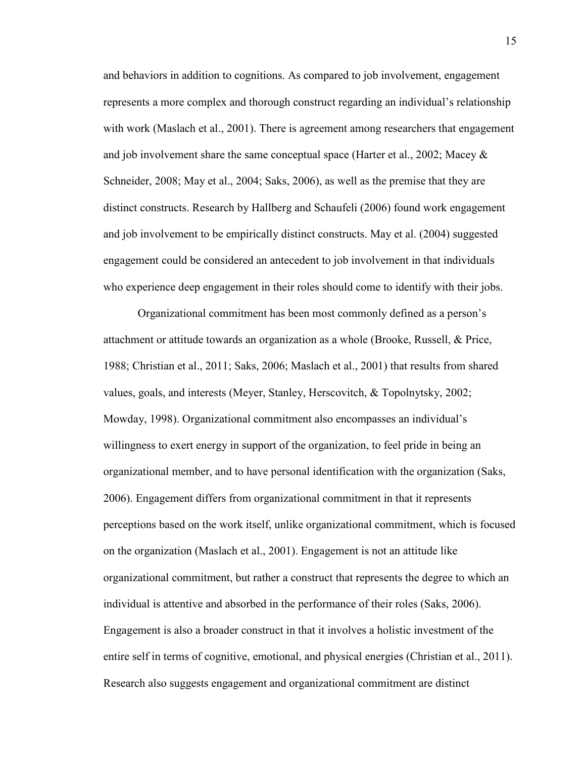and behaviors in addition to cognitions. As compared to job involvement, engagement represents a more complex and thorough construct regarding an individual's relationship with work (Maslach et al., 2001). There is agreement among researchers that engagement and job involvement share the same conceptual space (Harter et al., 2002; Macey & Schneider, 2008; May et al., 2004; Saks, 2006), as well as the premise that they are distinct constructs. Research by Hallberg and Schaufeli (2006) found work engagement and job involvement to be empirically distinct constructs. May et al. (2004) suggested engagement could be considered an antecedent to job involvement in that individuals who experience deep engagement in their roles should come to identify with their jobs.

Organizational commitment has been most commonly defined as a person's attachment or attitude towards an organization as a whole (Brooke, Russell, & Price, 1988; Christian et al., 2011; Saks, 2006; Maslach et al., 2001) that results from shared values, goals, and interests (Meyer, Stanley, Herscovitch, & Topolnytsky, 2002; Mowday, 1998). Organizational commitment also encompasses an individual's willingness to exert energy in support of the organization, to feel pride in being an organizational member, and to have personal identification with the organization (Saks, 2006). Engagement differs from organizational commitment in that it represents perceptions based on the work itself, unlike organizational commitment, which is focused on the organization (Maslach et al., 2001). Engagement is not an attitude like organizational commitment, but rather a construct that represents the degree to which an individual is attentive and absorbed in the performance of their roles (Saks, 2006). Engagement is also a broader construct in that it involves a holistic investment of the entire self in terms of cognitive, emotional, and physical energies (Christian et al., 2011). Research also suggests engagement and organizational commitment are distinct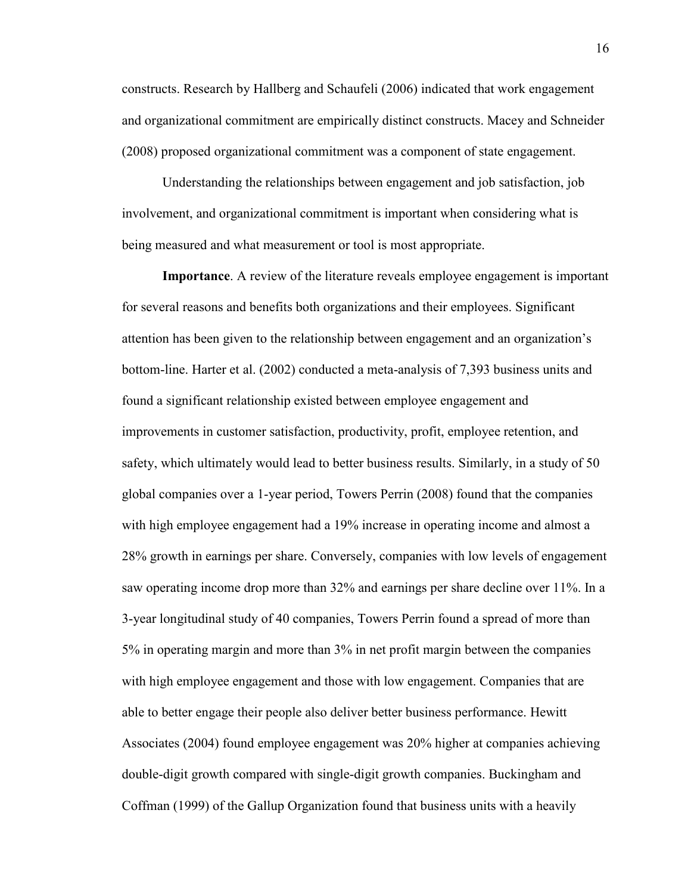constructs. Research by Hallberg and Schaufeli (2006) indicated that work engagement and organizational commitment are empirically distinct constructs. Macey and Schneider (2008) proposed organizational commitment was a component of state engagement.

Understanding the relationships between engagement and job satisfaction, job involvement, and organizational commitment is important when considering what is being measured and what measurement or tool is most appropriate.

**Importance**. A review of the literature reveals employee engagement is important for several reasons and benefits both organizations and their employees. Significant attention has been given to the relationship between engagement and an organization's bottom-line. Harter et al. (2002) conducted a meta-analysis of 7,393 business units and found a significant relationship existed between employee engagement and improvements in customer satisfaction, productivity, profit, employee retention, and safety, which ultimately would lead to better business results. Similarly, in a study of 50 global companies over a 1-year period, Towers Perrin (2008) found that the companies with high employee engagement had a 19% increase in operating income and almost a 28% growth in earnings per share. Conversely, companies with low levels of engagement saw operating income drop more than 32% and earnings per share decline over 11%. In a 3-year longitudinal study of 40 companies, Towers Perrin found a spread of more than 5% in operating margin and more than 3% in net profit margin between the companies with high employee engagement and those with low engagement. Companies that are able to better engage their people also deliver better business performance. Hewitt Associates (2004) found employee engagement was 20% higher at companies achieving double-digit growth compared with single-digit growth companies. Buckingham and Coffman (1999) of the Gallup Organization found that business units with a heavily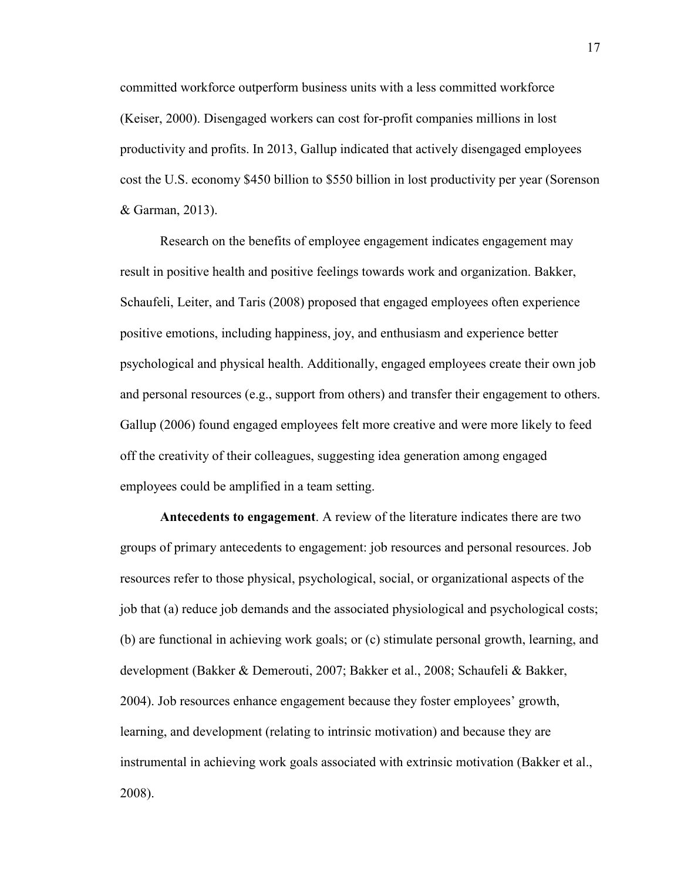committed workforce outperform business units with a less committed workforce (Keiser, 2000). Disengaged workers can cost for-profit companies millions in lost productivity and profits. In 2013, Gallup indicated that actively disengaged employees cost the U.S. economy $450 billion to $550 billion in lost productivity per year (Sorenson & Garman, 2013).

Research on the benefits of employee engagement indicates engagement may result in positive health and positive feelings towards work and organization. Bakker, Schaufeli, Leiter, and Taris (2008) proposed that engaged employees often experience positive emotions, including happiness, joy, and enthusiasm and experience better psychological and physical health. Additionally, engaged employees create their own job and personal resources (e.g., support from others) and transfer their engagement to others. Gallup (2006) found engaged employees felt more creative and were more likely to feed off the creativity of their colleagues, suggesting idea generation among engaged employees could be amplified in a team setting.

**Antecedents to engagement**. A review of the literature indicates there are two groups of primary antecedents to engagement: job resources and personal resources. Job resources refer to those physical, psychological, social, or organizational aspects of the job that (a) reduce job demands and the associated physiological and psychological costs; (b) are functional in achieving work goals; or (c) stimulate personal growth, learning, and development (Bakker & Demerouti, 2007; Bakker et al., 2008; Schaufeli & Bakker, 2004). Job resources enhance engagement because they foster employees' growth, learning, and development (relating to intrinsic motivation) and because they are instrumental in achieving work goals associated with extrinsic motivation (Bakker et al., 2008).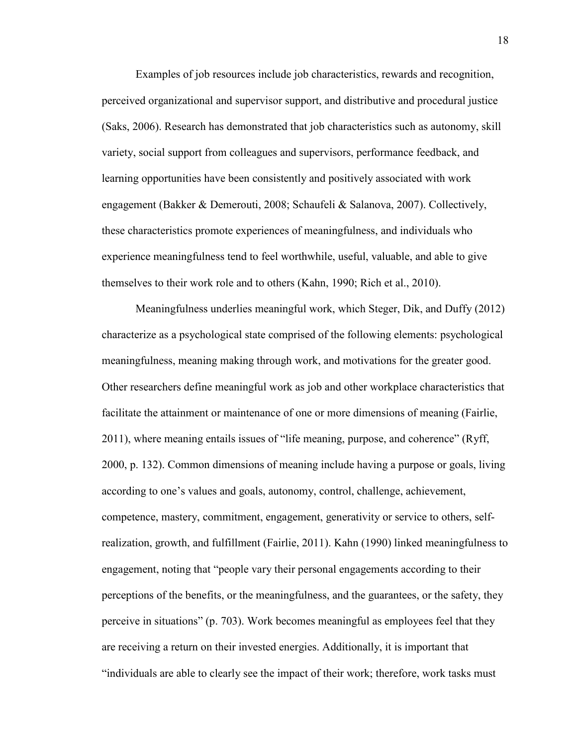Examples of job resources include job characteristics, rewards and recognition, perceived organizational and supervisor support, and distributive and procedural justice (Saks, 2006). Research has demonstrated that job characteristics such as autonomy, skill variety, social support from colleagues and supervisors, performance feedback, and learning opportunities have been consistently and positively associated with work engagement (Bakker & Demerouti, 2008; Schaufeli & Salanova, 2007). Collectively, these characteristics promote experiences of meaningfulness, and individuals who experience meaningfulness tend to feel worthwhile, useful, valuable, and able to give themselves to their work role and to others (Kahn, 1990; Rich et al., 2010).

Meaningfulness underlies meaningful work, which Steger, Dik, and Duffy (2012) characterize as a psychological state comprised of the following elements: psychological meaningfulness, meaning making through work, and motivations for the greater good. Other researchers define meaningful work as job and other workplace characteristics that facilitate the attainment or maintenance of one or more dimensions of meaning (Fairlie, 2011), where meaning entails issues of "life meaning, purpose, and coherence" (Ryff, 2000, p. 132). Common dimensions of meaning include having a purpose or goals, living according to one's values and goals, autonomy, control, challenge, achievement, competence, mastery, commitment, engagement, generativity or service to others, self-realization, growth, and fulfillment (Fairlie, 2011). Kahn (1990) linked meaningfulness to engagement, noting that "people vary their personal engagements according to their perceptions of the benefits, or the meaningfulness, and the guarantees, or the safety, they perceive in situations" (p. 703). Work becomes meaningful as employees feel that they are receiving a return on their invested energies. Additionally, it is important that "individuals are able to clearly see the impact of their work; therefore, work tasks must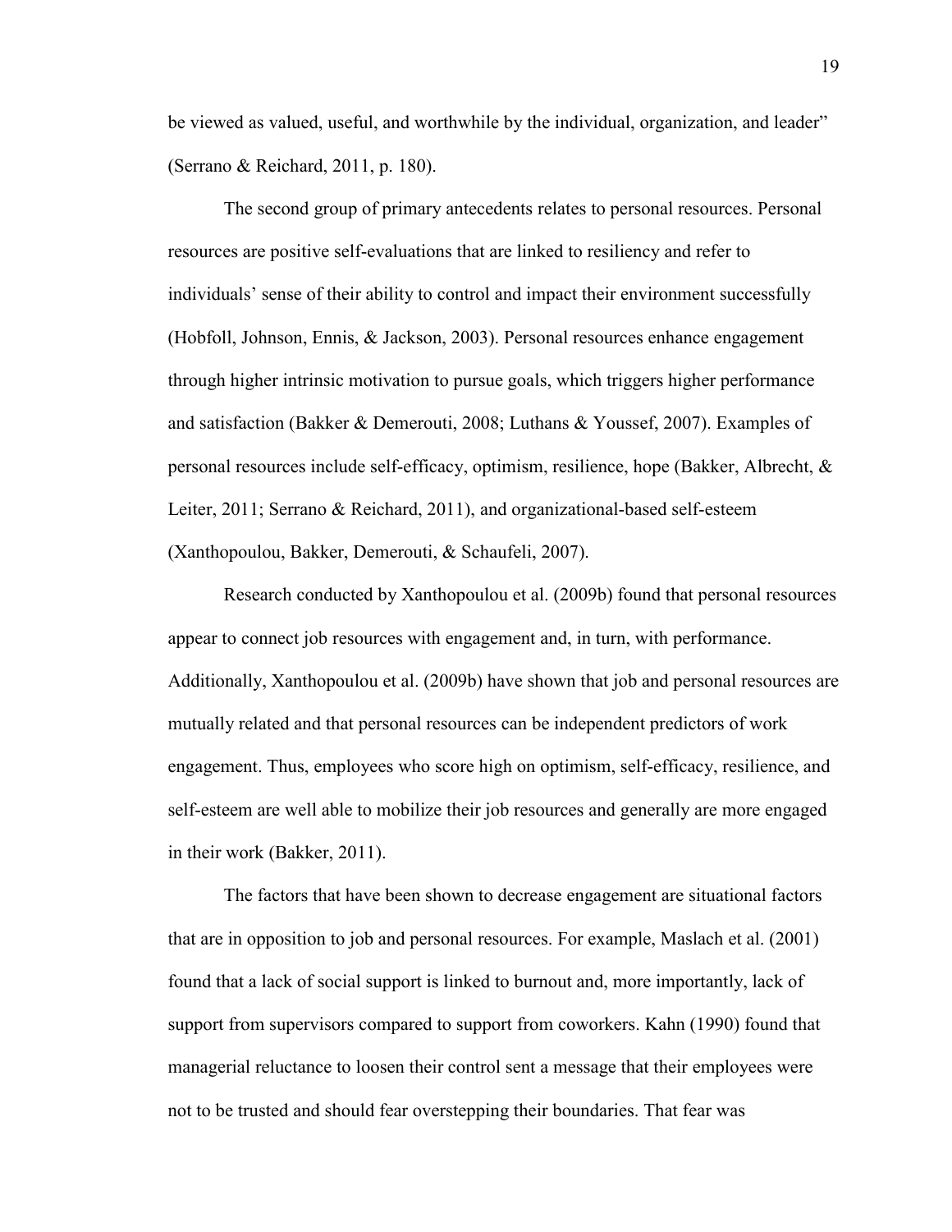be viewed as valued, useful, and worthwhile by the individual, organization, and leader" (Serrano & Reichard, 2011, p. 180).

The second group of primary antecedents relates to personal resources. Personal resources are positive self-evaluations that are linked to resiliency and refer to individuals' sense of their ability to control and impact their environment successfully (Hobfoll, Johnson, Ennis, & Jackson, 2003). Personal resources enhance engagement through higher intrinsic motivation to pursue goals, which triggers higher performance and satisfaction (Bakker & Demerouti, 2008; Luthans & Youssef, 2007). Examples of personal resources include self-efficacy, optimism, resilience, hope (Bakker, Albrecht, & Leiter, 2011; Serrano & Reichard, 2011), and organizational-based self-esteem (Xanthopoulou, Bakker, Demerouti, & Schaufeli, 2007).

Research conducted by Xanthopoulou et al. (2009b) found that personal resources appear to connect job resources with engagement and, in turn, with performance. Additionally, Xanthopoulou et al. (2009b) have shown that job and personal resources are mutually related and that personal resources can be independent predictors of work engagement. Thus, employees who score high on optimism, self-efficacy, resilience, and self-esteem are well able to mobilize their job resources and generally are more engaged in their work (Bakker, 2011).

The factors that have been shown to decrease engagement are situational factors that are in opposition to job and personal resources. For example, Maslach et al. (2001) found that a lack of social support is linked to burnout and, more importantly, lack of support from supervisors compared to support from coworkers. Kahn (1990) found that managerial reluctance to loosen their control sent a message that their employees were not to be trusted and should fear overstepping their boundaries. That fear was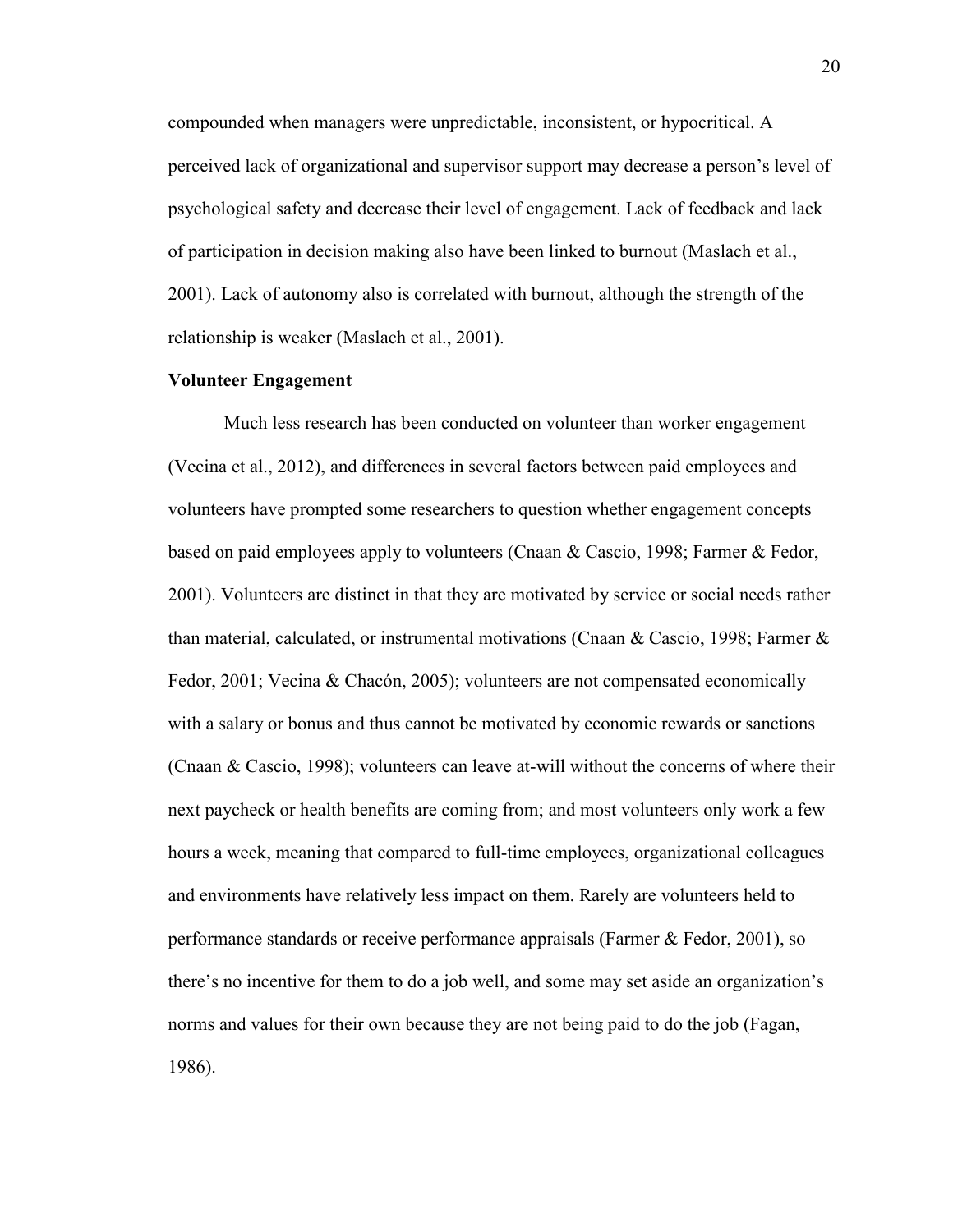compounded when managers were unpredictable, inconsistent, or hypocritical. A perceived lack of organizational and supervisor support may decrease a person's level of psychological safety and decrease their level of engagement. Lack of feedback and lack of participation in decision making also have been linked to burnout (Maslach et al., 2001). Lack of autonomy also is correlated with burnout, although the strength of the relationship is weaker (Maslach et al., 2001).

## Volunteer Engagement

Much less research has been conducted on volunteer than worker engagement (Vecina et al., 2012), and differences in several factors between paid employees and volunteers have prompted some researchers to question whether engagement concepts based on paid employees apply to volunteers (Cnaan & Cascio, 1998; Farmer & Fedor, 2001). Volunteers are distinct in that they are motivated by service or social needs rather than material, calculated, or instrumental motivations (Cnaan & Cascio, 1998; Farmer & Fedor, 2001; Vecina & Chacón, 2005); volunteers are not compensated economically with a salary or bonus and thus cannot be motivated by economic rewards or sanctions (Cnaan & Cascio, 1998); volunteers can leave at-will without the concerns of where their next paycheck or health benefits are coming from; and most volunteers only work a few hours a week, meaning that compared to full-time employees, organizational colleagues and environments have relatively less impact on them. Rarely are volunteers held to performance standards or receive performance appraisals (Farmer & Fedor, 2001), so there's no incentive for them to do a job well, and some may set aside an organization's norms and values for their own because they are not being paid to do the job (Fagan, 1986).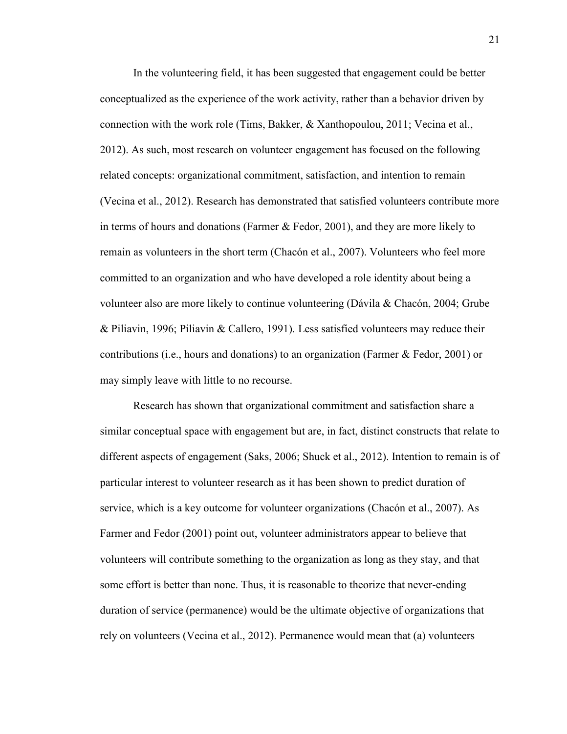In the volunteering field, it has been suggested that engagement could be better conceptualized as the experience of the work activity, rather than a behavior driven by connection with the work role (Tims, Bakker, & Xanthopoulou, 2011; Vecina et al., 2012). As such, most research on volunteer engagement has focused on the following related concepts: organizational commitment, satisfaction, and intention to remain (Vecina et al., 2012). Research has demonstrated that satisfied volunteers contribute more in terms of hours and donations (Farmer & Fedor, 2001), and they are more likely to remain as volunteers in the short term (Chacón et al., 2007). Volunteers who feel more committed to an organization and who have developed a role identity about being a volunteer also are more likely to continue volunteering (Dávila & Chacón, 2004; Grube & Piliavin, 1996; Piliavin & Callero, 1991). Less satisfied volunteers may reduce their contributions (i.e., hours and donations) to an organization (Farmer & Fedor, 2001) or may simply leave with little to no recourse.

Research has shown that organizational commitment and satisfaction share a similar conceptual space with engagement but are, in fact, distinct constructs that relate to different aspects of engagement (Saks, 2006; Shuck et al., 2012). Intention to remain is of particular interest to volunteer research as it has been shown to predict duration of service, which is a key outcome for volunteer organizations (Chacón et al., 2007). As Farmer and Fedor (2001) point out, volunteer administrators appear to believe that volunteers will contribute something to the organization as long as they stay, and that some effort is better than none. Thus, it is reasonable to theorize that never-ending duration of service (permanence) would be the ultimate objective of organizations that rely on volunteers (Vecina et al., 2012). Permanence would mean that (a) volunteers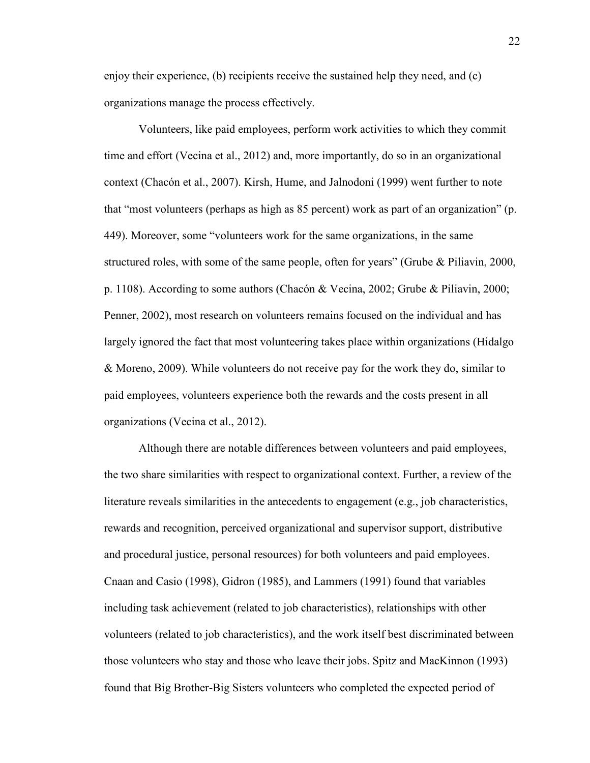enjoy their experience, (b) recipients receive the sustained help they need, and (c) organizations manage the process effectively.

Volunteers, like paid employees, perform work activities to which they commit time and effort (Vecina et al., 2012) and, more importantly, do so in an organizational context (Chacón et al., 2007). Kirsh, Hume, and Jalnodoni (1999) went further to note that "most volunteers (perhaps as high as 85 percent) work as part of an organization" (p. 449). Moreover, some "volunteers work for the same organizations, in the same structured roles, with some of the same people, often for years" (Grube & Piliavin, 2000, p. 1108). According to some authors (Chacón & Vecina, 2002; Grube & Piliavin, 2000; Penner, 2002), most research on volunteers remains focused on the individual and has largely ignored the fact that most volunteering takes place within organizations (Hidalgo & Moreno, 2009). While volunteers do not receive pay for the work they do, similar to paid employees, volunteers experience both the rewards and the costs present in all organizations (Vecina et al., 2012).

Although there are notable differences between volunteers and paid employees, the two share similarities with respect to organizational context. Further, a review of the literature reveals similarities in the antecedents to engagement (e.g., job characteristics, rewards and recognition, perceived organizational and supervisor support, distributive and procedural justice, personal resources) for both volunteers and paid employees. Cnaan and Casio (1998), Gidron (1985), and Lammers (1991) found that variables including task achievement (related to job characteristics), relationships with other volunteers (related to job characteristics), and the work itself best discriminated between those volunteers who stay and those who leave their jobs. Spitz and MacKinnon (1993) found that Big Brother-Big Sisters volunteers who completed the expected period of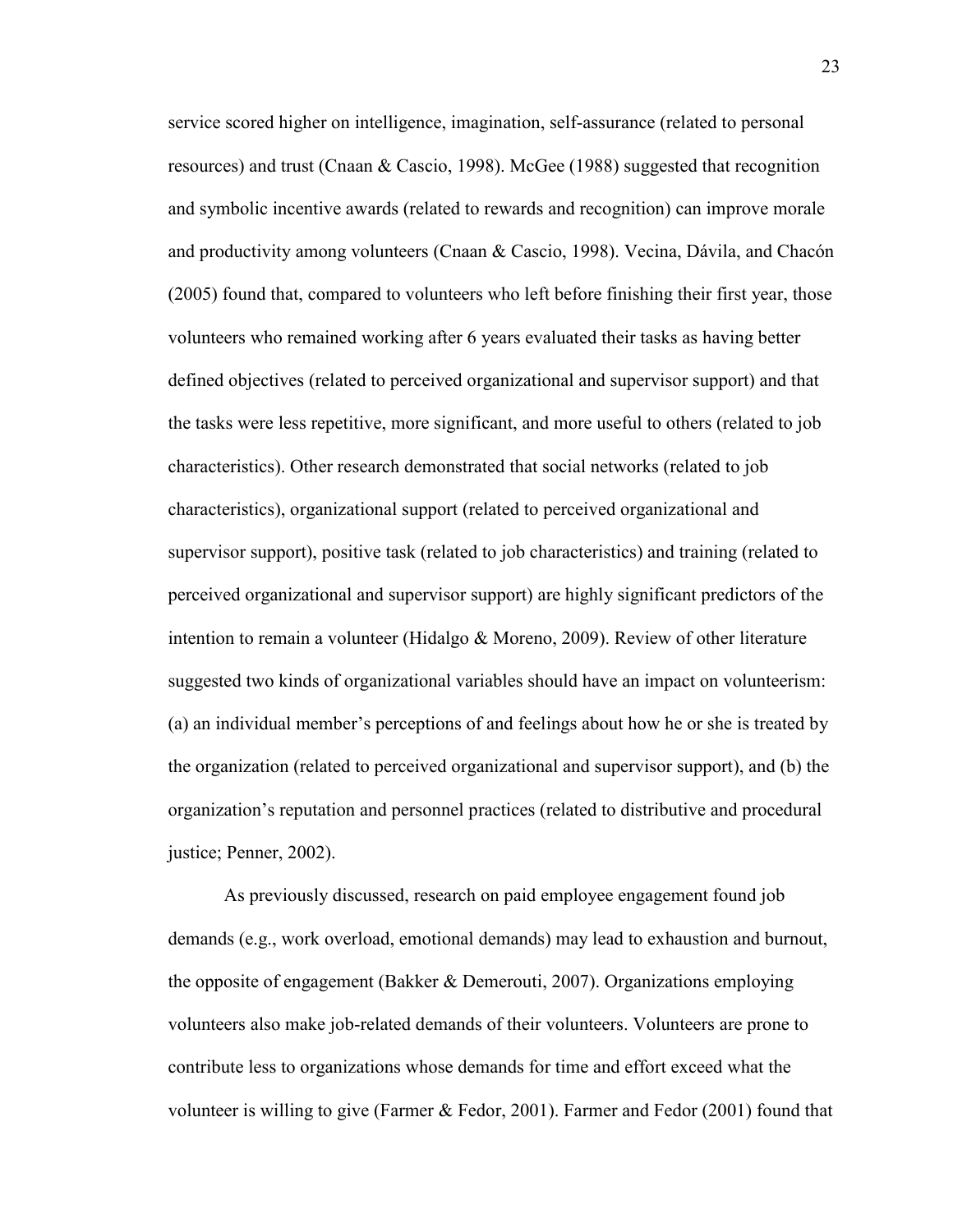service scored higher on intelligence, imagination, self-assurance (related to personal resources) and trust (Cnaan & Cascio, 1998). McGee (1988) suggested that recognition and symbolic incentive awards (related to rewards and recognition) can improve morale and productivity among volunteers (Cnaan & Cascio, 1998). Vecina, Dávila, and Chacón (2005) found that, compared to volunteers who left before finishing their first year, those volunteers who remained working after 6 years evaluated their tasks as having better defined objectives (related to perceived organizational and supervisor support) and that the tasks were less repetitive, more significant, and more useful to others (related to job characteristics). Other research demonstrated that social networks (related to job characteristics), organizational support (related to perceived organizational and supervisor support), positive task (related to job characteristics) and training (related to perceived organizational and supervisor support) are highly significant predictors of the intention to remain a volunteer (Hidalgo & Moreno, 2009). Review of other literature suggested two kinds of organizational variables should have an impact on volunteerism: (a) an individual member's perceptions of and feelings about how he or she is treated by the organization (related to perceived organizational and supervisor support), and (b) the organization's reputation and personnel practices (related to distributive and procedural justice; Penner, 2002).

As previously discussed, research on paid employee engagement found job demands (e.g., work overload, emotional demands) may lead to exhaustion and burnout, the opposite of engagement (Bakker & Demerouti, 2007). Organizations employing volunteers also make job-related demands of their volunteers. Volunteers are prone to contribute less to organizations whose demands for time and effort exceed what the volunteer is willing to give (Farmer & Fedor, 2001). Farmer and Fedor (2001) found that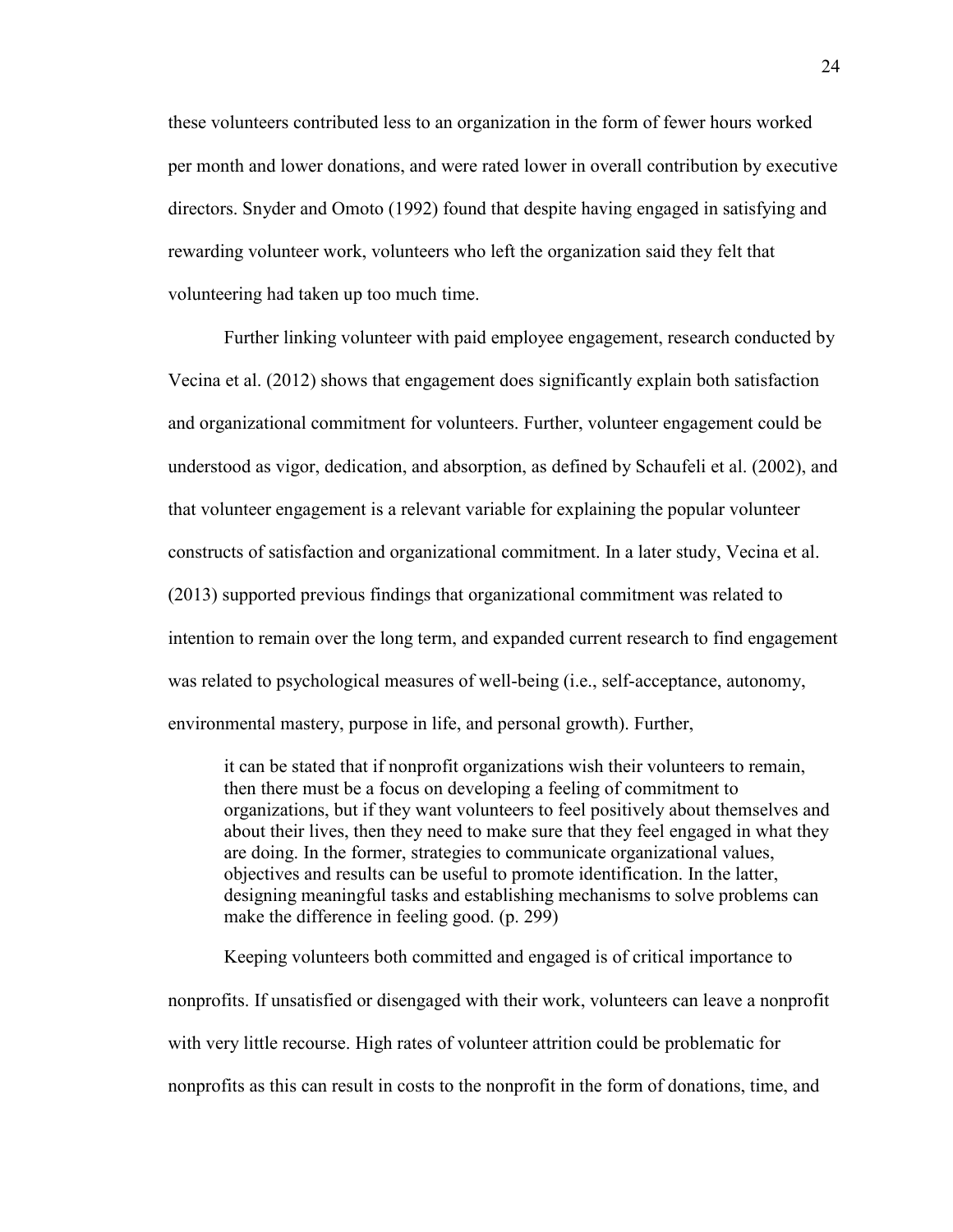these volunteers contributed less to an organization in the form of fewer hours worked per month and lower donations, and were rated lower in overall contribution by executive directors. Snyder and Omoto (1992) found that despite having engaged in satisfying and rewarding volunteer work, volunteers who left the organization said they felt that volunteering had taken up too much time.

Further linking volunteer with paid employee engagement, research conducted by Vecina et al. (2012) shows that engagement does significantly explain both satisfaction and organizational commitment for volunteers. Further, volunteer engagement could be understood as vigor, dedication, and absorption, as defined by Schaufeli et al. (2002), and that volunteer engagement is a relevant variable for explaining the popular volunteer constructs of satisfaction and organizational commitment. In a later study, Vecina et al. (2013) supported previous findings that organizational commitment was related to intention to remain over the long term, and expanded current research to find engagement was related to psychological measures of well-being (i.e., self-acceptance, autonomy, environmental mastery, purpose in life, and personal growth). Further,

> it can be stated that if nonprofit organizations wish their volunteers to remain, then there must be a focus on developing a feeling of commitment to organizations, but if they want volunteers to feel positively about themselves and about their lives, then they need to make sure that they feel engaged in what they are doing. In the former, strategies to communicate organizational values, objectives and results can be useful to promote identification. In the latter, designing meaningful tasks and establishing mechanisms to solve problems can make the difference in feeling good. (p. 299)

Keeping volunteers both committed and engaged is of critical importance to nonprofits. If unsatisfied or disengaged with their work, volunteers can leave a nonprofit with very little recourse. High rates of volunteer attrition could be problematic for nonprofits as this can result in costs to the nonprofit in the form of donations, time, and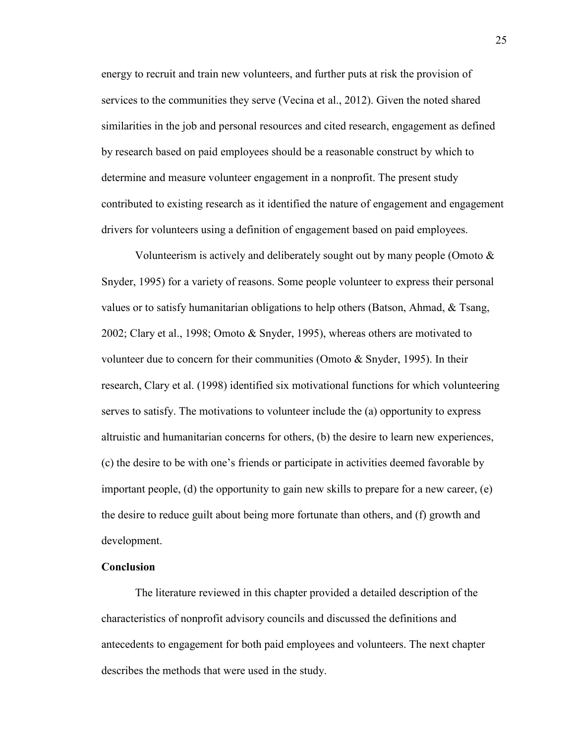energy to recruit and train new volunteers, and further puts at risk the provision of services to the communities they serve (Vecina et al., 2012). Given the noted shared similarities in the job and personal resources and cited research, engagement as defined by research based on paid employees should be a reasonable construct by which to determine and measure volunteer engagement in a nonprofit. The present study contributed to existing research as it identified the nature of engagement and engagement drivers for volunteers using a definition of engagement based on paid employees.

Volunteerism is actively and deliberately sought out by many people (Omoto & Snyder, 1995) for a variety of reasons. Some people volunteer to express their personal values or to satisfy humanitarian obligations to help others (Batson, Ahmad, & Tsang, 2002; Clary et al., 1998; Omoto & Snyder, 1995), whereas others are motivated to volunteer due to concern for their communities (Omoto & Snyder, 1995). In their research, Clary et al. (1998) identified six motivational functions for which volunteering serves to satisfy. The motivations to volunteer include the (a) opportunity to express altruistic and humanitarian concerns for others, (b) the desire to learn new experiences, (c) the desire to be with one's friends or participate in activities deemed favorable by important people, (d) the opportunity to gain new skills to prepare for a new career, (e) the desire to reduce guilt about being more fortunate than others, and (f) growth and development.

**Conclusion**

The literature reviewed in this chapter provided a detailed description of the characteristics of nonprofit advisory councils and discussed the definitions and antecedents to engagement for both paid employees and volunteers. The next chapter describes the methods that were used in the study.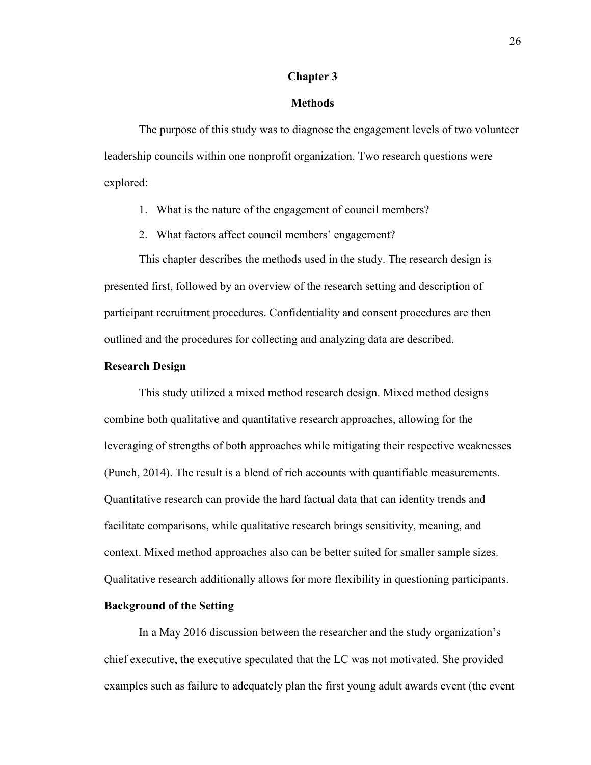# Chapter 3

# Methods

The purpose of this study was to diagnose the engagement levels of two volunteer leadership councils within one nonprofit organization. Two research questions were explored:

1. What is the nature of the engagement of council members?
2. What factors affect council members' engagement?

This chapter describes the methods used in the study. The research design is presented first, followed by an overview of the research setting and description of participant recruitment procedures. Confidentiality and consent procedures are then outlined and the procedures for collecting and analyzing data are described.

## Research Design

This study utilized a mixed method research design. Mixed method designs combine both qualitative and quantitative research approaches, allowing for the leveraging of strengths of both approaches while mitigating their respective weaknesses (Punch, 2014). The result is a blend of rich accounts with quantifiable measurements. Quantitative research can provide the hard factual data that can identity trends and facilitate comparisons, while qualitative research brings sensitivity, meaning, and context. Mixed method approaches also can be better suited for smaller sample sizes. Qualitative research additionally allows for more flexibility in questioning participants.

## Background of the Setting

In a May 2016 discussion between the researcher and the study organization's chief executive, the executive speculated that the LC was not motivated. She provided examples such as failure to adequately plan the first young adult awards event (the event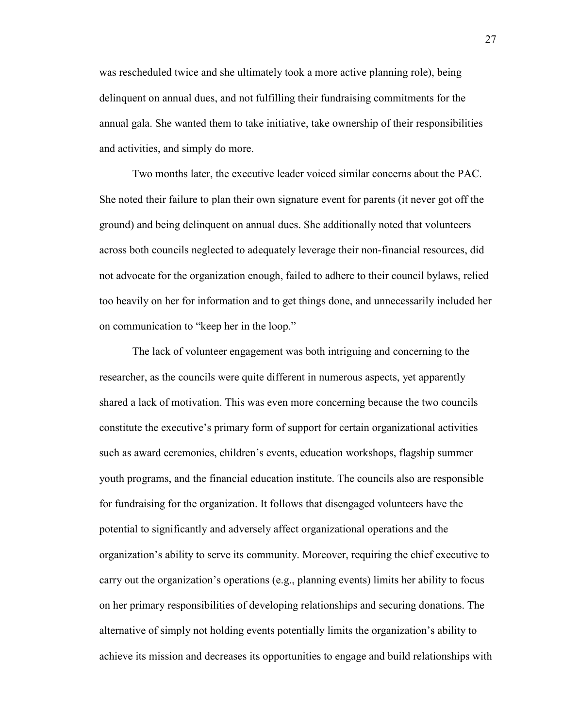was rescheduled twice and she ultimately took a more active planning role), being delinquent on annual dues, and not fulfilling their fundraising commitments for the annual gala. She wanted them to take initiative, take ownership of their responsibilities and activities, and simply do more.

Two months later, the executive leader voiced similar concerns about the PAC. She noted their failure to plan their own signature event for parents (it never got off the ground) and being delinquent on annual dues. She additionally noted that volunteers across both councils neglected to adequately leverage their non-financial resources, did not advocate for the organization enough, failed to adhere to their council bylaws, relied too heavily on her for information and to get things done, and unnecessarily included her on communication to "keep her in the loop."

The lack of volunteer engagement was both intriguing and concerning to the researcher, as the councils were quite different in numerous aspects, yet apparently shared a lack of motivation. This was even more concerning because the two councils constitute the executive's primary form of support for certain organizational activities such as award ceremonies, children's events, education workshops, flagship summer youth programs, and the financial education institute. The councils also are responsible for fundraising for the organization. It follows that disengaged volunteers have the potential to significantly and adversely affect organizational operations and the organization's ability to serve its community. Moreover, requiring the chief executive to carry out the organization's operations (e.g., planning events) limits her ability to focus on her primary responsibilities of developing relationships and securing donations. The alternative of simply not holding events potentially limits the organization's ability to achieve its mission and decreases its opportunities to engage and build relationships with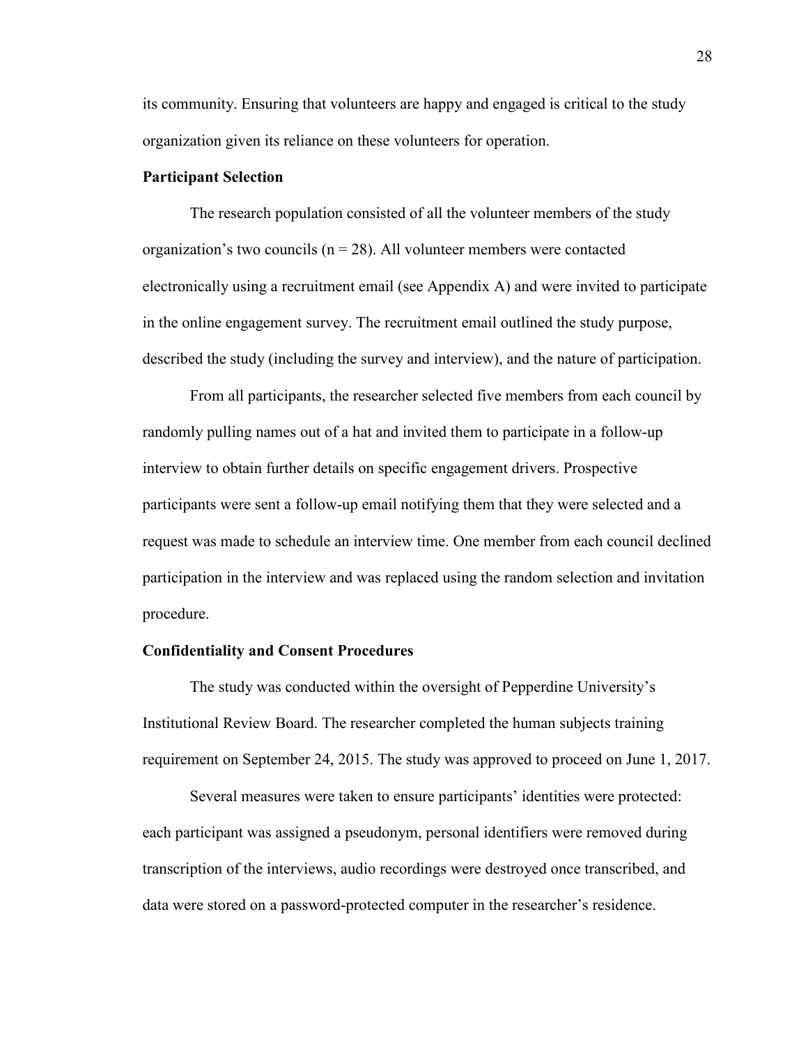its community. Ensuring that volunteers are happy and engaged is critical to the study organization given its reliance on these volunteers for operation.

**Participant Selection**

The research population consisted of all the volunteer members of the study organization's two councils ($n = 28$). All volunteer members were contacted electronically using a recruitment email (see Appendix A) and were invited to participate in the online engagement survey. The recruitment email outlined the study purpose, described the study (including the survey and interview), and the nature of participation.

From all participants, the researcher selected five members from each council by randomly pulling names out of a hat and invited them to participate in a follow-up interview to obtain further details on specific engagement drivers. Prospective participants were sent a follow-up email notifying them that they were selected and a request was made to schedule an interview time. One member from each council declined participation in the interview and was replaced using the random selection and invitation procedure.

**Confidentiality and Consent Procedures**

The study was conducted within the oversight of Pepperdine University's Institutional Review Board. The researcher completed the human subjects training requirement on September 24, 2015. The study was approved to proceed on June 1, 2017.

Several measures were taken to ensure participants' identities were protected: each participant was assigned a pseudonym, personal identifiers were removed during transcription of the interviews, audio recordings were destroyed once transcribed, and data were stored on a password-protected computer in the researcher's residence.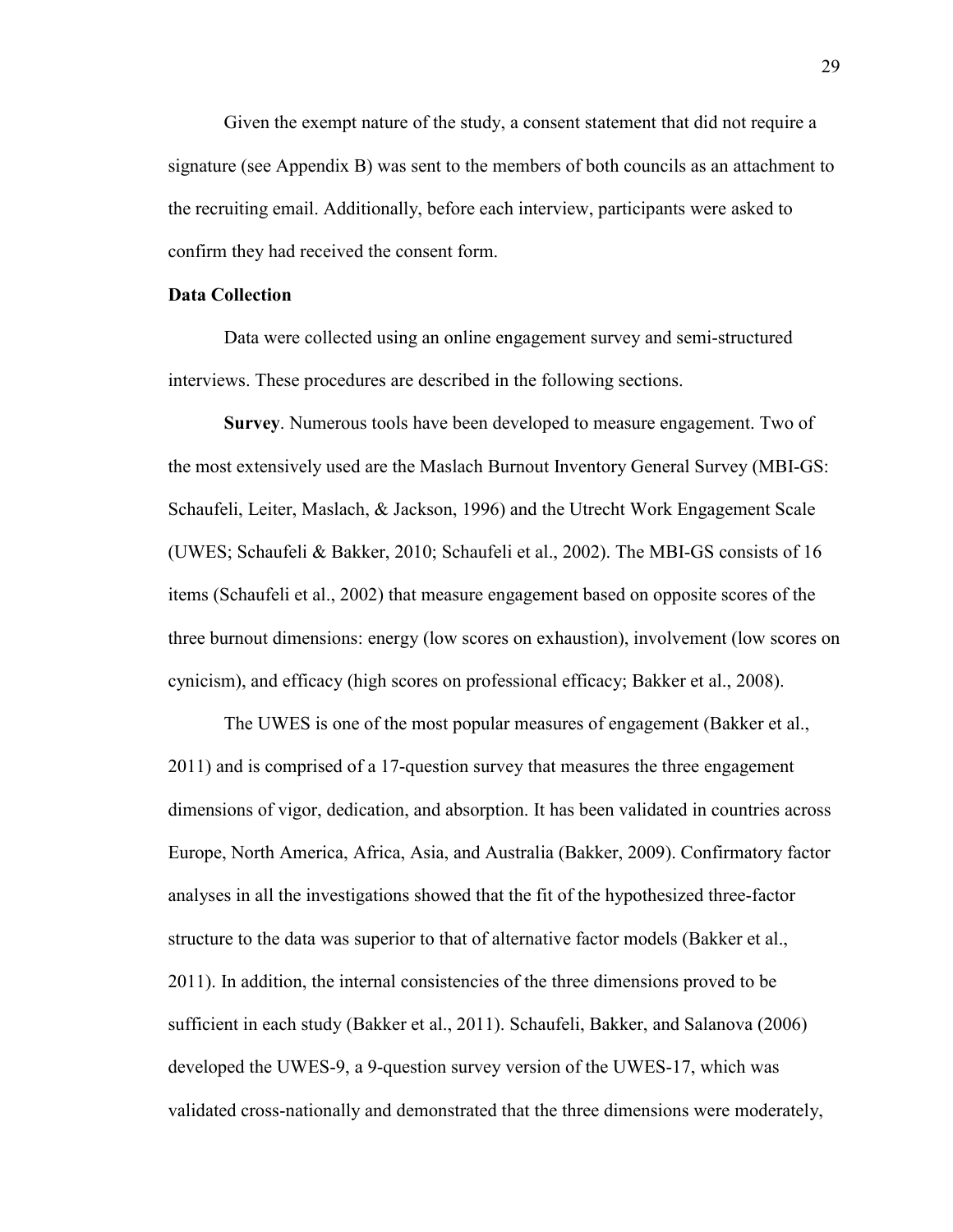Given the exempt nature of the study, a consent statement that did not require a signature (see Appendix B) was sent to the members of both councils as an attachment to the recruiting email. Additionally, before each interview, participants were asked to confirm they had received the consent form.

**Data Collection**

Data were collected using an online engagement survey and semi-structured interviews. These procedures are described in the following sections.

**Survey**. Numerous tools have been developed to measure engagement. Two of the most extensively used are the Maslach Burnout Inventory General Survey (MBI-GS: Schaufeli, Leiter, Maslach, & Jackson, 1996) and the Utrecht Work Engagement Scale (UWES; Schaufeli & Bakker, 2010; Schaufeli et al., 2002). The MBI-GS consists of 16 items (Schaufeli et al., 2002) that measure engagement based on opposite scores of the three burnout dimensions: energy (low scores on exhaustion), involvement (low scores on cynicism), and efficacy (high scores on professional efficacy; Bakker et al., 2008).

The UWES is one of the most popular measures of engagement (Bakker et al., 2011) and is comprised of a 17-question survey that measures the three engagement dimensions of vigor, dedication, and absorption. It has been validated in countries across Europe, North America, Africa, Asia, and Australia (Bakker, 2009). Confirmatory factor analyses in all the investigations showed that the fit of the hypothesized three-factor structure to the data was superior to that of alternative factor models (Bakker et al., 2011). In addition, the internal consistencies of the three dimensions proved to be sufficient in each study (Bakker et al., 2011). Schaufeli, Bakker, and Salanova (2006) developed the UWES-9, a 9-question survey version of the UWES-17, which was validated cross-nationally and demonstrated that the three dimensions were moderately,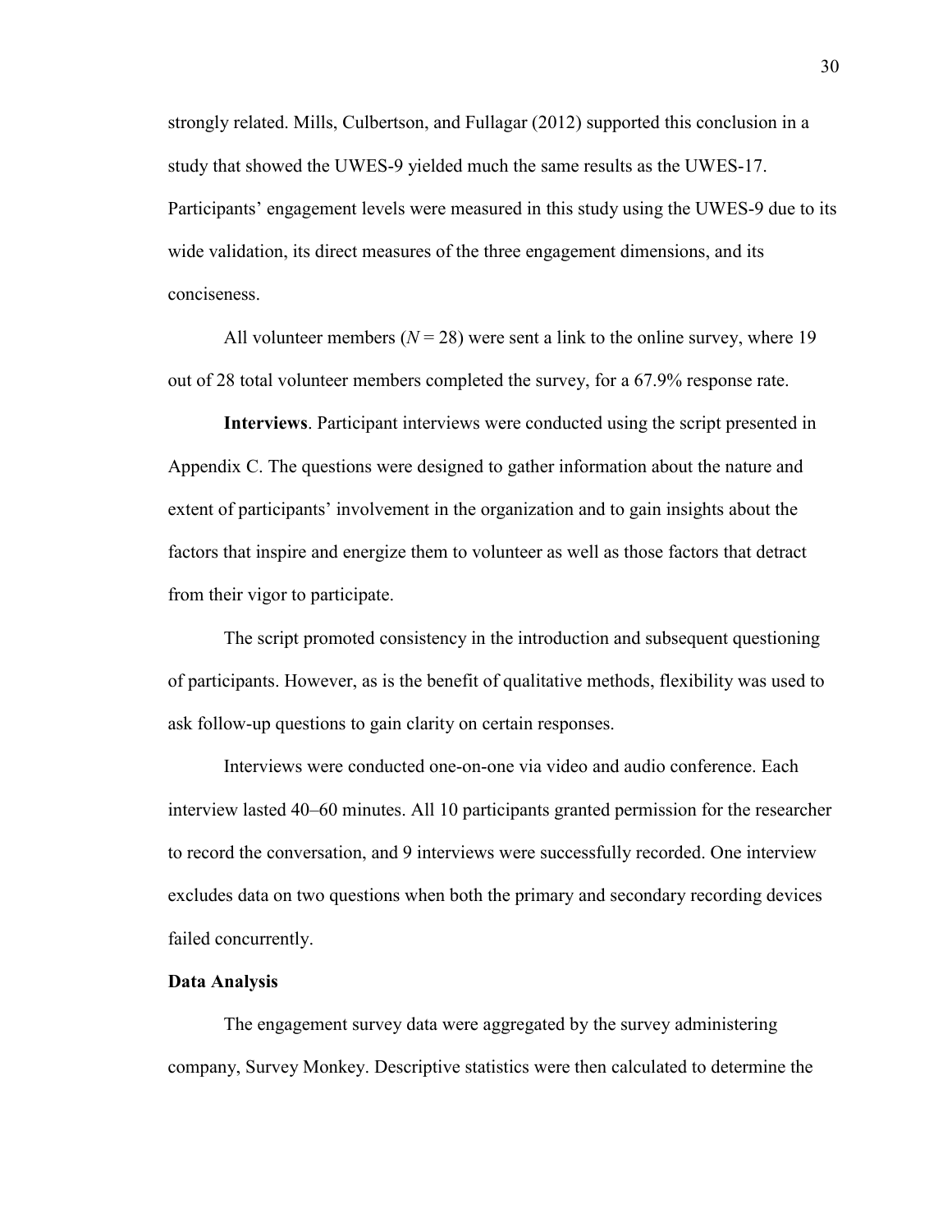strongly related. Mills, Culbertson, and Fullagar (2012) supported this conclusion in a study that showed the UWES-9 yielded much the same results as the UWES-17. Participants' engagement levels were measured in this study using the UWES-9 due to its wide validation, its direct measures of the three engagement dimensions, and its conciseness.

All volunteer members ($N = 28$) were sent a link to the online survey, where 19 out of 28 total volunteer members completed the survey, for a 67.9% response rate.

**Interviews**. Participant interviews were conducted using the script presented in Appendix C. The questions were designed to gather information about the nature and extent of participants' involvement in the organization and to gain insights about the factors that inspire and energize them to volunteer as well as those factors that detract from their vigor to participate.

The script promoted consistency in the introduction and subsequent questioning of participants. However, as is the benefit of qualitative methods, flexibility was used to ask follow-up questions to gain clarity on certain responses.

Interviews were conducted one-on-one via video and audio conference. Each interview lasted 40–60 minutes. All 10 participants granted permission for the researcher to record the conversation, and 9 interviews were successfully recorded. One interview excludes data on two questions when both the primary and secondary recording devices failed concurrently.

### Data Analysis

The engagement survey data were aggregated by the survey administering company, Survey Monkey. Descriptive statistics were then calculated to determine the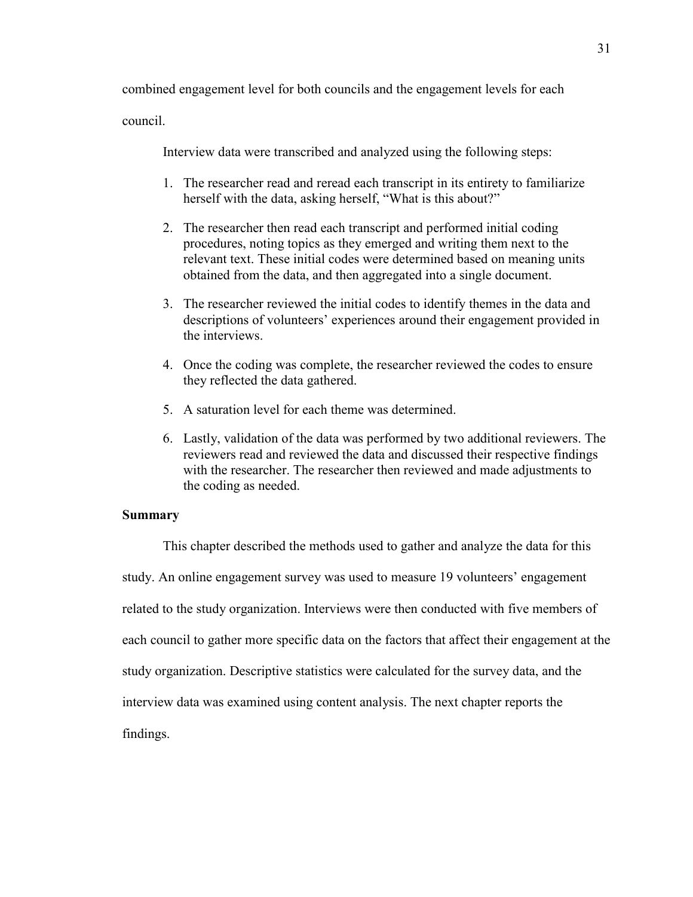combined engagement level for both councils and the engagement levels for each council.

Interview data were transcribed and analyzed using the following steps:

1. The researcher read and reread each transcript in its entirety to familiarize herself with the data, asking herself, "What is this about?"

2. The researcher then read each transcript and performed initial coding procedures, noting topics as they emerged and writing them next to the relevant text. These initial codes were determined based on meaning units obtained from the data, and then aggregated into a single document.

3. The researcher reviewed the initial codes to identify themes in the data and descriptions of volunteers' experiences around their engagement provided in the interviews.

4. Once the coding was complete, the researcher reviewed the codes to ensure they reflected the data gathered.

5. A saturation level for each theme was determined.

6. Lastly, validation of the data was performed by two additional reviewers. The reviewers read and reviewed the data and discussed their respective findings with the researcher. The researcher then reviewed and made adjustments to the coding as needed.

## Summary

This chapter described the methods used to gather and analyze the data for this study. An online engagement survey was used to measure 19 volunteers' engagement related to the study organization. Interviews were then conducted with five members of each council to gather more specific data on the factors that affect their engagement at the study organization. Descriptive statistics were calculated for the survey data, and the interview data was examined using content analysis. The next chapter reports the findings.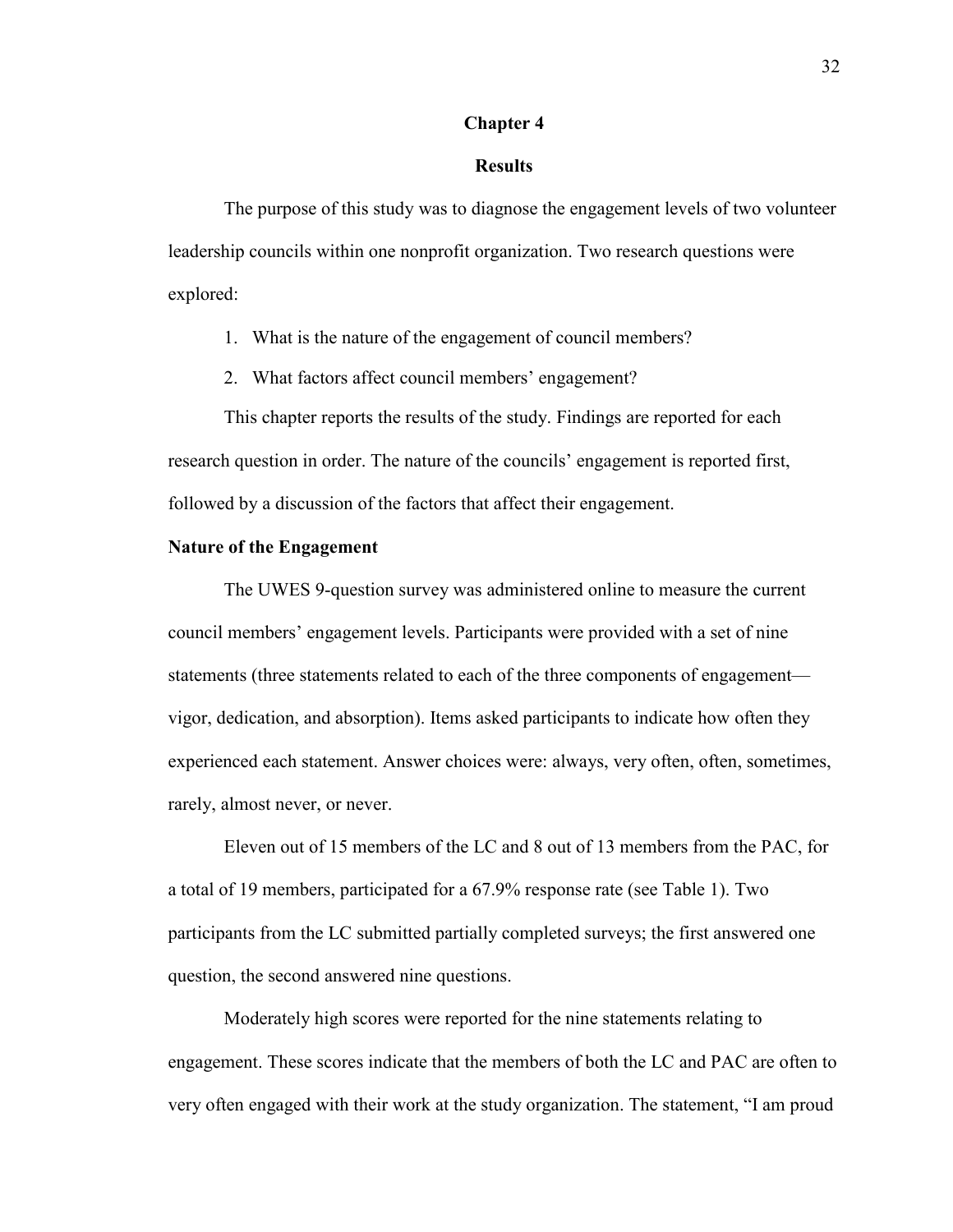# Chapter 4

## Results

The purpose of this study was to diagnose the engagement levels of two volunteer leadership councils within one nonprofit organization. Two research questions were explored:

1. What is the nature of the engagement of council members?
2. What factors affect council members' engagement?

This chapter reports the results of the study. Findings are reported for each research question in order. The nature of the councils' engagement is reported first, followed by a discussion of the factors that affect their engagement.

### Nature of the Engagement

The UWES 9-question survey was administered online to measure the current council members' engagement levels. Participants were provided with a set of nine statements (three statements related to each of the three components of engagement—vigor, dedication, and absorption). Items asked participants to indicate how often they experienced each statement. Answer choices were: always, very often, often, sometimes, rarely, almost never, or never.

Eleven out of 15 members of the LC and 8 out of 13 members from the PAC, for a total of 19 members, participated for a 67.9% response rate (see Table 1). Two participants from the LC submitted partially completed surveys; the first answered one question, the second answered nine questions.

Moderately high scores were reported for the nine statements relating to engagement. These scores indicate that the members of both the LC and PAC are often to very often engaged with their work at the study organization. The statement, "I am proud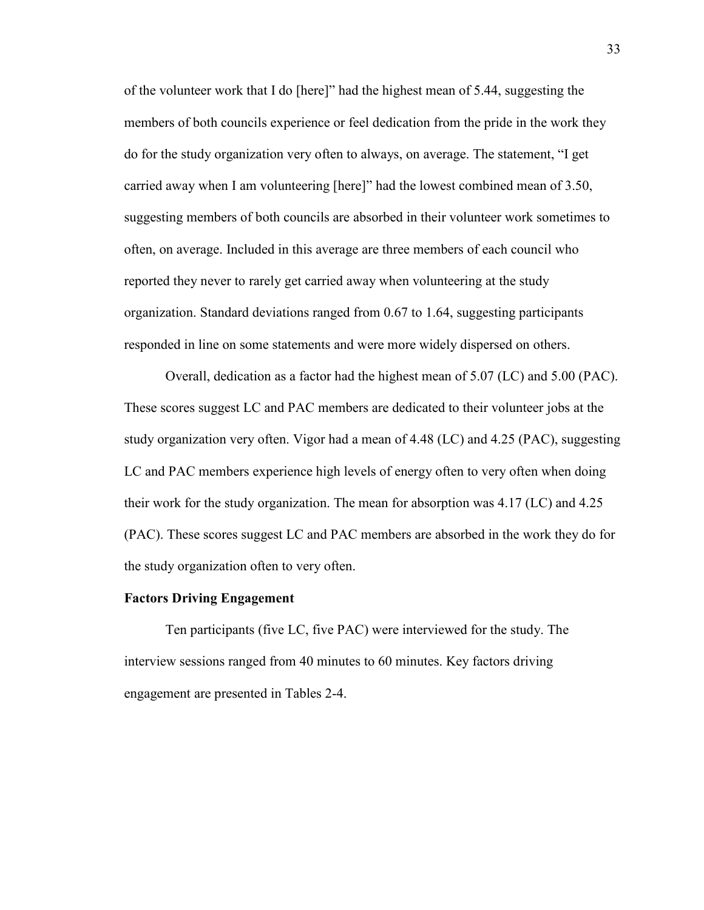of the volunteer work that I do [here]" had the highest mean of 5.44, suggesting the members of both councils experience or feel dedication from the pride in the work they do for the study organization very often to always, on average. The statement, "I get carried away when I am volunteering [here]" had the lowest combined mean of 3.50, suggesting members of both councils are absorbed in their volunteer work sometimes to often, on average. Included in this average are three members of each council who reported they never to rarely get carried away when volunteering at the study organization. Standard deviations ranged from 0.67 to 1.64, suggesting participants responded in line on some statements and were more widely dispersed on others.

Overall, dedication as a factor had the highest mean of 5.07 (LC) and 5.00 (PAC). These scores suggest LC and PAC members are dedicated to their volunteer jobs at the study organization very often. Vigor had a mean of 4.48 (LC) and 4.25 (PAC), suggesting LC and PAC members experience high levels of energy often to very often when doing their work for the study organization. The mean for absorption was 4.17 (LC) and 4.25 (PAC). These scores suggest LC and PAC members are absorbed in the work they do for the study organization often to very often.

**Factors Driving Engagement**

Ten participants (five LC, five PAC) were interviewed for the study. The interview sessions ranged from 40 minutes to 60 minutes. Key factors driving engagement are presented in Tables 2-4.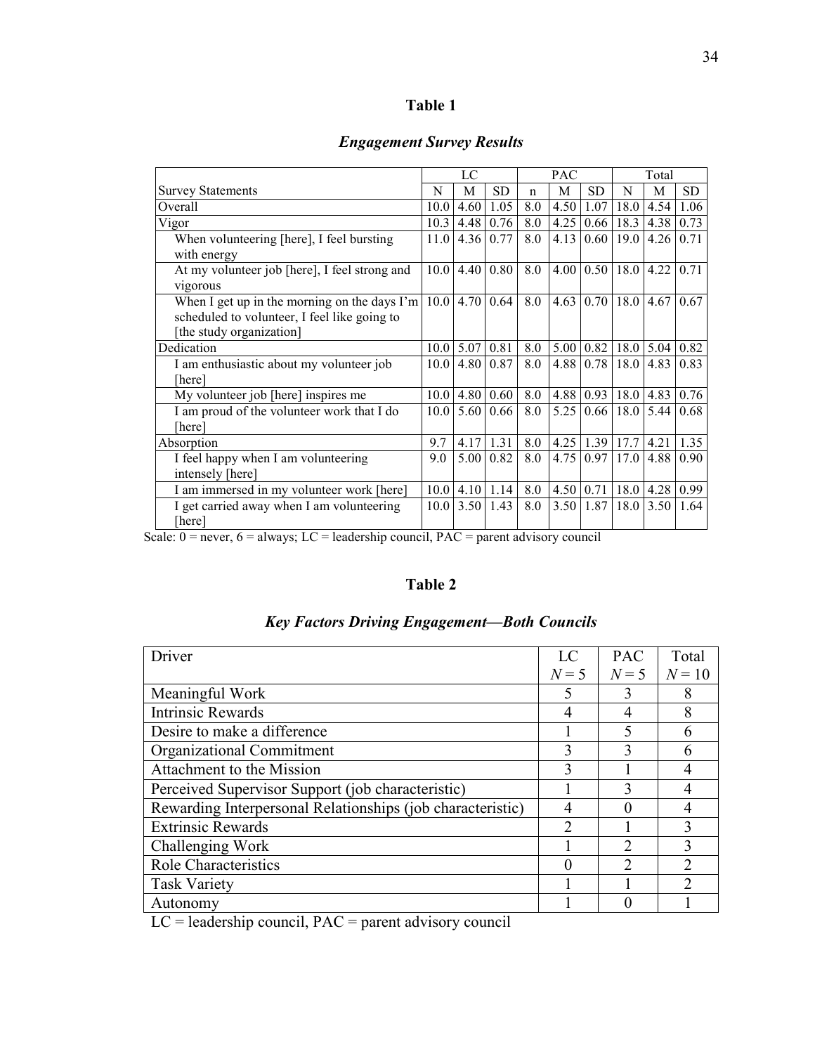**Table 1**

***Engagement Survey Results***

| | LC | | | PAC | | | Total | | |
|---|---|---|---|---|---|---|---|---|---|
| Survey Statements | N | M | SD | n | M | SD | N | M | SD |
| Overall | 10.0 | 4.60 | 1.05 | 8.0 | 4.50 | 1.07 | 18.0 | 4.54 | 1.06 |
| Vigor | 10.3 | 4.48 | 0.76 | 8.0 | 4.25 | 0.66 | 18.3 | 4.38 | 0.73 |
| When volunteering [here], I feel bursting with energy | 11.0 | 4.36 | 0.77 | 8.0 | 4.13 | 0.60 | 19.0 | 4.26 | 0.71 |
| At my volunteer job [here], I feel strong and vigorous | 10.0 | 4.40 | 0.80 | 8.0 | 4.00 | 0.50 | 18.0 | 4.22 | 0.71 |
| When I get up in the morning on the days I'm scheduled to volunteer, I feel like going to [the study organization] | 10.0 | 4.70 | 0.64 | 8.0 | 4.63 | 0.70 | 18.0 | 4.67 | 0.67 |
| Dedication | 10.0 | 5.07 | 0.81 | 8.0 | 5.00 | 0.82 | 18.0 | 5.04 | 0.82 |
| I am enthusiastic about my volunteer job [here] | 10.0 | 4.80 | 0.87 | 8.0 | 4.88 | 0.78 | 18.0 | 4.83 | 0.83 |
| My volunteer job [here] inspires me | 10.0 | 4.80 | 0.60 | 8.0 | 4.88 | 0.93 | 18.0 | 4.83 | 0.76 |
| I am proud of the volunteer work that I do [here] | 10.0 | 5.60 | 0.66 | 8.0 | 5.25 | 0.66 | 18.0 | 5.44 | 0.68 |
| Absorption | 9.7 | 4.17 | 1.31 | 8.0 | 4.25 | 1.39 | 17.7 | 4.21 | 1.35 |
| I feel happy when I am volunteering intensely [here] | 9.0 | 5.00 | 0.82 | 8.0 | 4.75 | 0.97 | 17.0 | 4.88 | 0.90 |
| I am immersed in my volunteer work [here] | 10.0 | 4.10 | 1.14 | 8.0 | 4.50 | 0.71 | 18.0 | 4.28 | 0.99 |
| I get carried away when I am volunteering [here] | 10.0 | 3.50 | 1.43 | 8.0 | 3.50 | 1.87 | 18.0 | 3.50 | 1.64 |

Scale: 0 = never, 6 = always; LC = leadership council, PAC = parent advisory council

**Table 2**

***Key Factors Driving Engagement—Both Councils***

| Driver | LC $N = 5$ | PAC $N = 5$ | Total $N = 10$ |
|---|---|---|---|
| Meaningful Work | 5 | 3 | 8 |
| Intrinsic Rewards | 4 | 4 | 8 |
| Desire to make a difference | 1 | 5 | 6 |
| Organizational Commitment | 3 | 3 | 6 |
| Attachment to the Mission | 3 | 1 | 4 |
| Perceived Supervisor Support (job characteristic) | 1 | 3 | 4 |
| Rewarding Interpersonal Relationships (job characteristic) | 4 | 0 | 4 |
| Extrinsic Rewards | 2 | 1 | 3 |
| Challenging Work | 1 | 2 | 3 |
| Role Characteristics | 0 | 2 | 2 |
| Task Variety | 1 | 1 | 2 |
| Autonomy | 1 | 0 | 1 |

LC = leadership council, PAC = parent advisory council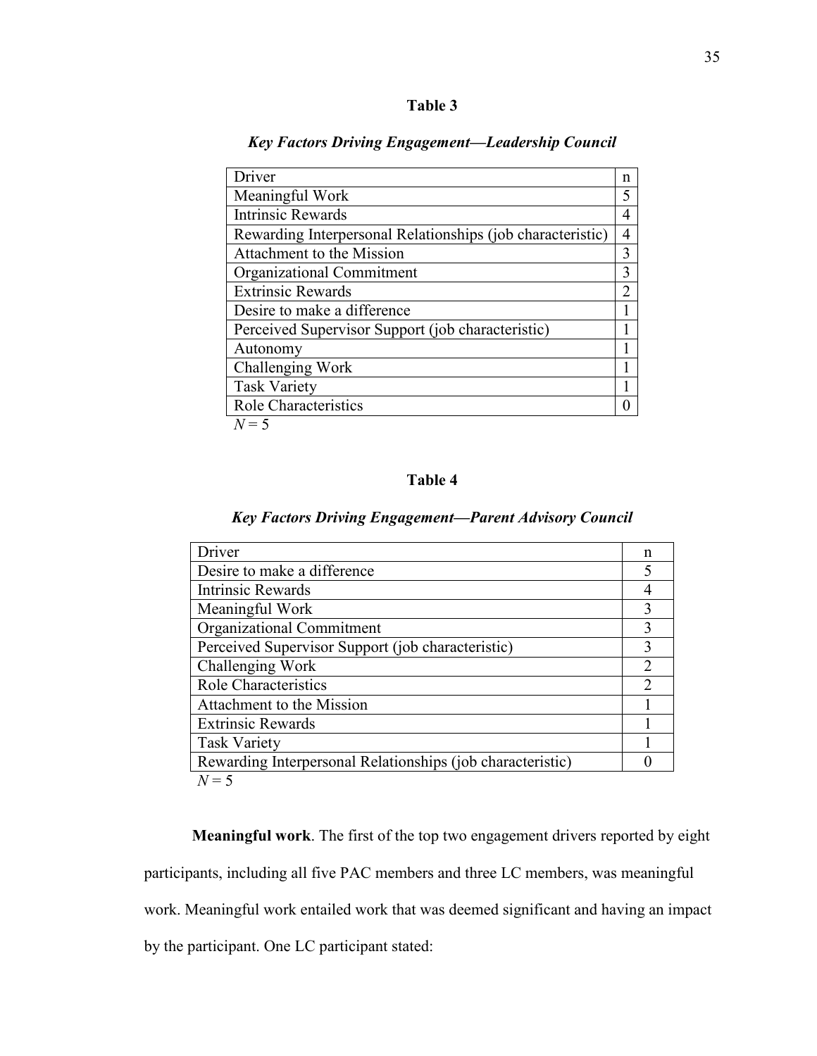**Table 3**

***Key Factors Driving Engagement—Leadership Council***

| Driver | n |
|---|---|
| Meaningful Work | 5 |
| Intrinsic Rewards | 4 |
| Rewarding Interpersonal Relationships (job characteristic) | 4 |
| Attachment to the Mission | 3 |
| Organizational Commitment | 3 |
| Extrinsic Rewards | 2 |
| Desire to make a difference | 1 |
| Perceived Supervisor Support (job characteristic) | 1 |
| Autonomy | 1 |
| Challenging Work | 1 |
| Task Variety | 1 |
| Role Characteristics | 0 |

*N* = 5

**Table 4**

***Key Factors Driving Engagement—Parent Advisory Council***

| Driver | n |
|---|---|
| Desire to make a difference | 5 |
| Intrinsic Rewards | 4 |
| Meaningful Work | 3 |
| Organizational Commitment | 3 |
| Perceived Supervisor Support (job characteristic) | 3 |
| Challenging Work | 2 |
| Role Characteristics | 2 |
| Attachment to the Mission | 1 |
| Extrinsic Rewards | 1 |
| Task Variety | 1 |
| Rewarding Interpersonal Relationships (job characteristic) | 0 |

*N* = 5

**Meaningful work**. The first of the top two engagement drivers reported by eight participants, including all five PAC members and three LC members, was meaningful work. Meaningful work entailed work that was deemed significant and having an impact by the participant. One LC participant stated: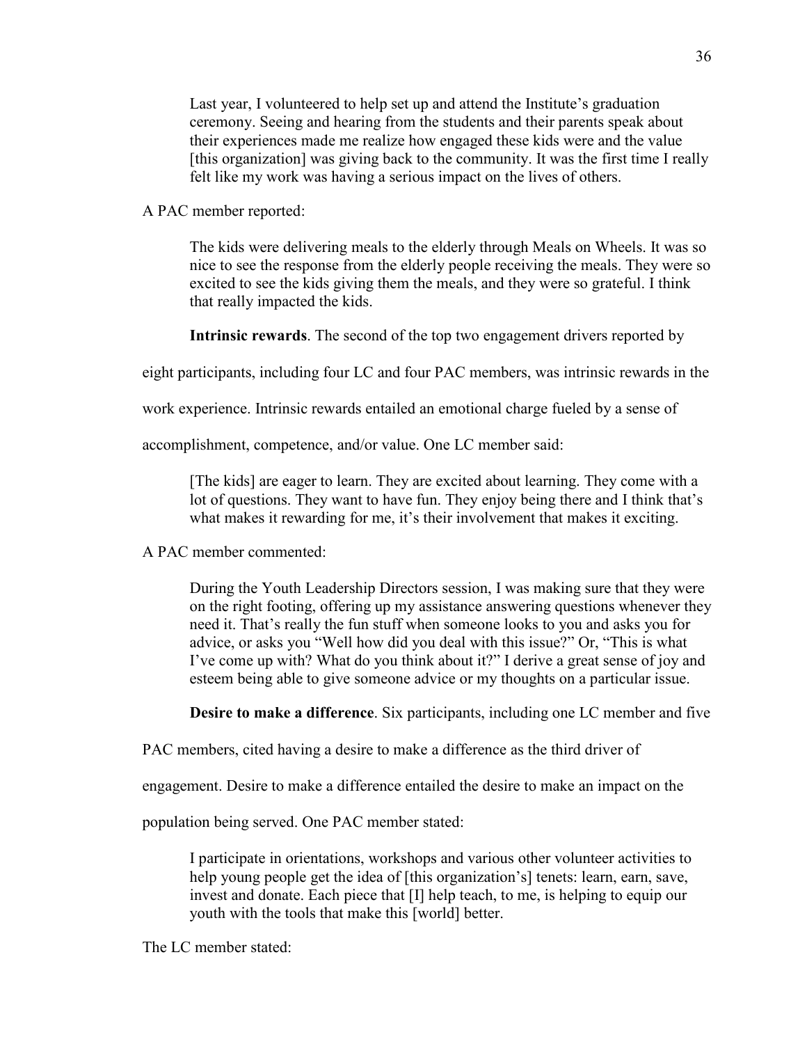> Last year, I volunteered to help set up and attend the Institute's graduation ceremony. Seeing and hearing from the students and their parents speak about their experiences made me realize how engaged these kids were and the value [this organization] was giving back to the community. It was the first time I really felt like my work was having a serious impact on the lives of others.

A PAC member reported:

> The kids were delivering meals to the elderly through Meals on Wheels. It was so nice to see the response from the elderly people receiving the meals. They were so excited to see the kids giving them the meals, and they were so grateful. I think that really impacted the kids.

**Intrinsic rewards**. The second of the top two engagement drivers reported by eight participants, including four LC and four PAC members, was intrinsic rewards in the work experience. Intrinsic rewards entailed an emotional charge fueled by a sense of accomplishment, competence, and/or value. One LC member said:

> [The kids] are eager to learn. They are excited about learning. They come with a lot of questions. They want to have fun. They enjoy being there and I think that's what makes it rewarding for me, it's their involvement that makes it exciting.

A PAC member commented:

> During the Youth Leadership Directors session, I was making sure that they were on the right footing, offering up my assistance answering questions whenever they need it. That's really the fun stuff when someone looks to you and asks you for advice, or asks you "Well how did you deal with this issue?" Or, "This is what I've come up with? What do you think about it?" I derive a great sense of joy and esteem being able to give someone advice or my thoughts on a particular issue.

**Desire to make a difference**. Six participants, including one LC member and five PAC members, cited having a desire to make a difference as the third driver of engagement. Desire to make a difference entailed the desire to make an impact on the population being served. One PAC member stated:

> I participate in orientations, workshops and various other volunteer activities to help young people get the idea of [this organization's] tenets: learn, earn, save, invest and donate. Each piece that [I] help teach, to me, is helping to equip our youth with the tools that make this [world] better.

The LC member stated: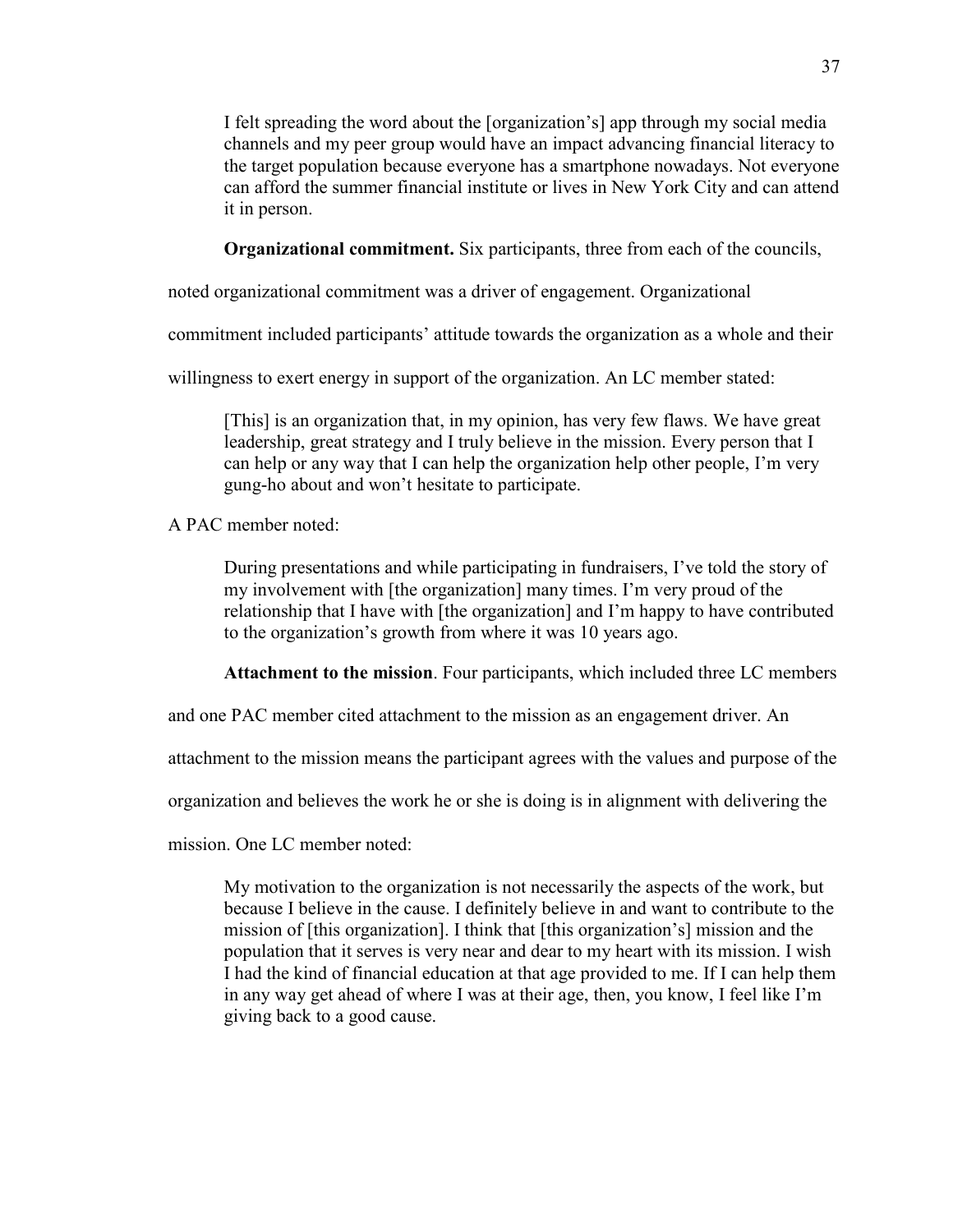> I felt spreading the word about the [organization's] app through my social media channels and my peer group would have an impact advancing financial literacy to the target population because everyone has a smartphone nowadays. Not everyone can afford the summer financial institute or lives in New York City and can attend it in person.

**Organizational commitment.** Six participants, three from each of the councils, noted organizational commitment was a driver of engagement. Organizational commitment included participants' attitude towards the organization as a whole and their willingness to exert energy in support of the organization. An LC member stated:

> [This] is an organization that, in my opinion, has very few flaws. We have great leadership, great strategy and I truly believe in the mission. Every person that I can help or any way that I can help the organization help other people, I'm very gung-ho about and won't hesitate to participate.

A PAC member noted:

> During presentations and while participating in fundraisers, I've told the story of my involvement with [the organization] many times. I'm very proud of the relationship that I have with [the organization] and I'm happy to have contributed to the organization's growth from where it was 10 years ago.

**Attachment to the mission**. Four participants, which included three LC members and one PAC member cited attachment to the mission as an engagement driver. An attachment to the mission means the participant agrees with the values and purpose of the organization and believes the work he or she is doing is in alignment with delivering the mission. One LC member noted:

> My motivation to the organization is not necessarily the aspects of the work, but because I believe in the cause. I definitely believe in and want to contribute to the mission of [this organization]. I think that [this organization's] mission and the population that it serves is very near and dear to my heart with its mission. I wish I had the kind of financial education at that age provided to me. If I can help them in any way get ahead of where I was at their age, then, you know, I feel like I'm giving back to a good cause.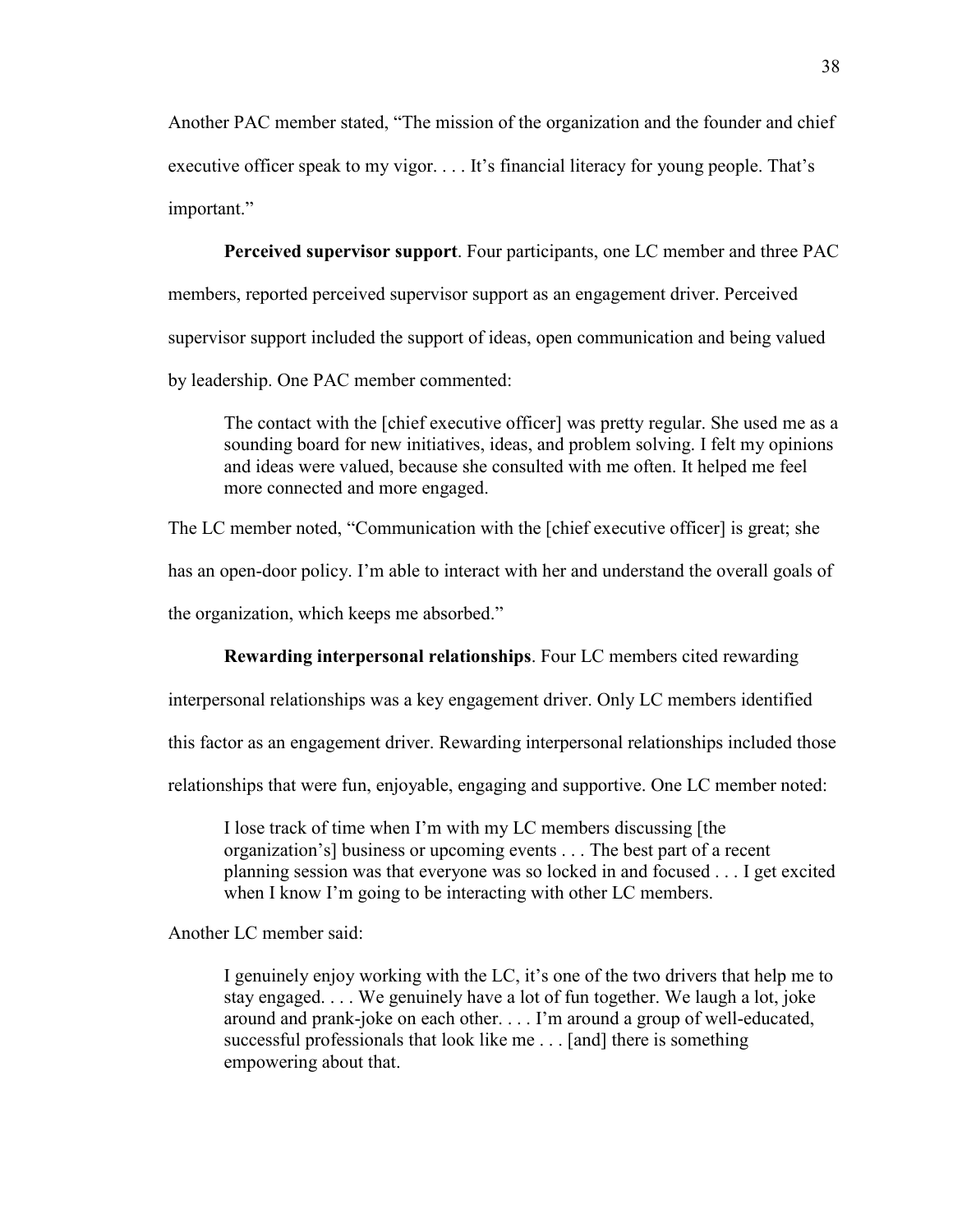Another PAC member stated, "The mission of the organization and the founder and chief executive officer speak to my vigor. . . . It's financial literacy for young people. That's important."

**Perceived supervisor support**. Four participants, one LC member and three PAC members, reported perceived supervisor support as an engagement driver. Perceived supervisor support included the support of ideas, open communication and being valued by leadership. One PAC member commented:

> The contact with the [chief executive officer] was pretty regular. She used me as a sounding board for new initiatives, ideas, and problem solving. I felt my opinions and ideas were valued, because she consulted with me often. It helped me feel more connected and more engaged.

The LC member noted, "Communication with the [chief executive officer] is great; she has an open-door policy. I'm able to interact with her and understand the overall goals of the organization, which keeps me absorbed."

**Rewarding interpersonal relationships**. Four LC members cited rewarding interpersonal relationships was a key engagement driver. Only LC members identified this factor as an engagement driver. Rewarding interpersonal relationships included those relationships that were fun, enjoyable, engaging and supportive. One LC member noted:

> I lose track of time when I'm with my LC members discussing [the organization's] business or upcoming events . . . The best part of a recent planning session was that everyone was so locked in and focused . . . I get excited when I know I'm going to be interacting with other LC members.

Another LC member said:

> I genuinely enjoy working with the LC, it's one of the two drivers that help me to stay engaged. . . . We genuinely have a lot of fun together. We laugh a lot, joke around and prank-joke on each other. . . . I'm around a group of well-educated, successful professionals that look like me . . . [and] there is something empowering about that.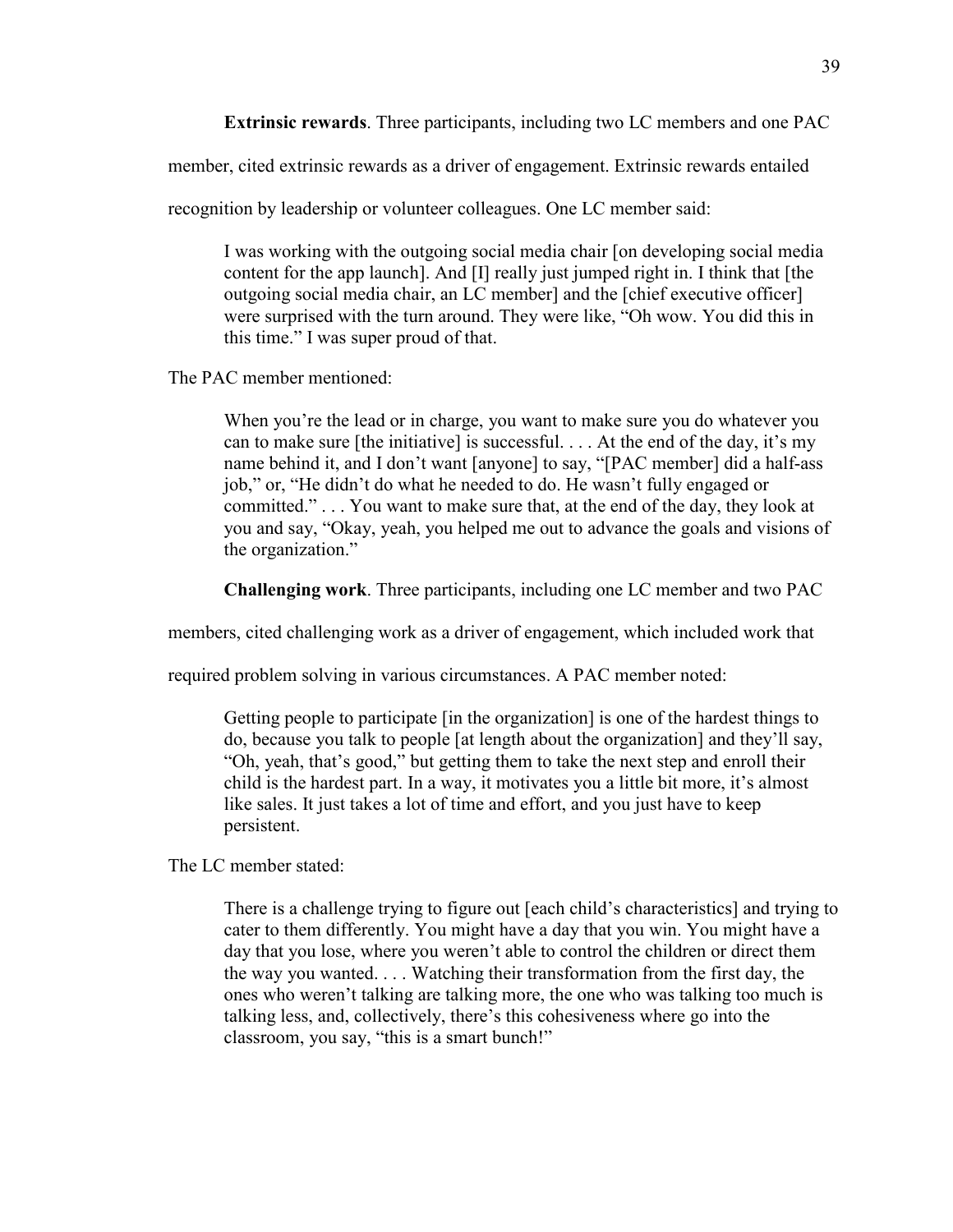**Extrinsic rewards**. Three participants, including two LC members and one PAC member, cited extrinsic rewards as a driver of engagement. Extrinsic rewards entailed recognition by leadership or volunteer colleagues. One LC member said:

> I was working with the outgoing social media chair [on developing social media content for the app launch]. And [I] really just jumped right in. I think that [the outgoing social media chair, an LC member] and the [chief executive officer] were surprised with the turn around. They were like, "Oh wow. You did this in this time." I was super proud of that.

The PAC member mentioned:

> When you're the lead or in charge, you want to make sure you do whatever you can to make sure [the initiative] is successful. . . . At the end of the day, it's my name behind it, and I don't want [anyone] to say, "[PAC member] did a half-ass job," or, "He didn't do what he needed to do. He wasn't fully engaged or committed." . . . You want to make sure that, at the end of the day, they look at you and say, "Okay, yeah, you helped me out to advance the goals and visions of the organization."

**Challenging work**. Three participants, including one LC member and two PAC members, cited challenging work as a driver of engagement, which included work that required problem solving in various circumstances. A PAC member noted:

> Getting people to participate [in the organization] is one of the hardest things to do, because you talk to people [at length about the organization] and they'll say, "Oh, yeah, that's good," but getting them to take the next step and enroll their child is the hardest part. In a way, it motivates you a little bit more, it's almost like sales. It just takes a lot of time and effort, and you just have to keep persistent.

The LC member stated:

> There is a challenge trying to figure out [each child's characteristics] and trying to cater to them differently. You might have a day that you win. You might have a day that you lose, where you weren't able to control the children or direct them the way you wanted. . . . Watching their transformation from the first day, the ones who weren't talking are talking more, the one who was talking too much is talking less, and, collectively, there's this cohesiveness where go into the classroom, you say, "this is a smart bunch!"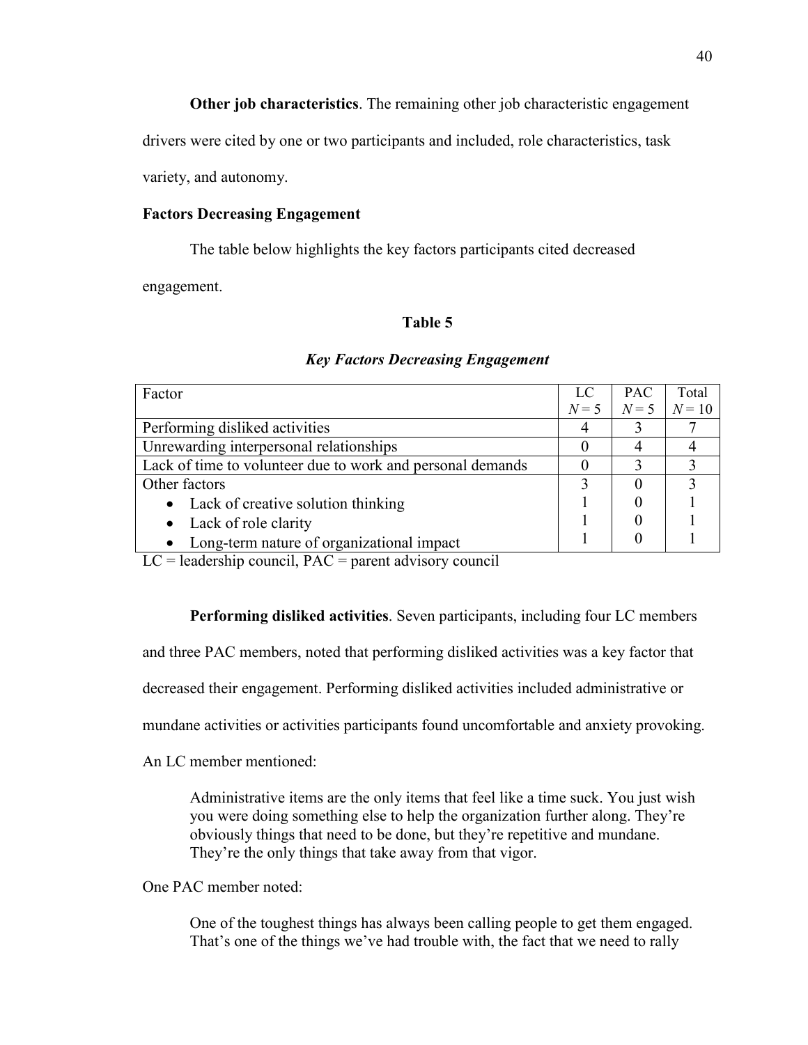**Other job characteristics**. The remaining other job characteristic engagement drivers were cited by one or two participants and included, role characteristics, task variety, and autonomy.

### Factors Decreasing Engagement

The table below highlights the key factors participants cited decreased engagement.

**Table 5**

***Key Factors Decreasing Engagement***

| Factor | LC $N = 5$ | PAC $N = 5$ | Total $N = 10$ |
|---|---|---|---|
| Performing disliked activities | 4 | 3 | 7 |
| Unrewarding interpersonal relationships | 0 | 4 | 4 |
| Lack of time to volunteer due to work and personal demands | 0 | 3 | 3 |
| Other factors | 3 | 0 | 3 |
| • Lack of creative solution thinking | 1 | 0 | 1 |
| • Lack of role clarity | 1 | 0 | 1 |
| • Long-term nature of organizational impact | 1 | 0 | 1 |

LC = leadership council, PAC = parent advisory council

**Performing disliked activities**. Seven participants, including four LC members and three PAC members, noted that performing disliked activities was a key factor that decreased their engagement. Performing disliked activities included administrative or mundane activities or activities participants found uncomfortable and anxiety provoking. An LC member mentioned:

> Administrative items are the only items that feel like a time suck. You just wish you were doing something else to help the organization further along. They're obviously things that need to be done, but they're repetitive and mundane. They're the only things that take away from that vigor.

One PAC member noted:

> One of the toughest things has always been calling people to get them engaged. That's one of the things we've had trouble with, the fact that we need to rally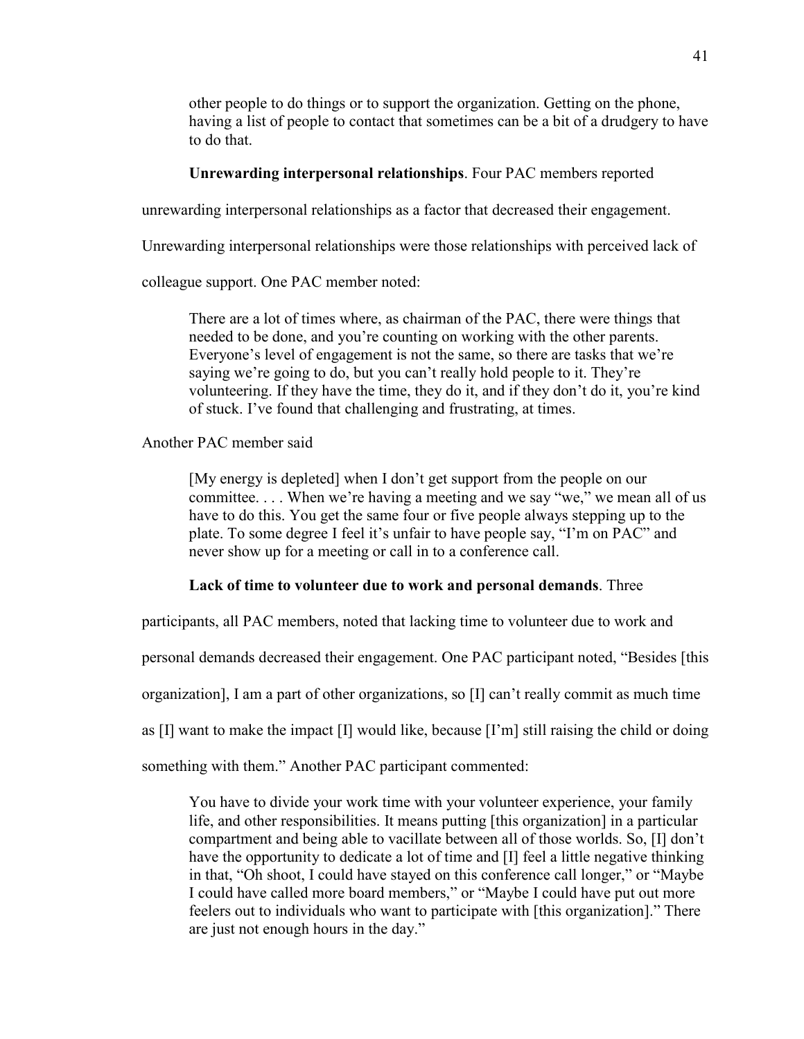> other people to do things or to support the organization. Getting on the phone, having a list of people to contact that sometimes can be a bit of a drudgery to have to do that.

**Unrewarding interpersonal relationships**. Four PAC members reported unrewarding interpersonal relationships as a factor that decreased their engagement. Unrewarding interpersonal relationships were those relationships with perceived lack of colleague support. One PAC member noted:

> There are a lot of times where, as chairman of the PAC, there were things that needed to be done, and you're counting on working with the other parents. Everyone's level of engagement is not the same, so there are tasks that we're saying we're going to do, but you can't really hold people to it. They're volunteering. If they have the time, they do it, and if they don't do it, you're kind of stuck. I've found that challenging and frustrating, at times.

Another PAC member said

> [My energy is depleted] when I don't get support from the people on our committee. . . . When we're having a meeting and we say "we," we mean all of us have to do this. You get the same four or five people always stepping up to the plate. To some degree I feel it's unfair to have people say, "I'm on PAC" and never show up for a meeting or call in to a conference call.

**Lack of time to volunteer due to work and personal demands**. Three participants, all PAC members, noted that lacking time to volunteer due to work and personal demands decreased their engagement. One PAC participant noted, "Besides [this organization], I am a part of other organizations, so [I] can't really commit as much time as [I] want to make the impact [I] would like, because [I'm] still raising the child or doing something with them." Another PAC participant commented:

> You have to divide your work time with your volunteer experience, your family life, and other responsibilities. It means putting [this organization] in a particular compartment and being able to vacillate between all of those worlds. So, [I] don't have the opportunity to dedicate a lot of time and [I] feel a little negative thinking in that, "Oh shoot, I could have stayed on this conference call longer," or "Maybe I could have called more board members," or "Maybe I could have put out more feelers out to individuals who want to participate with [this organization]." There are just not enough hours in the day."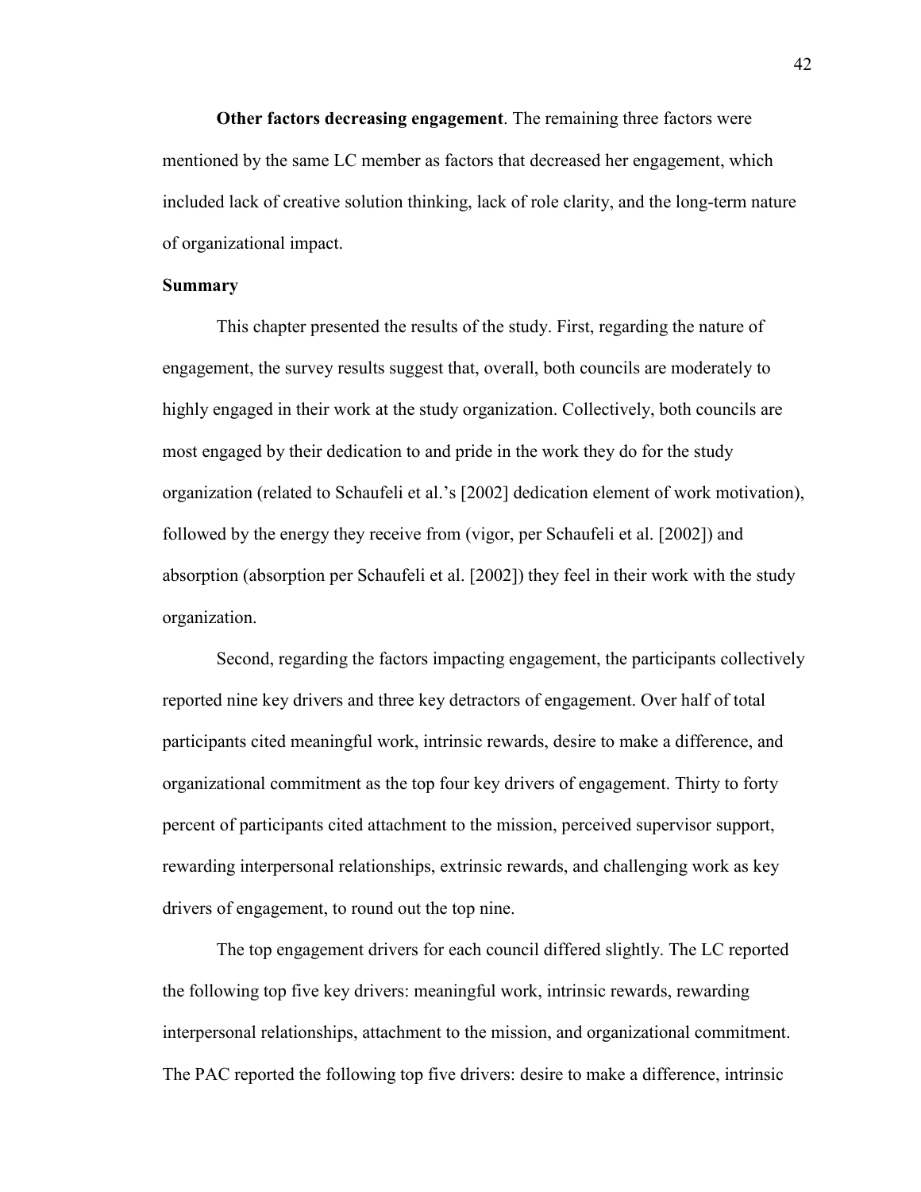**Other factors decreasing engagement**. The remaining three factors were mentioned by the same LC member as factors that decreased her engagement, which included lack of creative solution thinking, lack of role clarity, and the long-term nature of organizational impact.

## Summary

This chapter presented the results of the study. First, regarding the nature of engagement, the survey results suggest that, overall, both councils are moderately to highly engaged in their work at the study organization. Collectively, both councils are most engaged by their dedication to and pride in the work they do for the study organization (related to Schaufeli et al.'s [2002] dedication element of work motivation), followed by the energy they receive from (vigor, per Schaufeli et al. [2002]) and absorption (absorption per Schaufeli et al. [2002]) they feel in their work with the study organization.

Second, regarding the factors impacting engagement, the participants collectively reported nine key drivers and three key detractors of engagement. Over half of total participants cited meaningful work, intrinsic rewards, desire to make a difference, and organizational commitment as the top four key drivers of engagement. Thirty to forty percent of participants cited attachment to the mission, perceived supervisor support, rewarding interpersonal relationships, extrinsic rewards, and challenging work as key drivers of engagement, to round out the top nine.

The top engagement drivers for each council differed slightly. The LC reported the following top five key drivers: meaningful work, intrinsic rewards, rewarding interpersonal relationships, attachment to the mission, and organizational commitment. The PAC reported the following top five drivers: desire to make a difference, intrinsic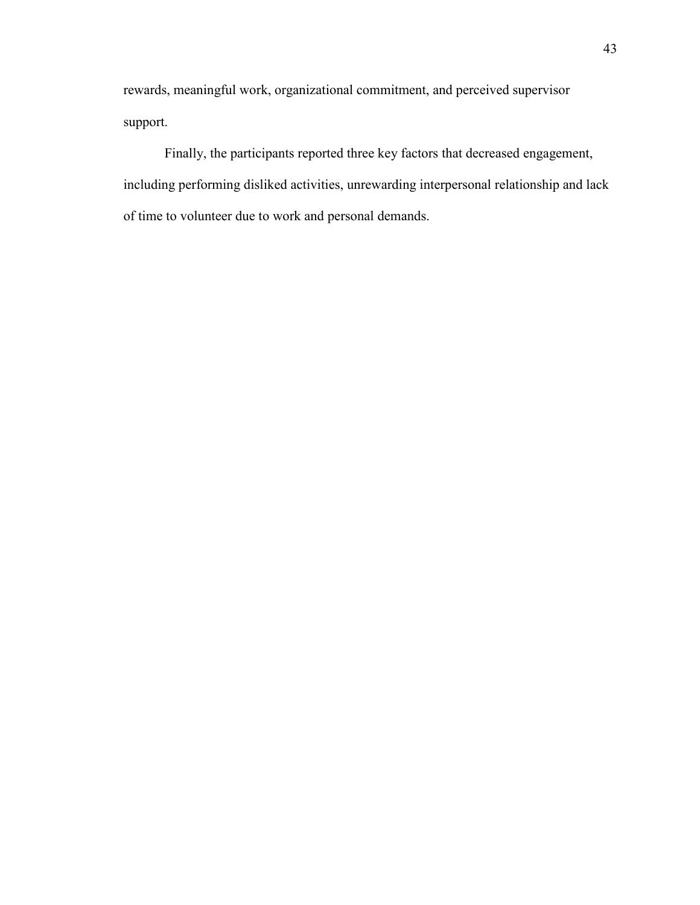rewards, meaningful work, organizational commitment, and perceived supervisor support.

Finally, the participants reported three key factors that decreased engagement, including performing disliked activities, unrewarding interpersonal relationship and lack of time to volunteer due to work and personal demands.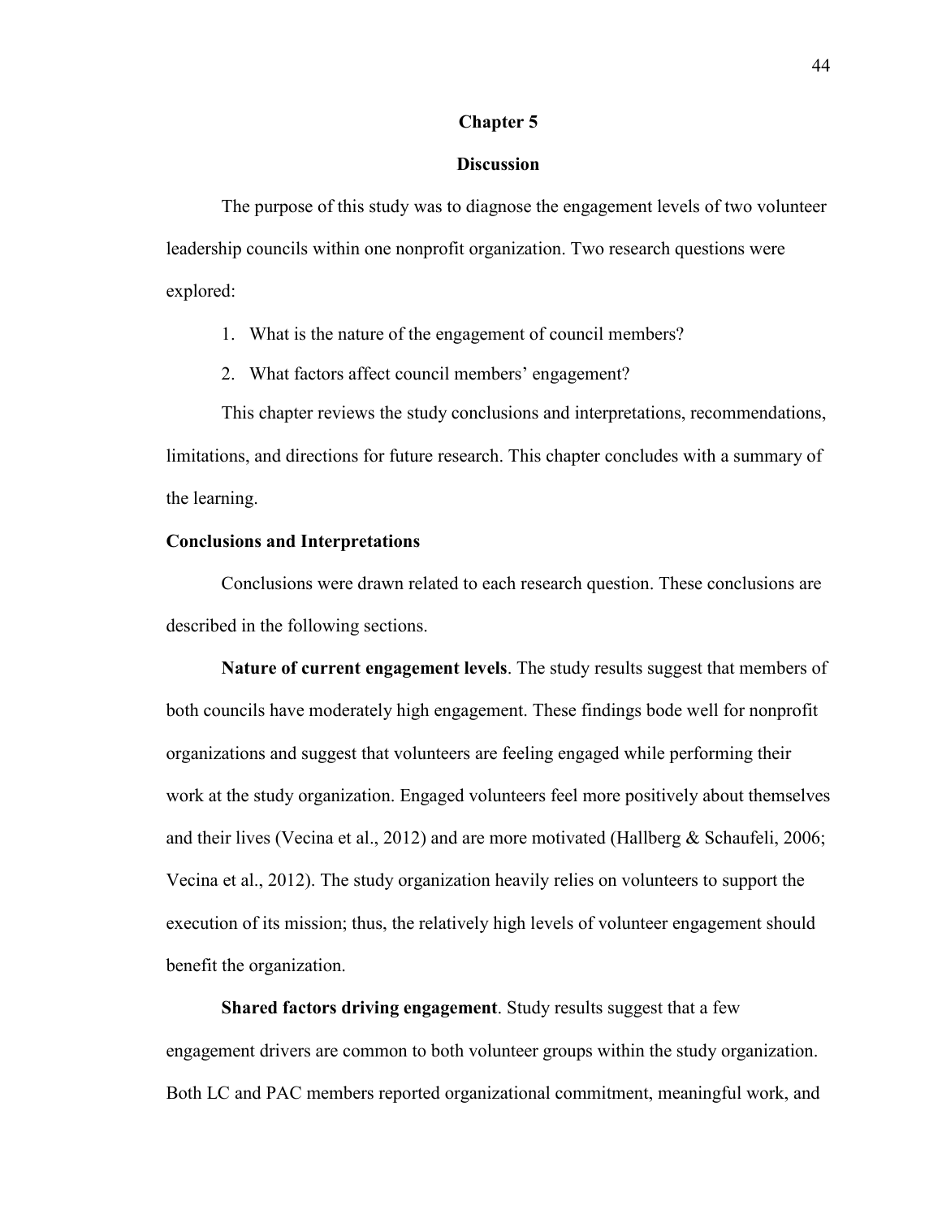# Chapter 5

## Discussion

The purpose of this study was to diagnose the engagement levels of two volunteer leadership councils within one nonprofit organization. Two research questions were explored:

1. What is the nature of the engagement of council members?
2. What factors affect council members' engagement?

This chapter reviews the study conclusions and interpretations, recommendations, limitations, and directions for future research. This chapter concludes with a summary of the learning.

### Conclusions and Interpretations

Conclusions were drawn related to each research question. These conclusions are described in the following sections.

**Nature of current engagement levels**. The study results suggest that members of both councils have moderately high engagement. These findings bode well for nonprofit organizations and suggest that volunteers are feeling engaged while performing their work at the study organization. Engaged volunteers feel more positively about themselves and their lives (Vecina et al., 2012) and are more motivated (Hallberg & Schaufeli, 2006; Vecina et al., 2012). The study organization heavily relies on volunteers to support the execution of its mission; thus, the relatively high levels of volunteer engagement should benefit the organization.

**Shared factors driving engagement**. Study results suggest that a few engagement drivers are common to both volunteer groups within the study organization. Both LC and PAC members reported organizational commitment, meaningful work, and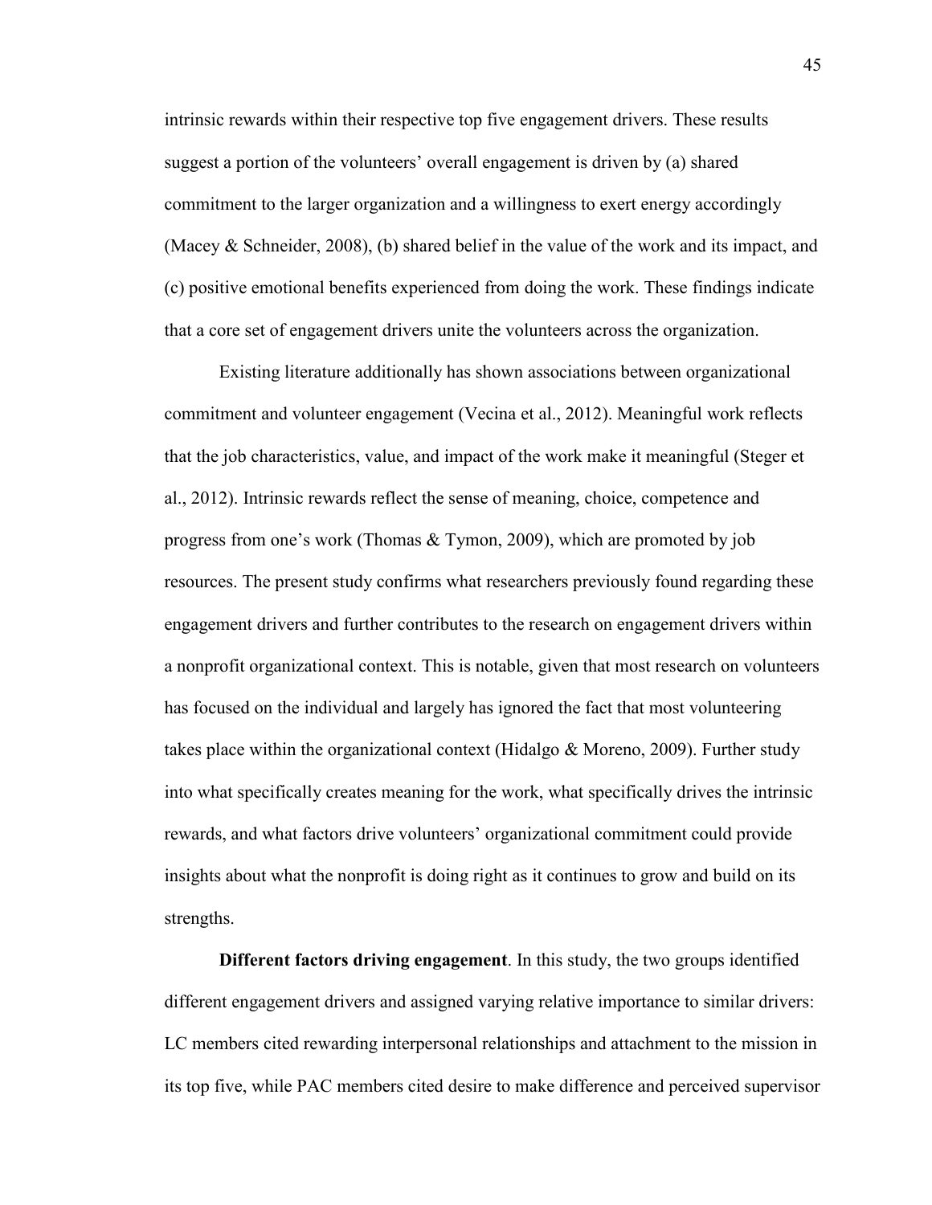intrinsic rewards within their respective top five engagement drivers. These results suggest a portion of the volunteers' overall engagement is driven by (a) shared commitment to the larger organization and a willingness to exert energy accordingly (Macey & Schneider, 2008), (b) shared belief in the value of the work and its impact, and (c) positive emotional benefits experienced from doing the work. These findings indicate that a core set of engagement drivers unite the volunteers across the organization.

Existing literature additionally has shown associations between organizational commitment and volunteer engagement (Vecina et al., 2012). Meaningful work reflects that the job characteristics, value, and impact of the work make it meaningful (Steger et al., 2012). Intrinsic rewards reflect the sense of meaning, choice, competence and progress from one's work (Thomas & Tymon, 2009), which are promoted by job resources. The present study confirms what researchers previously found regarding these engagement drivers and further contributes to the research on engagement drivers within a nonprofit organizational context. This is notable, given that most research on volunteers has focused on the individual and largely has ignored the fact that most volunteering takes place within the organizational context (Hidalgo & Moreno, 2009). Further study into what specifically creates meaning for the work, what specifically drives the intrinsic rewards, and what factors drive volunteers' organizational commitment could provide insights about what the nonprofit is doing right as it continues to grow and build on its strengths.

**Different factors driving engagement**. In this study, the two groups identified different engagement drivers and assigned varying relative importance to similar drivers: LC members cited rewarding interpersonal relationships and attachment to the mission in its top five, while PAC members cited desire to make difference and perceived supervisor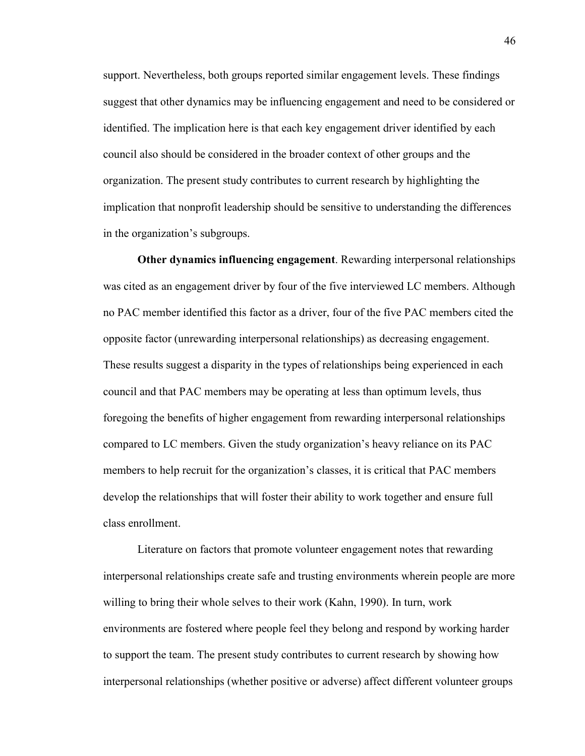support. Nevertheless, both groups reported similar engagement levels. These findings suggest that other dynamics may be influencing engagement and need to be considered or identified. The implication here is that each key engagement driver identified by each council also should be considered in the broader context of other groups and the organization. The present study contributes to current research by highlighting the implication that nonprofit leadership should be sensitive to understanding the differences in the organization's subgroups.

**Other dynamics influencing engagement**. Rewarding interpersonal relationships was cited as an engagement driver by four of the five interviewed LC members. Although no PAC member identified this factor as a driver, four of the five PAC members cited the opposite factor (unrewarding interpersonal relationships) as decreasing engagement. These results suggest a disparity in the types of relationships being experienced in each council and that PAC members may be operating at less than optimum levels, thus foregoing the benefits of higher engagement from rewarding interpersonal relationships compared to LC members. Given the study organization's heavy reliance on its PAC members to help recruit for the organization's classes, it is critical that PAC members develop the relationships that will foster their ability to work together and ensure full class enrollment.

Literature on factors that promote volunteer engagement notes that rewarding interpersonal relationships create safe and trusting environments wherein people are more willing to bring their whole selves to their work (Kahn, 1990). In turn, work environments are fostered where people feel they belong and respond by working harder to support the team. The present study contributes to current research by showing how interpersonal relationships (whether positive or adverse) affect different volunteer groups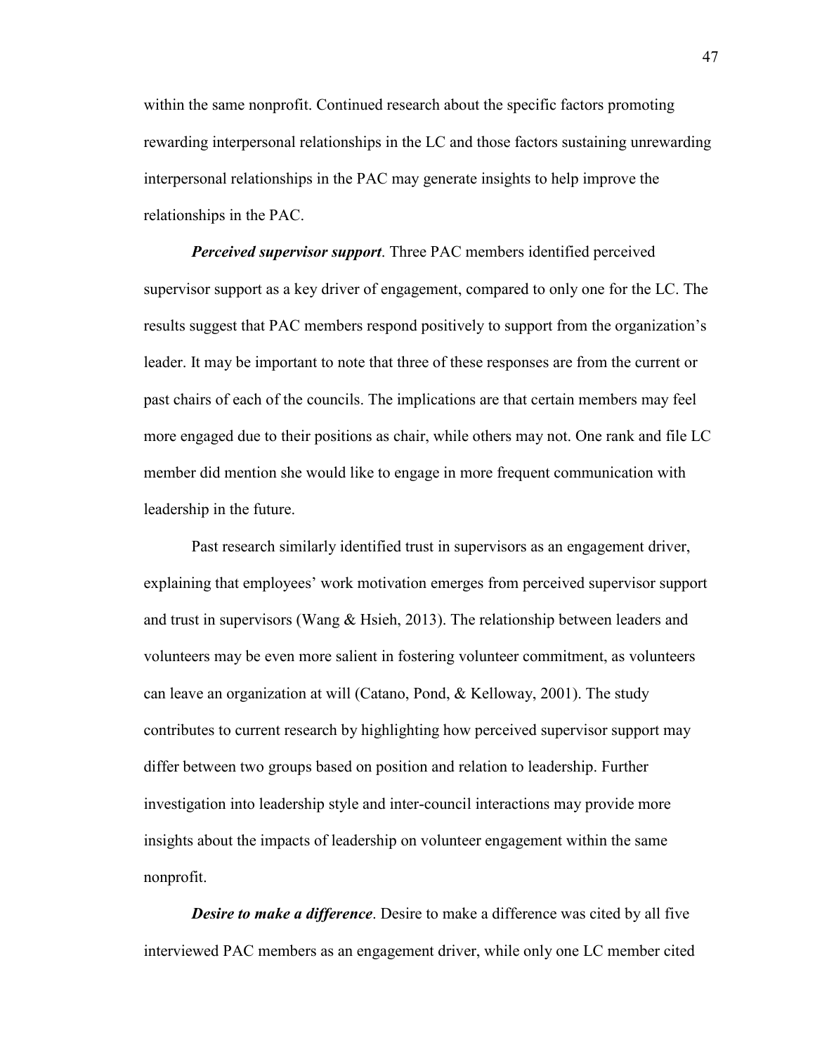within the same nonprofit. Continued research about the specific factors promoting rewarding interpersonal relationships in the LC and those factors sustaining unrewarding interpersonal relationships in the PAC may generate insights to help improve the relationships in the PAC.

***Perceived supervisor support***. Three PAC members identified perceived supervisor support as a key driver of engagement, compared to only one for the LC. The results suggest that PAC members respond positively to support from the organization's leader. It may be important to note that three of these responses are from the current or past chairs of each of the councils. The implications are that certain members may feel more engaged due to their positions as chair, while others may not. One rank and file LC member did mention she would like to engage in more frequent communication with leadership in the future.

Past research similarly identified trust in supervisors as an engagement driver, explaining that employees' work motivation emerges from perceived supervisor support and trust in supervisors (Wang & Hsieh, 2013). The relationship between leaders and volunteers may be even more salient in fostering volunteer commitment, as volunteers can leave an organization at will (Catano, Pond, & Kelloway, 2001). The study contributes to current research by highlighting how perceived supervisor support may differ between two groups based on position and relation to leadership. Further investigation into leadership style and inter-council interactions may provide more insights about the impacts of leadership on volunteer engagement within the same nonprofit.

***Desire to make a difference***. Desire to make a difference was cited by all five interviewed PAC members as an engagement driver, while only one LC member cited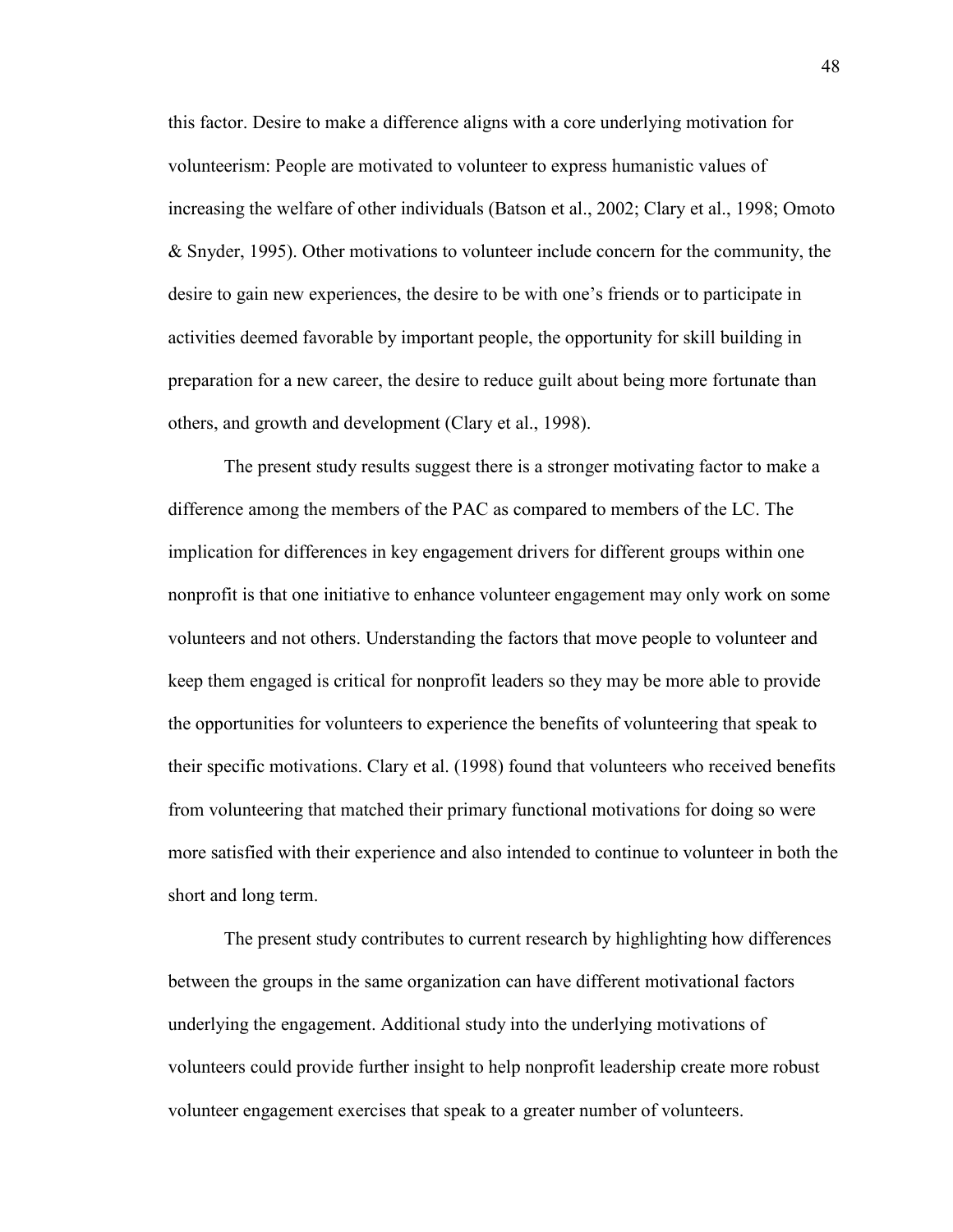this factor. Desire to make a difference aligns with a core underlying motivation for volunteerism: People are motivated to volunteer to express humanistic values of increasing the welfare of other individuals (Batson et al., 2002; Clary et al., 1998; Omoto & Snyder, 1995). Other motivations to volunteer include concern for the community, the desire to gain new experiences, the desire to be with one's friends or to participate in activities deemed favorable by important people, the opportunity for skill building in preparation for a new career, the desire to reduce guilt about being more fortunate than others, and growth and development (Clary et al., 1998).

The present study results suggest there is a stronger motivating factor to make a difference among the members of the PAC as compared to members of the LC. The implication for differences in key engagement drivers for different groups within one nonprofit is that one initiative to enhance volunteer engagement may only work on some volunteers and not others. Understanding the factors that move people to volunteer and keep them engaged is critical for nonprofit leaders so they may be more able to provide the opportunities for volunteers to experience the benefits of volunteering that speak to their specific motivations. Clary et al. (1998) found that volunteers who received benefits from volunteering that matched their primary functional motivations for doing so were more satisfied with their experience and also intended to continue to volunteer in both the short and long term.

The present study contributes to current research by highlighting how differences between the groups in the same organization can have different motivational factors underlying the engagement. Additional study into the underlying motivations of volunteers could provide further insight to help nonprofit leadership create more robust volunteer engagement exercises that speak to a greater number of volunteers.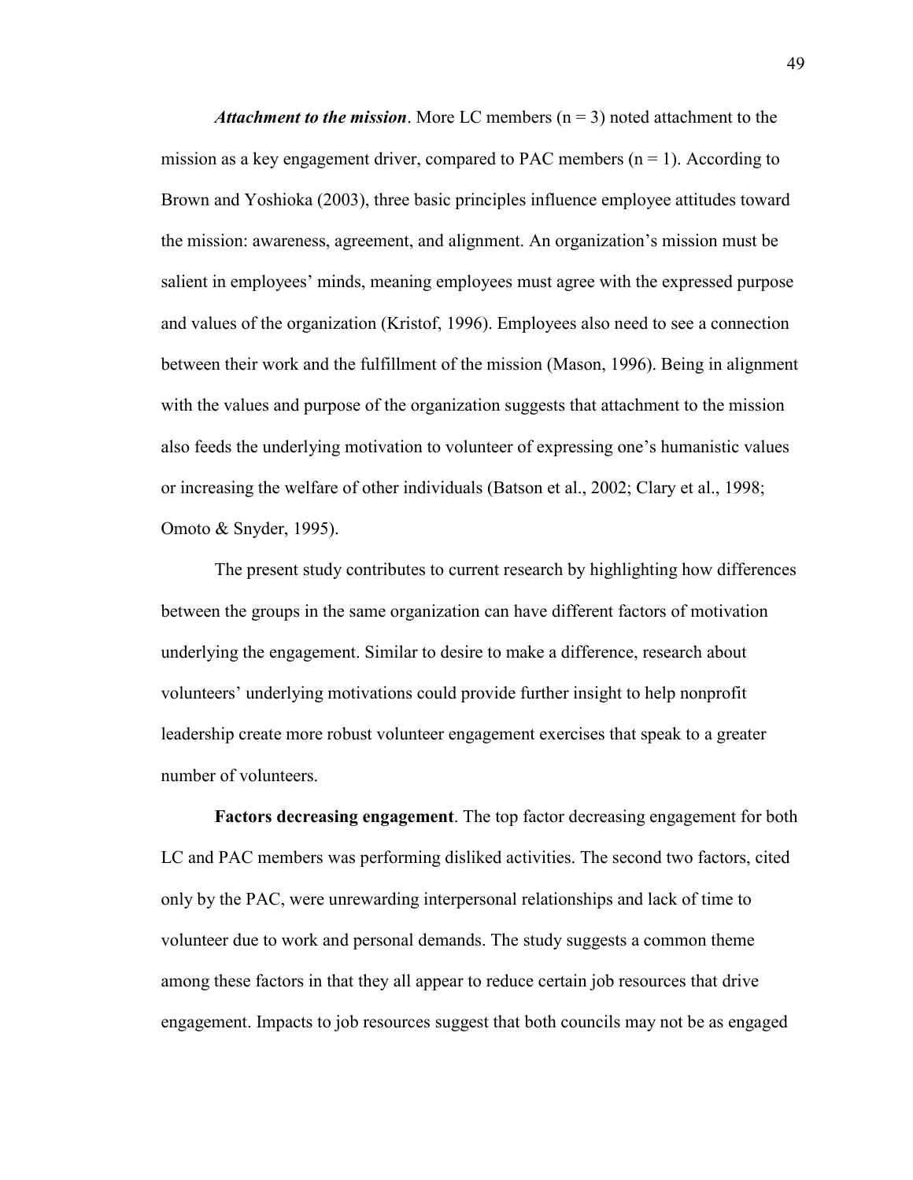***Attachment to the mission***. More LC members ($n = 3$) noted attachment to the mission as a key engagement driver, compared to PAC members ($n = 1$). According to Brown and Yoshioka (2003), three basic principles influence employee attitudes toward the mission: awareness, agreement, and alignment. An organization's mission must be salient in employees' minds, meaning employees must agree with the expressed purpose and values of the organization (Kristof, 1996). Employees also need to see a connection between their work and the fulfillment of the mission (Mason, 1996). Being in alignment with the values and purpose of the organization suggests that attachment to the mission also feeds the underlying motivation to volunteer of expressing one's humanistic values or increasing the welfare of other individuals (Batson et al., 2002; Clary et al., 1998; Omoto & Snyder, 1995).

The present study contributes to current research by highlighting how differences between the groups in the same organization can have different factors of motivation underlying the engagement. Similar to desire to make a difference, research about volunteers' underlying motivations could provide further insight to help nonprofit leadership create more robust volunteer engagement exercises that speak to a greater number of volunteers.

**Factors decreasing engagement**. The top factor decreasing engagement for both LC and PAC members was performing disliked activities. The second two factors, cited only by the PAC, were unrewarding interpersonal relationships and lack of time to volunteer due to work and personal demands. The study suggests a common theme among these factors in that they all appear to reduce certain job resources that drive engagement. Impacts to job resources suggest that both councils may not be as engaged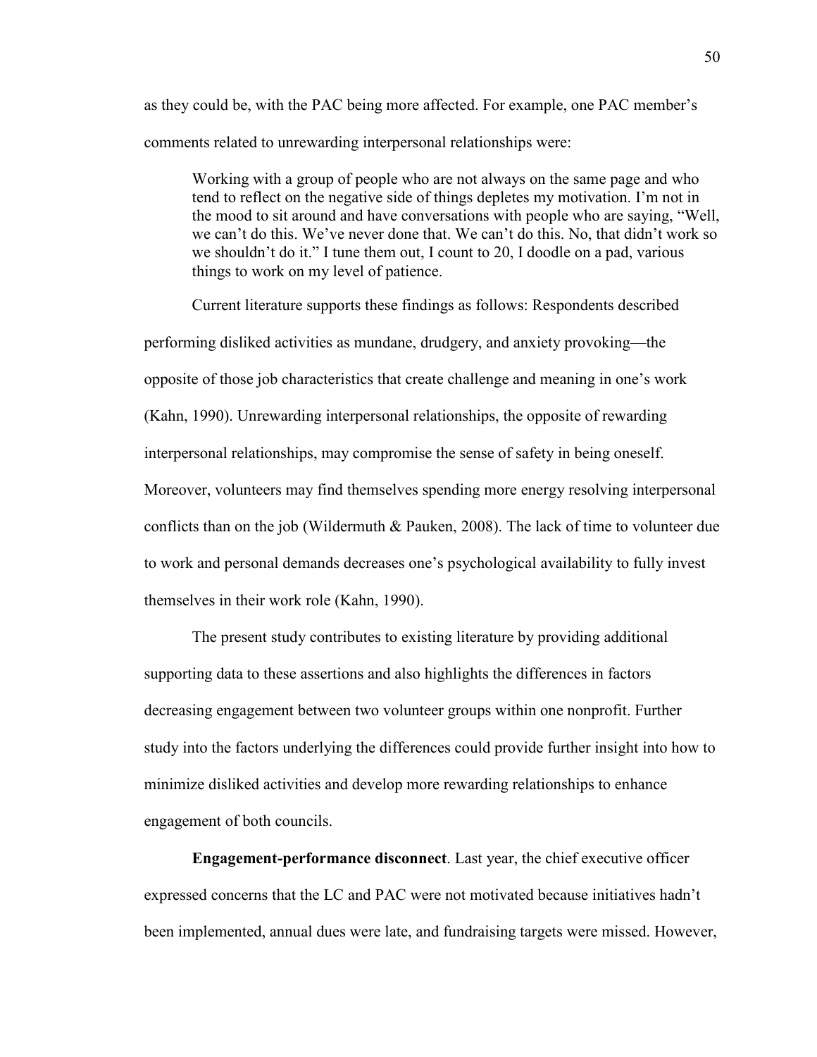as they could be, with the PAC being more affected. For example, one PAC member's comments related to unrewarding interpersonal relationships were:

> Working with a group of people who are not always on the same page and who tend to reflect on the negative side of things depletes my motivation. I'm not in the mood to sit around and have conversations with people who are saying, "Well, we can't do this. We've never done that. We can't do this. No, that didn't work so we shouldn't do it." I tune them out, I count to 20, I doodle on a pad, various things to work on my level of patience.

Current literature supports these findings as follows: Respondents described performing disliked activities as mundane, drudgery, and anxiety provoking—the opposite of those job characteristics that create challenge and meaning in one's work (Kahn, 1990). Unrewarding interpersonal relationships, the opposite of rewarding interpersonal relationships, may compromise the sense of safety in being oneself. Moreover, volunteers may find themselves spending more energy resolving interpersonal conflicts than on the job (Wildermuth & Pauken, 2008). The lack of time to volunteer due to work and personal demands decreases one's psychological availability to fully invest themselves in their work role (Kahn, 1990).

The present study contributes to existing literature by providing additional supporting data to these assertions and also highlights the differences in factors decreasing engagement between two volunteer groups within one nonprofit. Further study into the factors underlying the differences could provide further insight into how to minimize disliked activities and develop more rewarding relationships to enhance engagement of both councils.

**Engagement-performance disconnect**. Last year, the chief executive officer expressed concerns that the LC and PAC were not motivated because initiatives hadn't been implemented, annual dues were late, and fundraising targets were missed. However,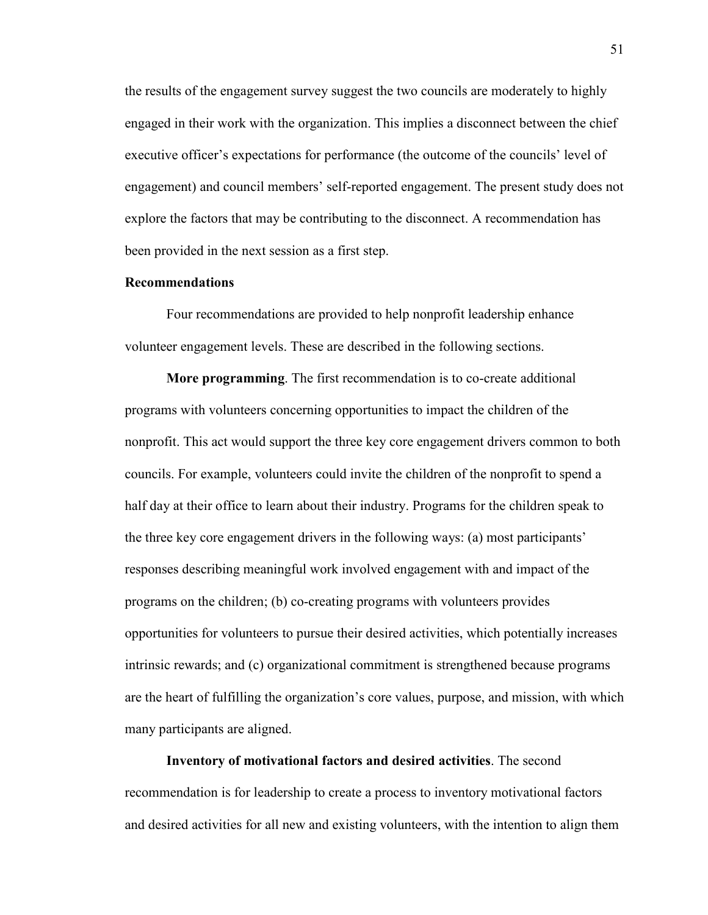the results of the engagement survey suggest the two councils are moderately to highly engaged in their work with the organization. This implies a disconnect between the chief executive officer's expectations for performance (the outcome of the councils' level of engagement) and council members' self-reported engagement. The present study does not explore the factors that may be contributing to the disconnect. A recommendation has been provided in the next session as a first step.

## Recommendations

Four recommendations are provided to help nonprofit leadership enhance volunteer engagement levels. These are described in the following sections.

**More programming**. The first recommendation is to co-create additional programs with volunteers concerning opportunities to impact the children of the nonprofit. This act would support the three key core engagement drivers common to both councils. For example, volunteers could invite the children of the nonprofit to spend a half day at their office to learn about their industry. Programs for the children speak to the three key core engagement drivers in the following ways: (a) most participants' responses describing meaningful work involved engagement with and impact of the programs on the children; (b) co-creating programs with volunteers provides opportunities for volunteers to pursue their desired activities, which potentially increases intrinsic rewards; and (c) organizational commitment is strengthened because programs are the heart of fulfilling the organization's core values, purpose, and mission, with which many participants are aligned.

**Inventory of motivational factors and desired activities**. The second recommendation is for leadership to create a process to inventory motivational factors and desired activities for all new and existing volunteers, with the intention to align them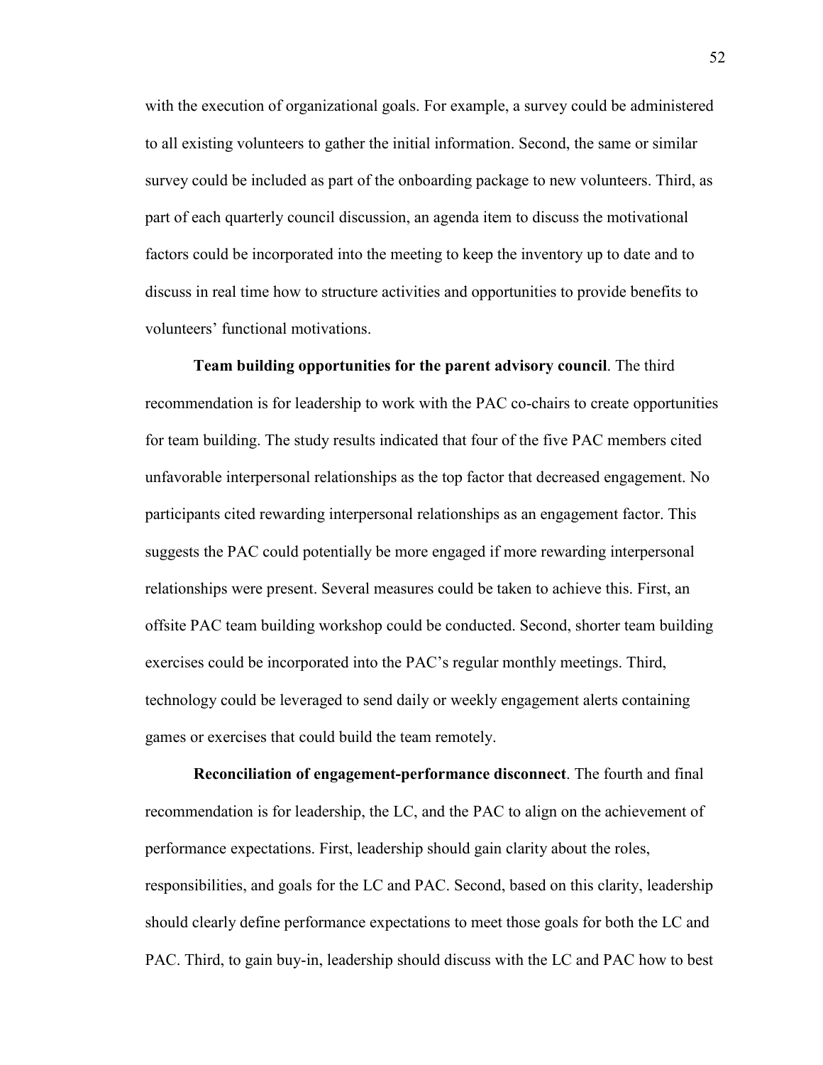with the execution of organizational goals. For example, a survey could be administered to all existing volunteers to gather the initial information. Second, the same or similar survey could be included as part of the onboarding package to new volunteers. Third, as part of each quarterly council discussion, an agenda item to discuss the motivational factors could be incorporated into the meeting to keep the inventory up to date and to discuss in real time how to structure activities and opportunities to provide benefits to volunteers' functional motivations.

**Team building opportunities for the parent advisory council**. The third recommendation is for leadership to work with the PAC co-chairs to create opportunities for team building. The study results indicated that four of the five PAC members cited unfavorable interpersonal relationships as the top factor that decreased engagement. No participants cited rewarding interpersonal relationships as an engagement factor. This suggests the PAC could potentially be more engaged if more rewarding interpersonal relationships were present. Several measures could be taken to achieve this. First, an offsite PAC team building workshop could be conducted. Second, shorter team building exercises could be incorporated into the PAC's regular monthly meetings. Third, technology could be leveraged to send daily or weekly engagement alerts containing games or exercises that could build the team remotely.

**Reconciliation of engagement-performance disconnect**. The fourth and final recommendation is for leadership, the LC, and the PAC to align on the achievement of performance expectations. First, leadership should gain clarity about the roles, responsibilities, and goals for the LC and PAC. Second, based on this clarity, leadership should clearly define performance expectations to meet those goals for both the LC and PAC. Third, to gain buy-in, leadership should discuss with the LC and PAC how to best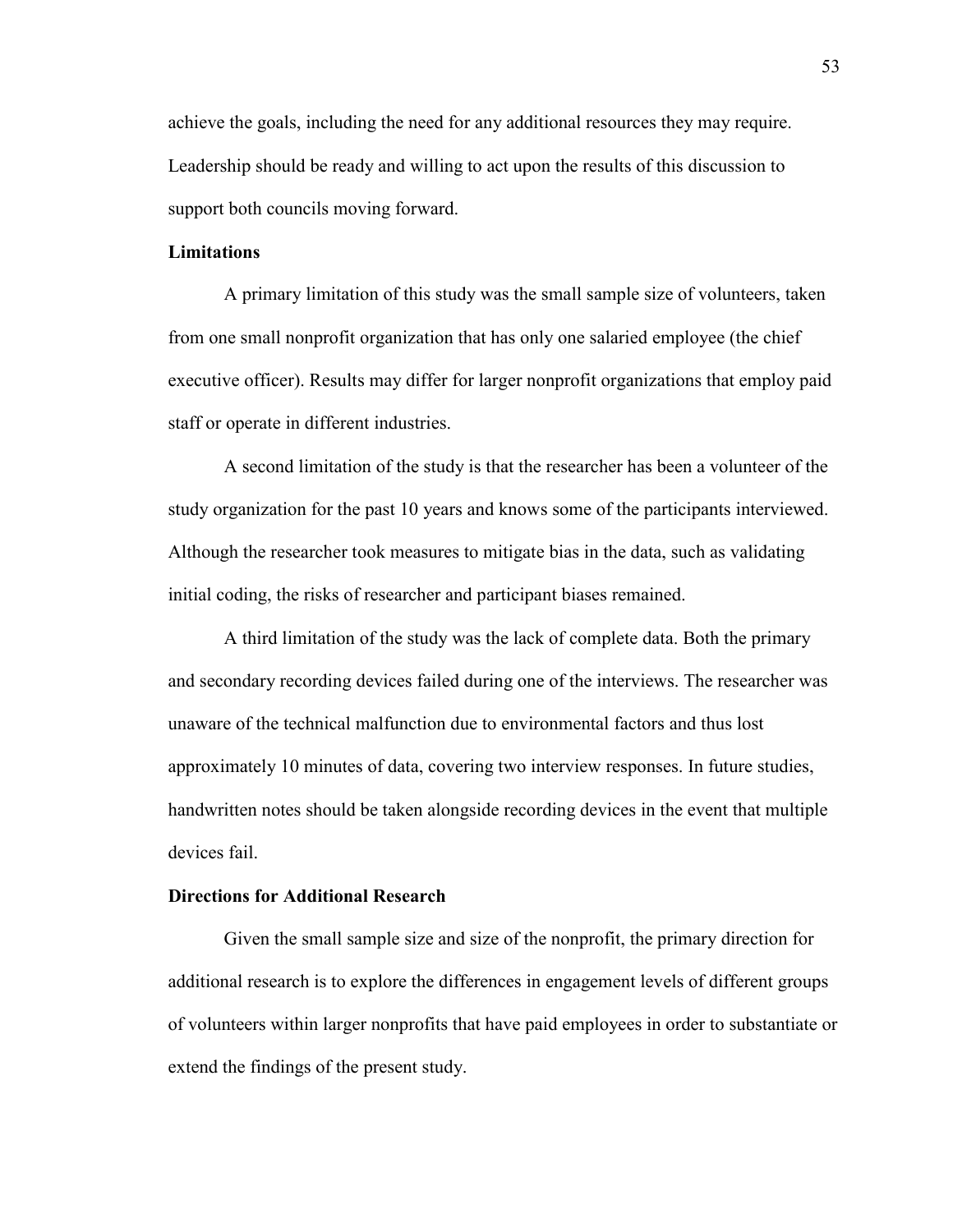achieve the goals, including the need for any additional resources they may require. Leadership should be ready and willing to act upon the results of this discussion to support both councils moving forward.

## Limitations

A primary limitation of this study was the small sample size of volunteers, taken from one small nonprofit organization that has only one salaried employee (the chief executive officer). Results may differ for larger nonprofit organizations that employ paid staff or operate in different industries.

A second limitation of the study is that the researcher has been a volunteer of the study organization for the past 10 years and knows some of the participants interviewed. Although the researcher took measures to mitigate bias in the data, such as validating initial coding, the risks of researcher and participant biases remained.

A third limitation of the study was the lack of complete data. Both the primary and secondary recording devices failed during one of the interviews. The researcher was unaware of the technical malfunction due to environmental factors and thus lost approximately 10 minutes of data, covering two interview responses. In future studies, handwritten notes should be taken alongside recording devices in the event that multiple devices fail.

## Directions for Additional Research

Given the small sample size and size of the nonprofit, the primary direction for additional research is to explore the differences in engagement levels of different groups of volunteers within larger nonprofits that have paid employees in order to substantiate or extend the findings of the present study.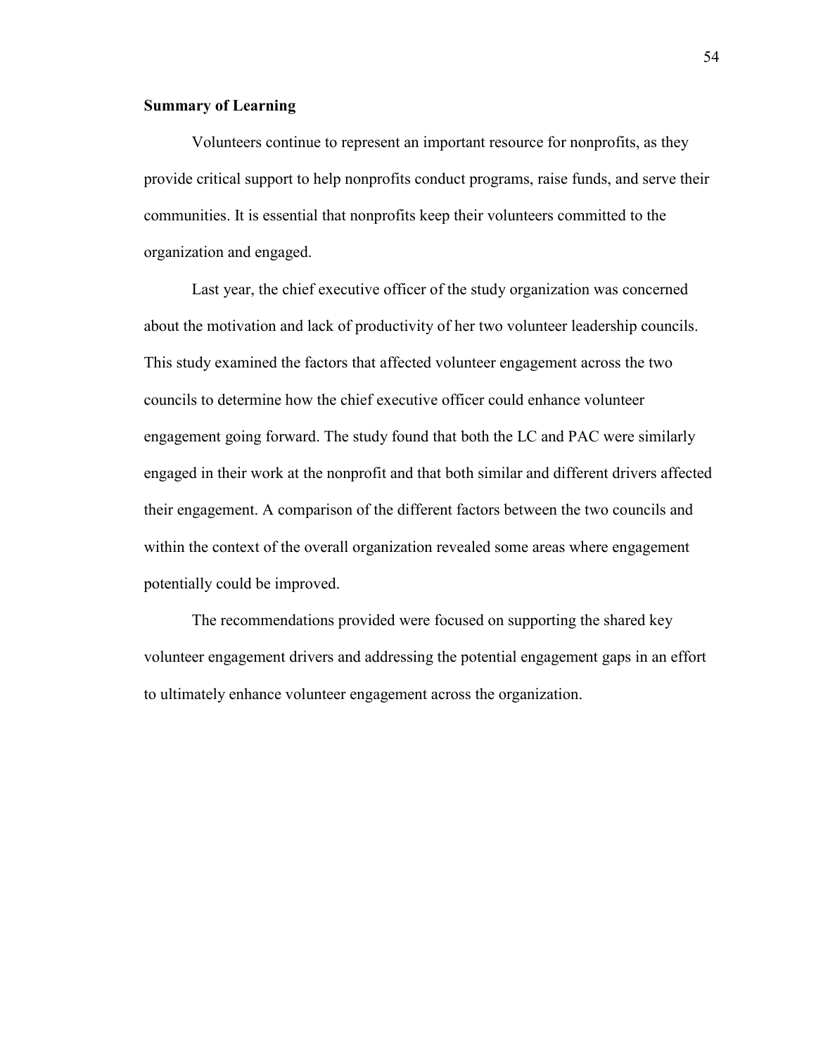## Summary of Learning

Volunteers continue to represent an important resource for nonprofits, as they provide critical support to help nonprofits conduct programs, raise funds, and serve their communities. It is essential that nonprofits keep their volunteers committed to the organization and engaged.

Last year, the chief executive officer of the study organization was concerned about the motivation and lack of productivity of her two volunteer leadership councils. This study examined the factors that affected volunteer engagement across the two councils to determine how the chief executive officer could enhance volunteer engagement going forward. The study found that both the LC and PAC were similarly engaged in their work at the nonprofit and that both similar and different drivers affected their engagement. A comparison of the different factors between the two councils and within the context of the overall organization revealed some areas where engagement potentially could be improved.

The recommendations provided were focused on supporting the shared key volunteer engagement drivers and addressing the potential engagement gaps in an effort to ultimately enhance volunteer engagement across the organization.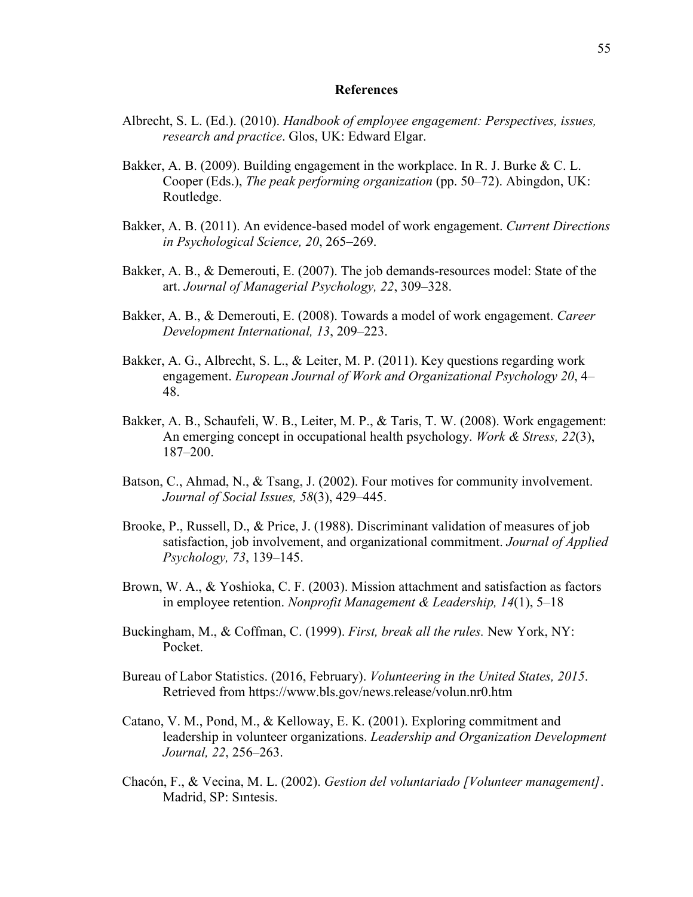# References

Albrecht, S. L. (Ed.). (2010). *Handbook of employee engagement: Perspectives, issues, research and practice*. Glos, UK: Edward Elgar.

Bakker, A. B. (2009). Building engagement in the workplace. In R. J. Burke & C. L. Cooper (Eds.), *The peak performing organization* (pp. 50–72). Abingdon, UK: Routledge.

Bakker, A. B. (2011). An evidence-based model of work engagement. *Current Directions in Psychological Science, 20*, 265–269.

Bakker, A. B., & Demerouti, E. (2007). The job demands-resources model: State of the art. *Journal of Managerial Psychology, 22*, 309–328.

Bakker, A. B., & Demerouti, E. (2008). Towards a model of work engagement. *Career Development International, 13*, 209–223.

Bakker, A. G., Albrecht, S. L., & Leiter, M. P. (2011). Key questions regarding work engagement. *European Journal of Work and Organizational Psychology 20*, 4–48.

Bakker, A. B., Schaufeli, W. B., Leiter, M. P., & Taris, T. W. (2008). Work engagement: An emerging concept in occupational health psychology. *Work & Stress, 22*(3), 187–200.

Batson, C., Ahmad, N., & Tsang, J. (2002). Four motives for community involvement. *Journal of Social Issues, 58*(3), 429–445.

Brooke, P., Russell, D., & Price, J. (1988). Discriminant validation of measures of job satisfaction, job involvement, and organizational commitment. *Journal of Applied Psychology, 73*, 139–145.

Brown, W. A., & Yoshioka, C. F. (2003). Mission attachment and satisfaction as factors in employee retention. *Nonprofit Management & Leadership, 14*(1), 5–18

Buckingham, M., & Coffman, C. (1999). *First, break all the rules.* New York, NY: Pocket.

Bureau of Labor Statistics. (2016, February). *Volunteering in the United States, 2015*. Retrieved from https://www.bls.gov/news.release/volun.nr0.htm

Catano, V. M., Pond, M., & Kelloway, E. K. (2001). Exploring commitment and leadership in volunteer organizations. *Leadership and Organization Development Journal, 22*, 256–263.

Chacón, F., & Vecina, M. L. (2002). *Gestion del voluntariado [Volunteer management]*. Madrid, SP: Sıntesis.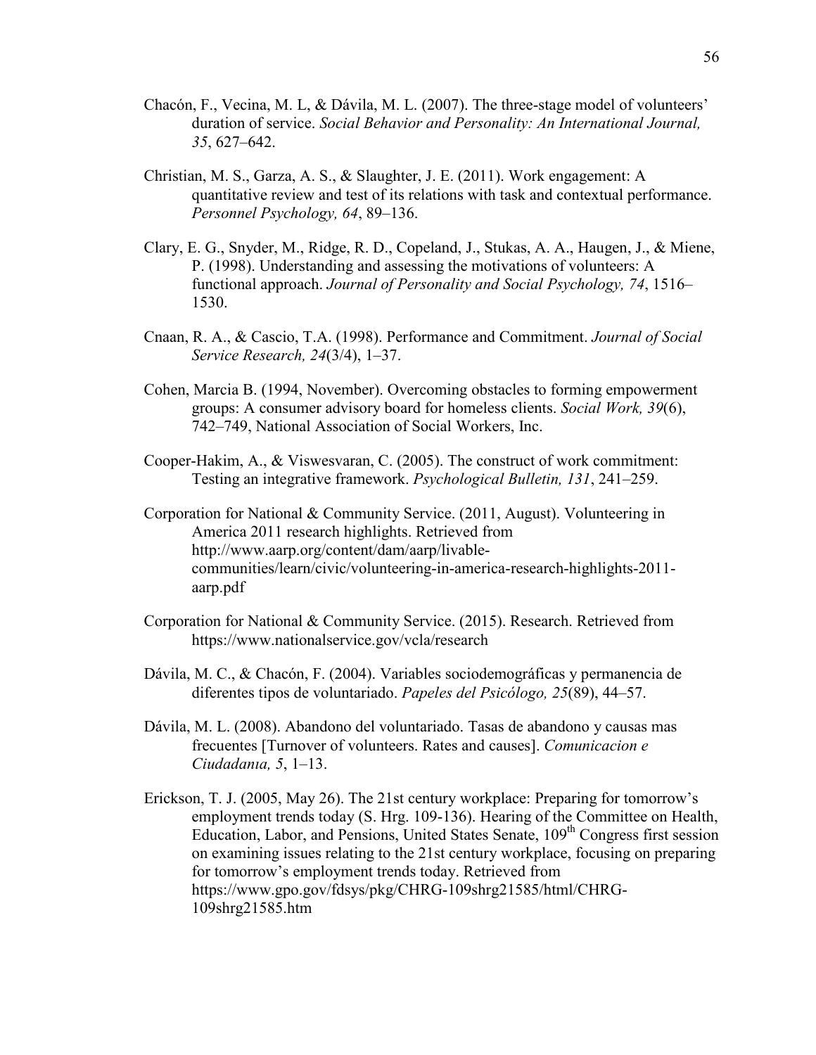Chacón, F., Vecina, M. L, & Dávila, M. L. (2007). The three-stage model of volunteers' duration of service. *Social Behavior and Personality: An International Journal, 35*, 627–642.

Christian, M. S., Garza, A. S., & Slaughter, J. E. (2011). Work engagement: A quantitative review and test of its relations with task and contextual performance. *Personnel Psychology, 64*, 89–136.

Clary, E. G., Snyder, M., Ridge, R. D., Copeland, J., Stukas, A. A., Haugen, J., & Miene, P. (1998). Understanding and assessing the motivations of volunteers: A functional approach. *Journal of Personality and Social Psychology, 74*, 1516–1530.

Cnaan, R. A., & Cascio, T.A. (1998). Performance and Commitment. *Journal of Social Service Research, 24*(3/4), 1–37.

Cohen, Marcia B. (1994, November). Overcoming obstacles to forming empowerment groups: A consumer advisory board for homeless clients. *Social Work, 39*(6), 742–749, National Association of Social Workers, Inc.

Cooper-Hakim, A., & Viswesvaran, C. (2005). The construct of work commitment: Testing an integrative framework. *Psychological Bulletin, 131*, 241–259.

Corporation for National & Community Service. (2011, August). Volunteering in America 2011 research highlights. Retrieved from http://www.aarp.org/content/dam/aarp/livable-communities/learn/civic/volunteering-in-america-research-highlights-2011-aarp.pdf

Corporation for National & Community Service. (2015). Research. Retrieved from https://www.nationalservice.gov/vcla/research

Dávila, M. C., & Chacón, F. (2004). Variables sociodemográficas y permanencia de diferentes tipos de voluntariado. *Papeles del Psicólogo, 25*(89), 44–57.

Dávila, M. L. (2008). Abandono del voluntariado. Tasas de abandono y causas mas frecuentes [Turnover of volunteers. Rates and causes]. *Comunicacion e Ciudadanıa, 5*, 1–13.

Erickson, T. J. (2005, May 26). The 21st century workplace: Preparing for tomorrow's employment trends today (S. Hrg. 109-136). Hearing of the Committee on Health, Education, Labor, and Pensions, United States Senate, 109th Congress first session on examining issues relating to the 21st century workplace, focusing on preparing for tomorrow's employment trends today. Retrieved from https://www.gpo.gov/fdsys/pkg/CHRG-109shrg21585/html/CHRG-109shrg21585.htm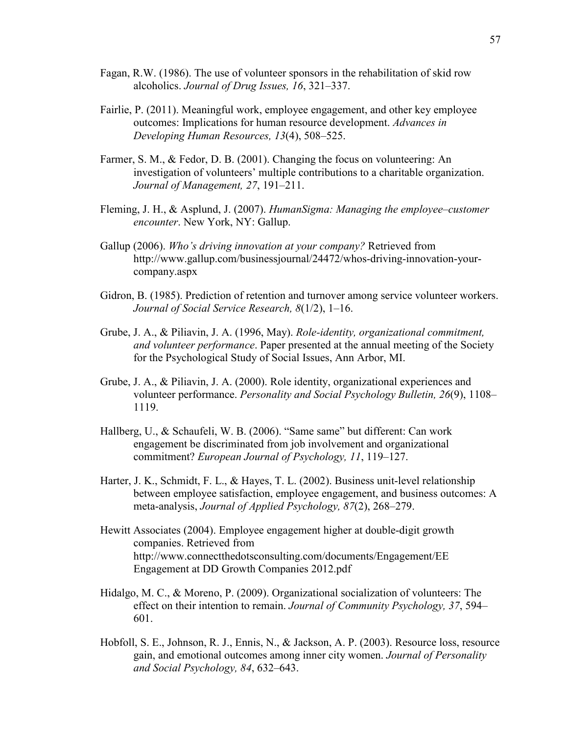Fagan, R.W. (1986). The use of volunteer sponsors in the rehabilitation of skid row alcoholics. *Journal of Drug Issues, 16*, 321–337.

Fairlie, P. (2011). Meaningful work, employee engagement, and other key employee outcomes: Implications for human resource development. *Advances in Developing Human Resources, 13*(4), 508–525.

Farmer, S. M., & Fedor, D. B. (2001). Changing the focus on volunteering: An investigation of volunteers' multiple contributions to a charitable organization. *Journal of Management, 27*, 191–211.

Fleming, J. H., & Asplund, J. (2007). *HumanSigma: Managing the employee–customer encounter*. New York, NY: Gallup.

Gallup (2006). *Who's driving innovation at your company?* Retrieved from http://www.gallup.com/businessjournal/24472/whos-driving-innovation-your-company.aspx

Gidron, B. (1985). Prediction of retention and turnover among service volunteer workers. *Journal of Social Service Research, 8*(1/2), 1–16.

Grube, J. A., & Piliavin, J. A. (1996, May). *Role-identity, organizational commitment, and volunteer performance*. Paper presented at the annual meeting of the Society for the Psychological Study of Social Issues, Ann Arbor, MI.

Grube, J. A., & Piliavin, J. A. (2000). Role identity, organizational experiences and volunteer performance. *Personality and Social Psychology Bulletin, 26*(9), 1108–1119.

Hallberg, U., & Schaufeli, W. B. (2006). "Same same" but different: Can work engagement be discriminated from job involvement and organizational commitment? *European Journal of Psychology, 11*, 119–127.

Harter, J. K., Schmidt, F. L., & Hayes, T. L. (2002). Business unit-level relationship between employee satisfaction, employee engagement, and business outcomes: A meta-analysis, *Journal of Applied Psychology, 87*(2), 268–279.

Hewitt Associates (2004). Employee engagement higher at double-digit growth companies. Retrieved from http://www.connectthedotsconsulting.com/documents/Engagement/EE Engagement at DD Growth Companies 2012.pdf

Hidalgo, M. C., & Moreno, P. (2009). Organizational socialization of volunteers: The effect on their intention to remain. *Journal of Community Psychology, 37*, 594–601.

Hobfoll, S. E., Johnson, R. J., Ennis, N., & Jackson, A. P. (2003). Resource loss, resource gain, and emotional outcomes among inner city women. *Journal of Personality and Social Psychology, 84*, 632–643.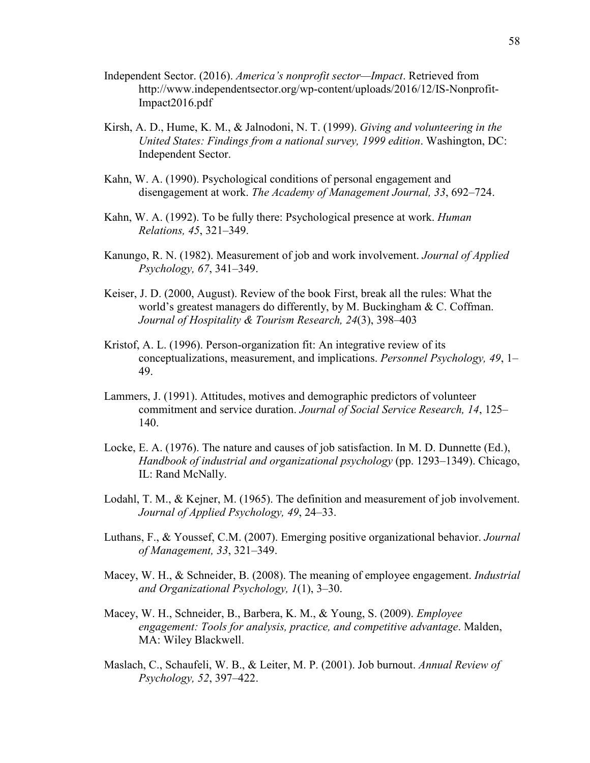Independent Sector. (2016). *America's nonprofit sector—Impact*. Retrieved from http://www.independentsector.org/wp-content/uploads/2016/12/IS-Nonprofit-Impact2016.pdf

Kirsh, A. D., Hume, K. M., & Jalnodoni, N. T. (1999). *Giving and volunteering in the United States: Findings from a national survey, 1999 edition*. Washington, DC: Independent Sector.

Kahn, W. A. (1990). Psychological conditions of personal engagement and disengagement at work. *The Academy of Management Journal, 33*, 692–724.

Kahn, W. A. (1992). To be fully there: Psychological presence at work. *Human Relations, 45*, 321–349.

Kanungo, R. N. (1982). Measurement of job and work involvement. *Journal of Applied Psychology, 67*, 341–349.

Keiser, J. D. (2000, August). Review of the book First, break all the rules: What the world's greatest managers do differently, by M. Buckingham & C. Coffman. *Journal of Hospitality & Tourism Research, 24*(3), 398–403

Kristof, A. L. (1996). Person-organization fit: An integrative review of its conceptualizations, measurement, and implications. *Personnel Psychology, 49*, 1–49.

Lammers, J. (1991). Attitudes, motives and demographic predictors of volunteer commitment and service duration. *Journal of Social Service Research, 14*, 125–140.

Locke, E. A. (1976). The nature and causes of job satisfaction. In M. D. Dunnette (Ed.), *Handbook of industrial and organizational psychology* (pp. 1293–1349). Chicago, IL: Rand McNally.

Lodahl, T. M., & Kejner, M. (1965). The definition and measurement of job involvement. *Journal of Applied Psychology, 49*, 24–33.

Luthans, F., & Youssef, C.M. (2007). Emerging positive organizational behavior. *Journal of Management, 33*, 321–349.

Macey, W. H., & Schneider, B. (2008). The meaning of employee engagement. *Industrial and Organizational Psychology, 1*(1), 3–30.

Macey, W. H., Schneider, B., Barbera, K. M., & Young, S. (2009). *Employee engagement: Tools for analysis, practice, and competitive advantage*. Malden, MA: Wiley Blackwell.

Maslach, C., Schaufeli, W. B., & Leiter, M. P. (2001). Job burnout. *Annual Review of Psychology, 52*, 397–422.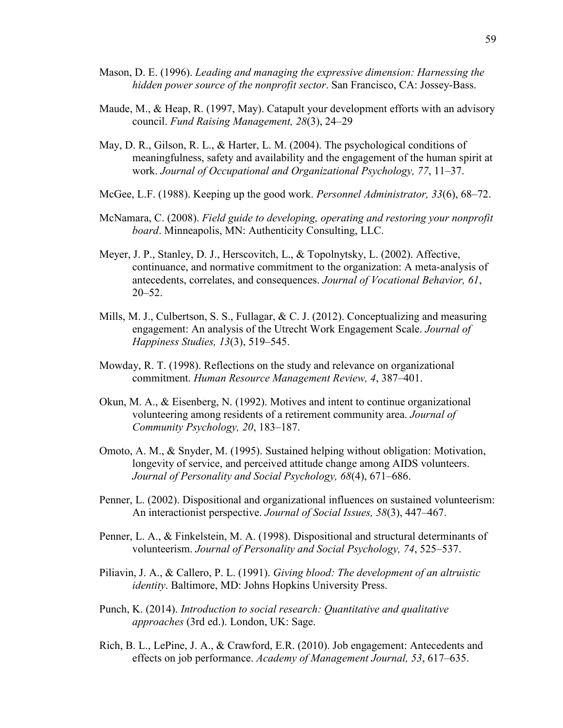Mason, D. E. (1996). *Leading and managing the expressive dimension: Harnessing the hidden power source of the nonprofit sector*. San Francisco, CA: Jossey-Bass.

Maude, M., & Heap, R. (1997, May). Catapult your development efforts with an advisory council. *Fund Raising Management, 28*(3), 24–29

May, D. R., Gilson, R. L., & Harter, L. M. (2004). The psychological conditions of meaningfulness, safety and availability and the engagement of the human spirit at work. *Journal of Occupational and Organizational Psychology, 77*, 11–37.

McGee, L.F. (1988). Keeping up the good work. *Personnel Administrator, 33*(6), 68–72.

McNamara, C. (2008). *Field guide to developing, operating and restoring your nonprofit board*. Minneapolis, MN: Authenticity Consulting, LLC.

Meyer, J. P., Stanley, D. J., Herscovitch, L., & Topolnytsky, L. (2002). Affective, continuance, and normative commitment to the organization: A meta-analysis of antecedents, correlates, and consequences. *Journal of Vocational Behavior, 61*, 20–52.

Mills, M. J., Culbertson, S. S., Fullagar, & C. J. (2012). Conceptualizing and measuring engagement: An analysis of the Utrecht Work Engagement Scale. *Journal of Happiness Studies, 13*(3), 519–545.

Mowday, R. T. (1998). Reflections on the study and relevance on organizational commitment. *Human Resource Management Review, 4*, 387–401.

Okun, M. A., & Eisenberg, N. (1992). Motives and intent to continue organizational volunteering among residents of a retirement community area. *Journal of Community Psychology, 20*, 183–187.

Omoto, A. M., & Snyder, M. (1995). Sustained helping without obligation: Motivation, longevity of service, and perceived attitude change among AIDS volunteers. *Journal of Personality and Social Psychology, 68*(4), 671–686.

Penner, L. (2002). Dispositional and organizational influences on sustained volunteerism: An interactionist perspective. *Journal of Social Issues, 58*(3), 447–467.

Penner, L. A., & Finkelstein, M. A. (1998). Dispositional and structural determinants of volunteerism. *Journal of Personality and Social Psychology, 74*, 525–537.

Piliavin, J. A., & Callero, P. L. (1991). *Giving blood: The development of an altruistic identity*. Baltimore, MD: Johns Hopkins University Press.

Punch, K. (2014). *Introduction to social research: Quantitative and qualitative approaches* (3rd ed.). London, UK: Sage.

Rich, B. L., LePine, J. A., & Crawford, E.R. (2010). Job engagement: Antecedents and effects on job performance. *Academy of Management Journal, 53*, 617–635.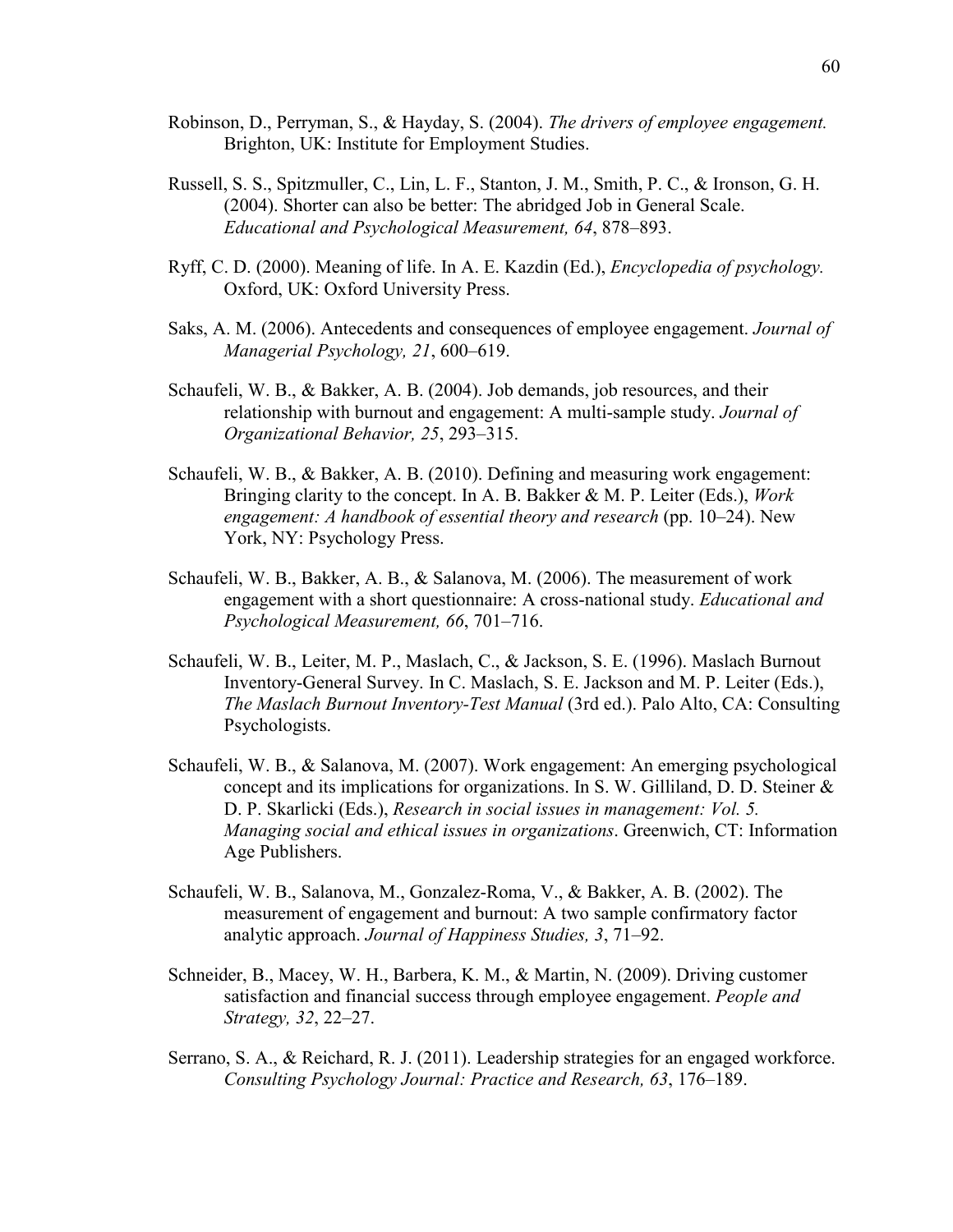Robinson, D., Perryman, S., & Hayday, S. (2004). *The drivers of employee engagement.* Brighton, UK: Institute for Employment Studies.

Russell, S. S., Spitzmuller, C., Lin, L. F., Stanton, J. M., Smith, P. C., & Ironson, G. H. (2004). Shorter can also be better: The abridged Job in General Scale. *Educational and Psychological Measurement, 64*, 878–893.

Ryff, C. D. (2000). Meaning of life. In A. E. Kazdin (Ed.), *Encyclopedia of psychology.* Oxford, UK: Oxford University Press.

Saks, A. M. (2006). Antecedents and consequences of employee engagement. *Journal of Managerial Psychology, 21*, 600–619.

Schaufeli, W. B., & Bakker, A. B. (2004). Job demands, job resources, and their relationship with burnout and engagement: A multi-sample study. *Journal of Organizational Behavior, 25*, 293–315.

Schaufeli, W. B., & Bakker, A. B. (2010). Defining and measuring work engagement: Bringing clarity to the concept. In A. B. Bakker & M. P. Leiter (Eds.), *Work engagement: A handbook of essential theory and research* (pp. 10–24). New York, NY: Psychology Press.

Schaufeli, W. B., Bakker, A. B., & Salanova, M. (2006). The measurement of work engagement with a short questionnaire: A cross-national study. *Educational and Psychological Measurement, 66*, 701–716.

Schaufeli, W. B., Leiter, M. P., Maslach, C., & Jackson, S. E. (1996). Maslach Burnout Inventory-General Survey. In C. Maslach, S. E. Jackson and M. P. Leiter (Eds.), *The Maslach Burnout Inventory-Test Manual* (3rd ed.). Palo Alto, CA: Consulting Psychologists.

Schaufeli, W. B., & Salanova, M. (2007). Work engagement: An emerging psychological concept and its implications for organizations. In S. W. Gilliland, D. D. Steiner & D. P. Skarlicki (Eds.), *Research in social issues in management: Vol. 5. Managing social and ethical issues in organizations*. Greenwich, CT: Information Age Publishers.

Schaufeli, W. B., Salanova, M., Gonzalez-Roma, V., & Bakker, A. B. (2002). The measurement of engagement and burnout: A two sample confirmatory factor analytic approach. *Journal of Happiness Studies, 3*, 71–92.

Schneider, B., Macey, W. H., Barbera, K. M., & Martin, N. (2009). Driving customer satisfaction and financial success through employee engagement. *People and Strategy, 32*, 22–27.

Serrano, S. A., & Reichard, R. J. (2011). Leadership strategies for an engaged workforce. *Consulting Psychology Journal: Practice and Research, 63*, 176–189.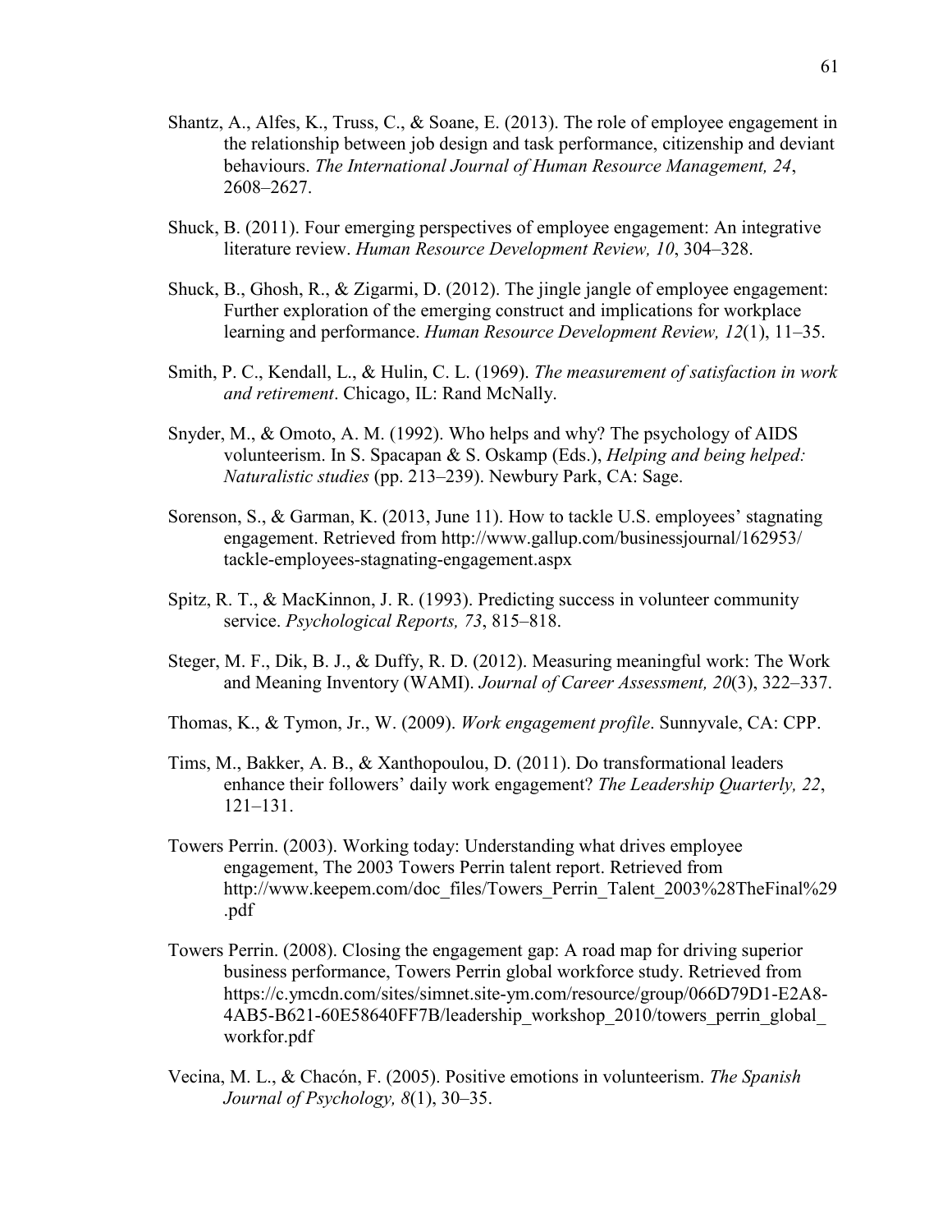Shantz, A., Alfes, K., Truss, C., & Soane, E. (2013). The role of employee engagement in the relationship between job design and task performance, citizenship and deviant behaviours. *The International Journal of Human Resource Management, 24*, 2608–2627.

Shuck, B. (2011). Four emerging perspectives of employee engagement: An integrative literature review. *Human Resource Development Review, 10*, 304–328.

Shuck, B., Ghosh, R., & Zigarmi, D. (2012). The jingle jangle of employee engagement: Further exploration of the emerging construct and implications for workplace learning and performance. *Human Resource Development Review, 12*(1), 11–35.

Smith, P. C., Kendall, L., & Hulin, C. L. (1969). *The measurement of satisfaction in work and retirement*. Chicago, IL: Rand McNally.

Snyder, M., & Omoto, A. M. (1992). Who helps and why? The psychology of AIDS volunteerism. In S. Spacapan & S. Oskamp (Eds.), *Helping and being helped: Naturalistic studies* (pp. 213–239). Newbury Park, CA: Sage.

Sorenson, S., & Garman, K. (2013, June 11). How to tackle U.S. employees' stagnating engagement. Retrieved from http://www.gallup.com/businessjournal/162953/tackle-employees-stagnating-engagement.aspx

Spitz, R. T., & MacKinnon, J. R. (1993). Predicting success in volunteer community service. *Psychological Reports, 73*, 815–818.

Steger, M. F., Dik, B. J., & Duffy, R. D. (2012). Measuring meaningful work: The Work and Meaning Inventory (WAMI). *Journal of Career Assessment, 20*(3), 322–337.

Thomas, K., & Tymon, Jr., W. (2009). *Work engagement profile*. Sunnyvale, CA: CPP.

Tims, M., Bakker, A. B., & Xanthopoulou, D. (2011). Do transformational leaders enhance their followers' daily work engagement? *The Leadership Quarterly, 22*, 121–131.

Towers Perrin. (2003). Working today: Understanding what drives employee engagement, The 2003 Towers Perrin talent report. Retrieved from http://www.keepem.com/doc_files/Towers_Perrin_Talent_2003%28TheFinal%29.pdf

Towers Perrin. (2008). Closing the engagement gap: A road map for driving superior business performance, Towers Perrin global workforce study. Retrieved from https://c.ymcdn.com/sites/simnet.site-ym.com/resource/group/066D79D1-E2A8-4AB5-B621-60E58640FF7B/leadership_workshop_2010/towers_perrin_global_workfor.pdf

Vecina, M. L., & Chacón, F. (2005). Positive emotions in volunteerism. *The Spanish Journal of Psychology, 8*(1), 30–35.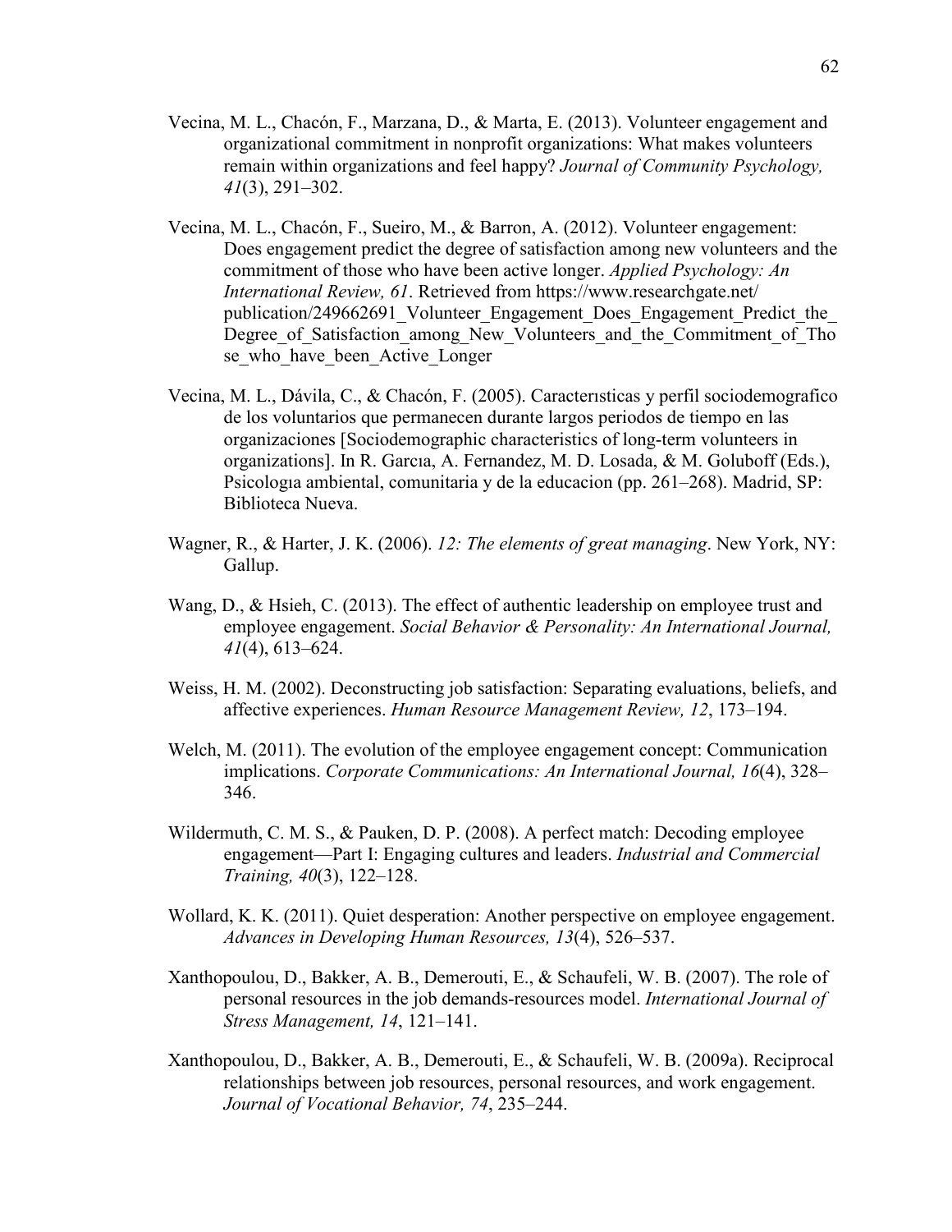Vecina, M. L., Chacón, F., Marzana, D., & Marta, E. (2013). Volunteer engagement and organizational commitment in nonprofit organizations: What makes volunteers remain within organizations and feel happy? *Journal of Community Psychology, 41*(3), 291–302.

Vecina, M. L., Chacón, F., Sueiro, M., & Barron, A. (2012). Volunteer engagement: Does engagement predict the degree of satisfaction among new volunteers and the commitment of those who have been active longer. *Applied Psychology: An International Review, 61*. Retrieved from https://www.researchgate.net/publication/249662691_Volunteer_Engagement_Does_Engagement_Predict_the_Degree_of_Satisfaction_among_New_Volunteers_and_the_Commitment_of_Those_who_have_been_Active_Longer

Vecina, M. L., Dávila, C., & Chacón, F. (2005). Caracterısticas y perfil sociodemografico de los voluntarios que permanecen durante largos periodos de tiempo en las organizaciones [Sociodemographic characteristics of long-term volunteers in organizations]. In R. Garcıa, A. Fernandez, M. D. Losada, & M. Goluboff (Eds.), Psicologıa ambiental, comunitaria y de la educacion (pp. 261–268). Madrid, SP: Biblioteca Nueva.

Wagner, R., & Harter, J. K. (2006). *12: The elements of great managing*. New York, NY: Gallup.

Wang, D., & Hsieh, C. (2013). The effect of authentic leadership on employee trust and employee engagement. *Social Behavior & Personality: An International Journal, 41*(4), 613–624.

Weiss, H. M. (2002). Deconstructing job satisfaction: Separating evaluations, beliefs, and affective experiences. *Human Resource Management Review, 12*, 173–194.

Welch, M. (2011). The evolution of the employee engagement concept: Communication implications. *Corporate Communications: An International Journal, 16*(4), 328–346.

Wildermuth, C. M. S., & Pauken, D. P. (2008). A perfect match: Decoding employee engagement—Part I: Engaging cultures and leaders. *Industrial and Commercial Training, 40*(3), 122–128.

Wollard, K. K. (2011). Quiet desperation: Another perspective on employee engagement. *Advances in Developing Human Resources, 13*(4), 526–537.

Xanthopoulou, D., Bakker, A. B., Demerouti, E., & Schaufeli, W. B. (2007). The role of personal resources in the job demands-resources model. *International Journal of Stress Management, 14*, 121–141.

Xanthopoulou, D., Bakker, A. B., Demerouti, E., & Schaufeli, W. B. (2009a). Reciprocal relationships between job resources, personal resources, and work engagement. *Journal of Vocational Behavior, 74*, 235–244.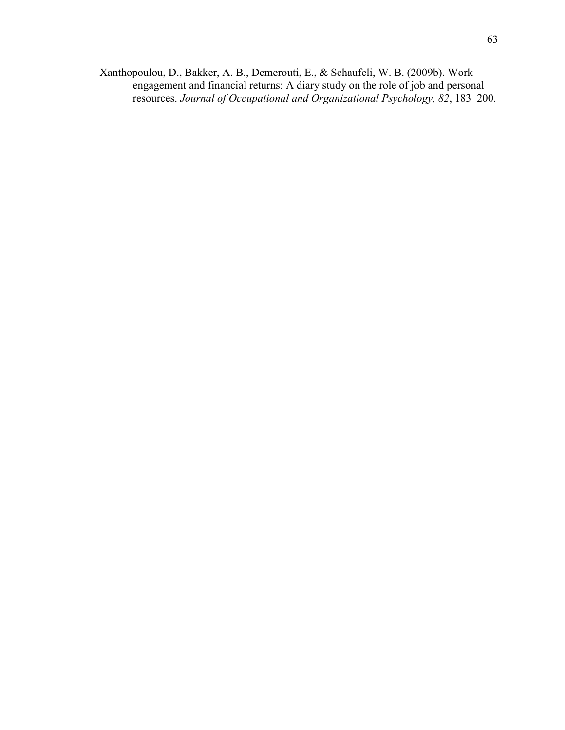Xanthopoulou, D., Bakker, A. B., Demerouti, E., & Schaufeli, W. B. (2009b). Work engagement and financial returns: A diary study on the role of job and personal resources. *Journal of Occupational and Organizational Psychology, 82*, 183–200.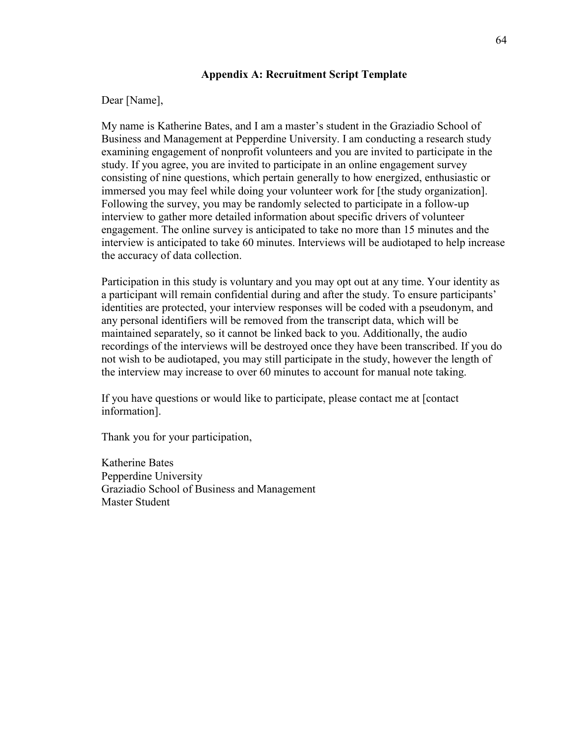## Appendix A: Recruitment Script Template

Dear [Name],

My name is Katherine Bates, and I am a master's student in the Graziadio School of Business and Management at Pepperdine University. I am conducting a research study examining engagement of nonprofit volunteers and you are invited to participate in the study. If you agree, you are invited to participate in an online engagement survey consisting of nine questions, which pertain generally to how energized, enthusiastic or immersed you may feel while doing your volunteer work for [the study organization]. Following the survey, you may be randomly selected to participate in a follow-up interview to gather more detailed information about specific drivers of volunteer engagement. The online survey is anticipated to take no more than 15 minutes and the interview is anticipated to take 60 minutes. Interviews will be audiotaped to help increase the accuracy of data collection.

Participation in this study is voluntary and you may opt out at any time. Your identity as a participant will remain confidential during and after the study. To ensure participants' identities are protected, your interview responses will be coded with a pseudonym, and any personal identifiers will be removed from the transcript data, which will be maintained separately, so it cannot be linked back to you. Additionally, the audio recordings of the interviews will be destroyed once they have been transcribed. If you do not wish to be audiotaped, you may still participate in the study, however the length of the interview may increase to over 60 minutes to account for manual note taking.

If you have questions or would like to participate, please contact me at [contact information].

Thank you for your participation,

Katherine Bates
Pepperdine University
Graziadio School of Business and Management
Master Student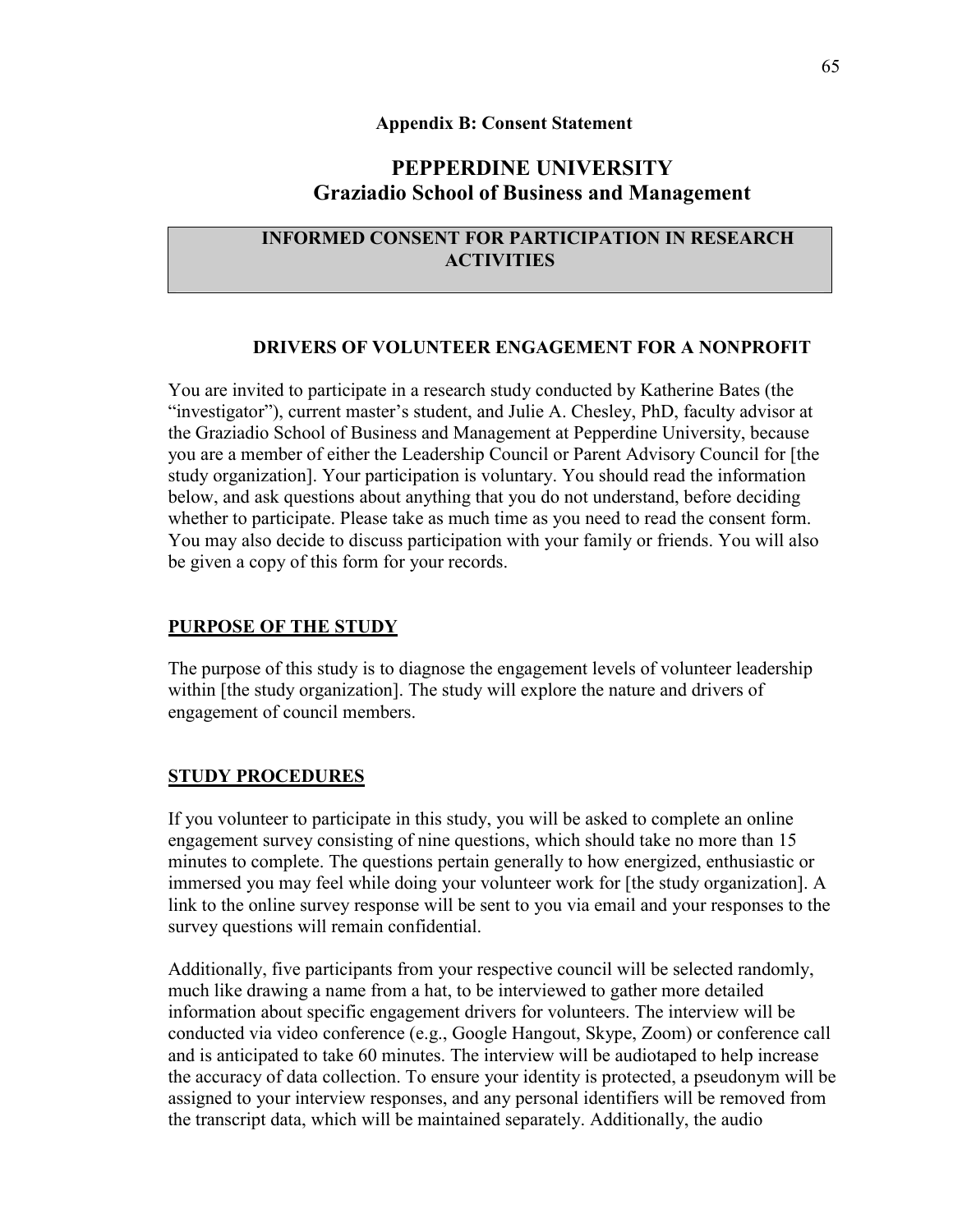**Appendix B: Consent Statement**

# PEPPERDINE UNIVERSITY
## Graziadio School of Business and Management

### INFORMED CONSENT FOR PARTICIPATION IN RESEARCH ACTIVITIES

### DRIVERS OF VOLUNTEER ENGAGEMENT FOR A NONPROFIT

You are invited to participate in a research study conducted by Katherine Bates (the "investigator"), current master's student, and Julie A. Chesley, PhD, faculty advisor at the Graziadio School of Business and Management at Pepperdine University, because you are a member of either the Leadership Council or Parent Advisory Council for [the study organization]. Your participation is voluntary. You should read the information below, and ask questions about anything that you do not understand, before deciding whether to participate. Please take as much time as you need to read the consent form. You may also decide to discuss participation with your family or friends. You will also be given a copy of this form for your records.

**PURPOSE OF THE STUDY**

The purpose of this study is to diagnose the engagement levels of volunteer leadership within [the study organization]. The study will explore the nature and drivers of engagement of council members.

**STUDY PROCEDURES**

If you volunteer to participate in this study, you will be asked to complete an online engagement survey consisting of nine questions, which should take no more than 15 minutes to complete. The questions pertain generally to how energized, enthusiastic or immersed you may feel while doing your volunteer work for [the study organization]. A link to the online survey response will be sent to you via email and your responses to the survey questions will remain confidential.

Additionally, five participants from your respective council will be selected randomly, much like drawing a name from a hat, to be interviewed to gather more detailed information about specific engagement drivers for volunteers. The interview will be conducted via video conference (e.g., Google Hangout, Skype, Zoom) or conference call and is anticipated to take 60 minutes. The interview will be audiotaped to help increase the accuracy of data collection. To ensure your identity is protected, a pseudonym will be assigned to your interview responses, and any personal identifiers will be removed from the transcript data, which will be maintained separately. Additionally, the audio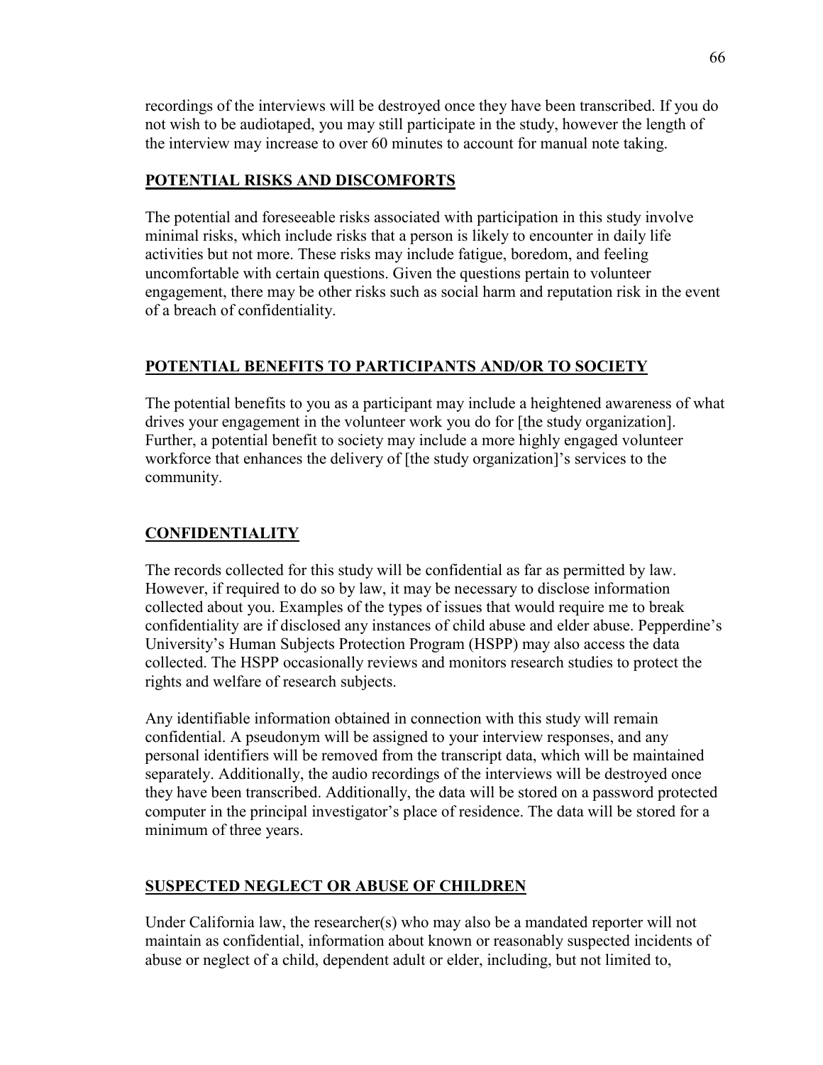recordings of the interviews will be destroyed once they have been transcribed. If you do not wish to be audiotaped, you may still participate in the study, however the length of the interview may increase to over 60 minutes to account for manual note taking.

**POTENTIAL RISKS AND DISCOMFORTS**

The potential and foreseeable risks associated with participation in this study involve minimal risks, which include risks that a person is likely to encounter in daily life activities but not more. These risks may include fatigue, boredom, and feeling uncomfortable with certain questions. Given the questions pertain to volunteer engagement, there may be other risks such as social harm and reputation risk in the event of a breach of confidentiality.

**POTENTIAL BENEFITS TO PARTICIPANTS AND/OR TO SOCIETY**

The potential benefits to you as a participant may include a heightened awareness of what drives your engagement in the volunteer work you do for [the study organization]. Further, a potential benefit to society may include a more highly engaged volunteer workforce that enhances the delivery of [the study organization]'s services to the community.

**CONFIDENTIALITY**

The records collected for this study will be confidential as far as permitted by law. However, if required to do so by law, it may be necessary to disclose information collected about you. Examples of the types of issues that would require me to break confidentiality are if disclosed any instances of child abuse and elder abuse. Pepperdine's University's Human Subjects Protection Program (HSPP) may also access the data collected. The HSPP occasionally reviews and monitors research studies to protect the rights and welfare of research subjects.

Any identifiable information obtained in connection with this study will remain confidential. A pseudonym will be assigned to your interview responses, and any personal identifiers will be removed from the transcript data, which will be maintained separately. Additionally, the audio recordings of the interviews will be destroyed once they have been transcribed. Additionally, the data will be stored on a password protected computer in the principal investigator's place of residence. The data will be stored for a minimum of three years.

**SUSPECTED NEGLECT OR ABUSE OF CHILDREN**

Under California law, the researcher(s) who may also be a mandated reporter will not maintain as confidential, information about known or reasonably suspected incidents of abuse or neglect of a child, dependent adult or elder, including, but not limited to,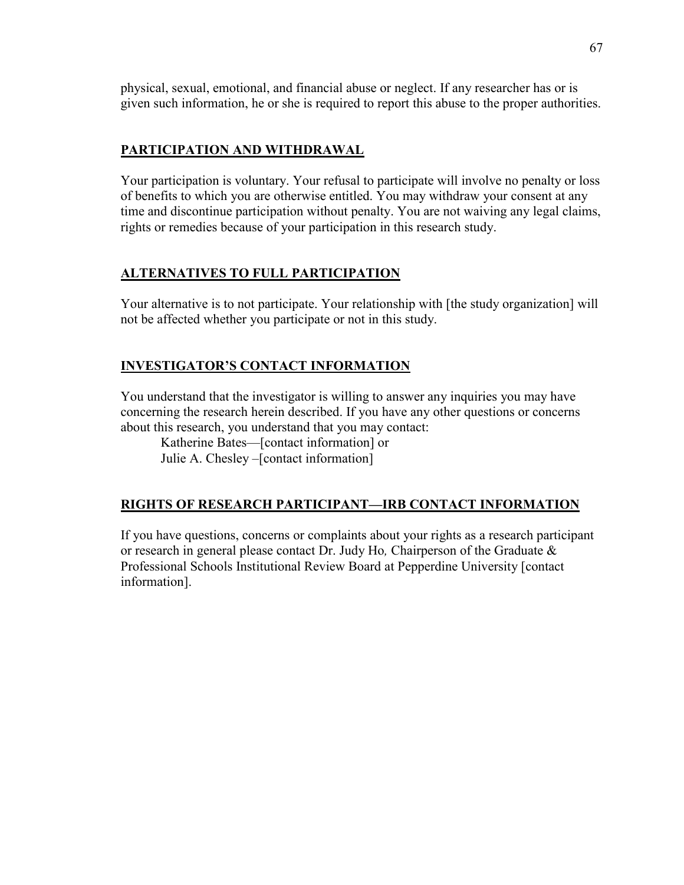physical, sexual, emotional, and financial abuse or neglect. If any researcher has or is given such information, he or she is required to report this abuse to the proper authorities.

## PARTICIPATION AND WITHDRAWAL

Your participation is voluntary. Your refusal to participate will involve no penalty or loss of benefits to which you are otherwise entitled. You may withdraw your consent at any time and discontinue participation without penalty. You are not waiving any legal claims, rights or remedies because of your participation in this research study.

## ALTERNATIVES TO FULL PARTICIPATION

Your alternative is to not participate. Your relationship with [the study organization] will not be affected whether you participate or not in this study.

## INVESTIGATOR'S CONTACT INFORMATION

You understand that the investigator is willing to answer any inquiries you may have concerning the research herein described. If you have any other questions or concerns about this research, you understand that you may contact:

Katherine Bates—[contact information] or
Julie A. Chesley –[contact information]

## RIGHTS OF RESEARCH PARTICIPANT—IRB CONTACT INFORMATION

If you have questions, concerns or complaints about your rights as a research participant or research in general please contact Dr. Judy Ho*,* Chairperson of the Graduate & Professional Schools Institutional Review Board at Pepperdine University [contact information].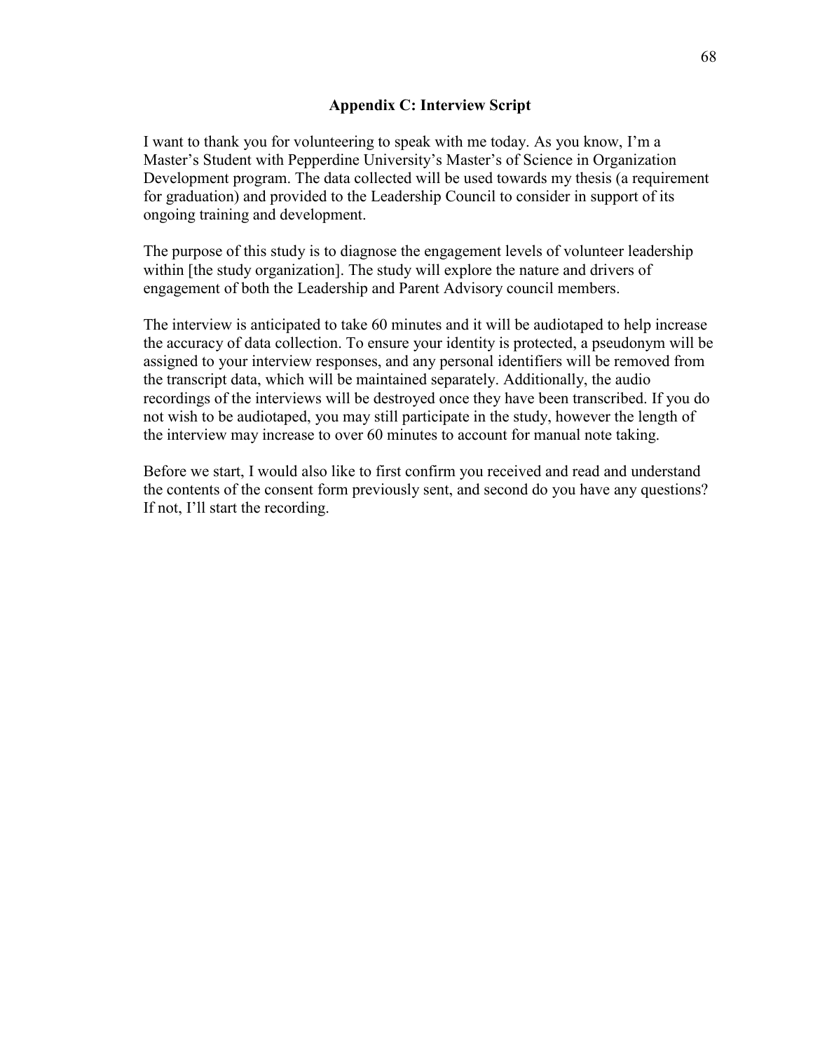## Appendix C: Interview Script

I want to thank you for volunteering to speak with me today. As you know, I'm a Master's Student with Pepperdine University's Master's of Science in Organization Development program. The data collected will be used towards my thesis (a requirement for graduation) and provided to the Leadership Council to consider in support of its ongoing training and development.

The purpose of this study is to diagnose the engagement levels of volunteer leadership within [the study organization]. The study will explore the nature and drivers of engagement of both the Leadership and Parent Advisory council members.

The interview is anticipated to take 60 minutes and it will be audiotaped to help increase the accuracy of data collection. To ensure your identity is protected, a pseudonym will be assigned to your interview responses, and any personal identifiers will be removed from the transcript data, which will be maintained separately. Additionally, the audio recordings of the interviews will be destroyed once they have been transcribed. If you do not wish to be audiotaped, you may still participate in the study, however the length of the interview may increase to over 60 minutes to account for manual note taking.

Before we start, I would also like to first confirm you received and read and understand the contents of the consent form previously sent, and second do you have any questions? If not, I'll start the recording.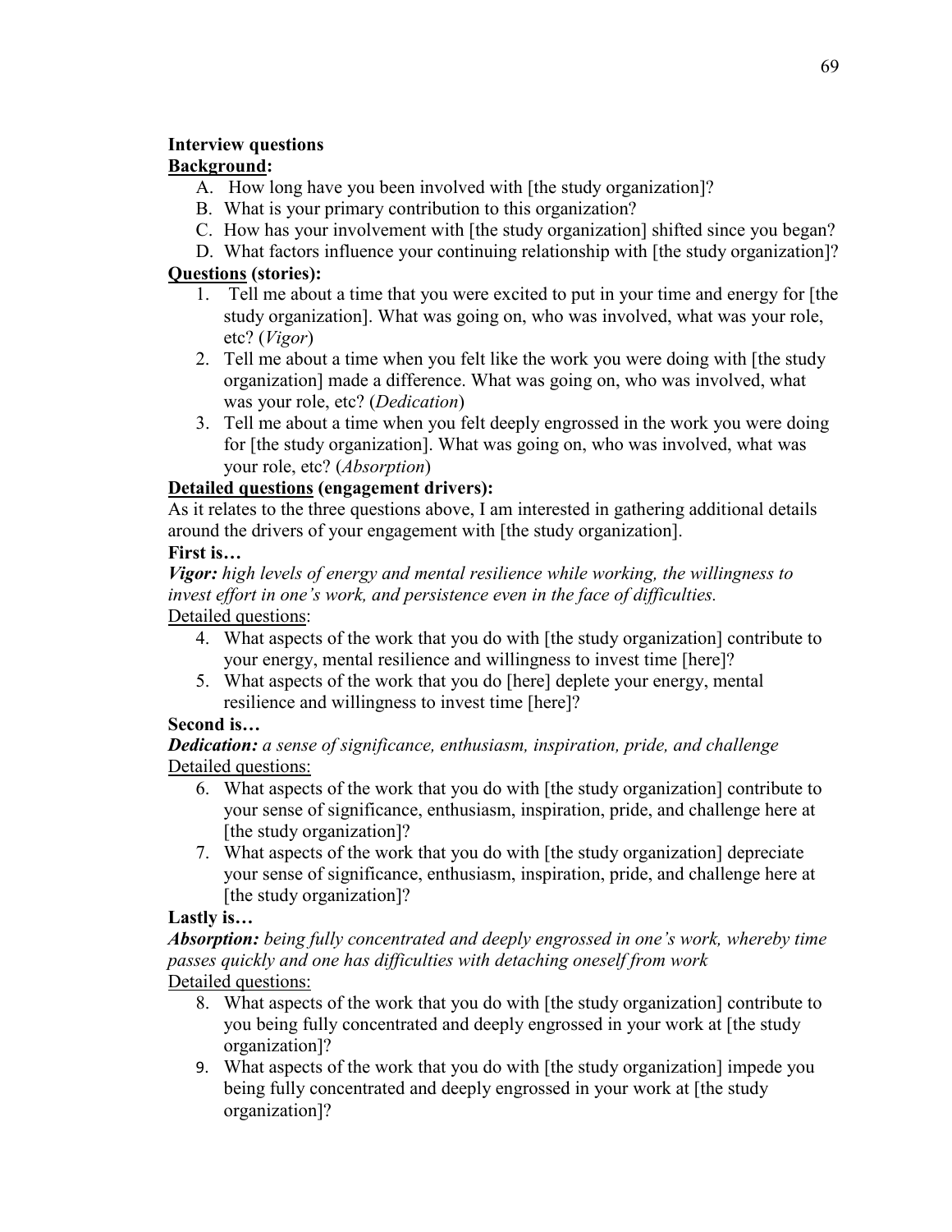**Interview questions**

**<u>Background</u>:**

A. How long have you been involved with [the study organization]?
B. What is your primary contribution to this organization?
C. How has your involvement with [the study organization] shifted since you began?
D. What factors influence your continuing relationship with [the study organization]?

**<u>Questions</u> (stories):**

1. Tell me about a time that you were excited to put in your time and energy for [the study organization]. What was going on, who was involved, what was your role, etc? (*Vigor*)
2. Tell me about a time when you felt like the work you were doing with [the study organization] made a difference. What was going on, who was involved, what was your role, etc? (*Dedication*)
3. Tell me about a time when you felt deeply engrossed in the work you were doing for [the study organization]. What was going on, who was involved, what was your role, etc? (*Absorption*)

**<u>Detailed questions</u> (engagement drivers):**

As it relates to the three questions above, I am interested in gathering additional details around the drivers of your engagement with [the study organization].

**First is…**

***Vigor:*** *high levels of energy and mental resilience while working, the willingness to invest effort in one's work, and persistence even in the face of difficulties.*

<u>Detailed questions</u>:

4. What aspects of the work that you do with [the study organization] contribute to your energy, mental resilience and willingness to invest time [here]?
5. What aspects of the work that you do [here] deplete your energy, mental resilience and willingness to invest time [here]?

**Second is…**

***Dedication:*** *a sense of significance, enthusiasm, inspiration, pride, and challenge*

<u>Detailed questions:</u>

6. What aspects of the work that you do with [the study organization] contribute to your sense of significance, enthusiasm, inspiration, pride, and challenge here at [the study organization]?
7. What aspects of the work that you do with [the study organization] depreciate your sense of significance, enthusiasm, inspiration, pride, and challenge here at [the study organization]?

**Lastly is…**

***Absorption:*** *being fully concentrated and deeply engrossed in one's work, whereby time passes quickly and one has difficulties with detaching oneself from work*

<u>Detailed questions:</u>

8. What aspects of the work that you do with [the study organization] contribute to you being fully concentrated and deeply engrossed in your work at [the study organization]?
9. What aspects of the work that you do with [the study organization] impede you being fully concentrated and deeply engrossed in your work at [the study organization]?